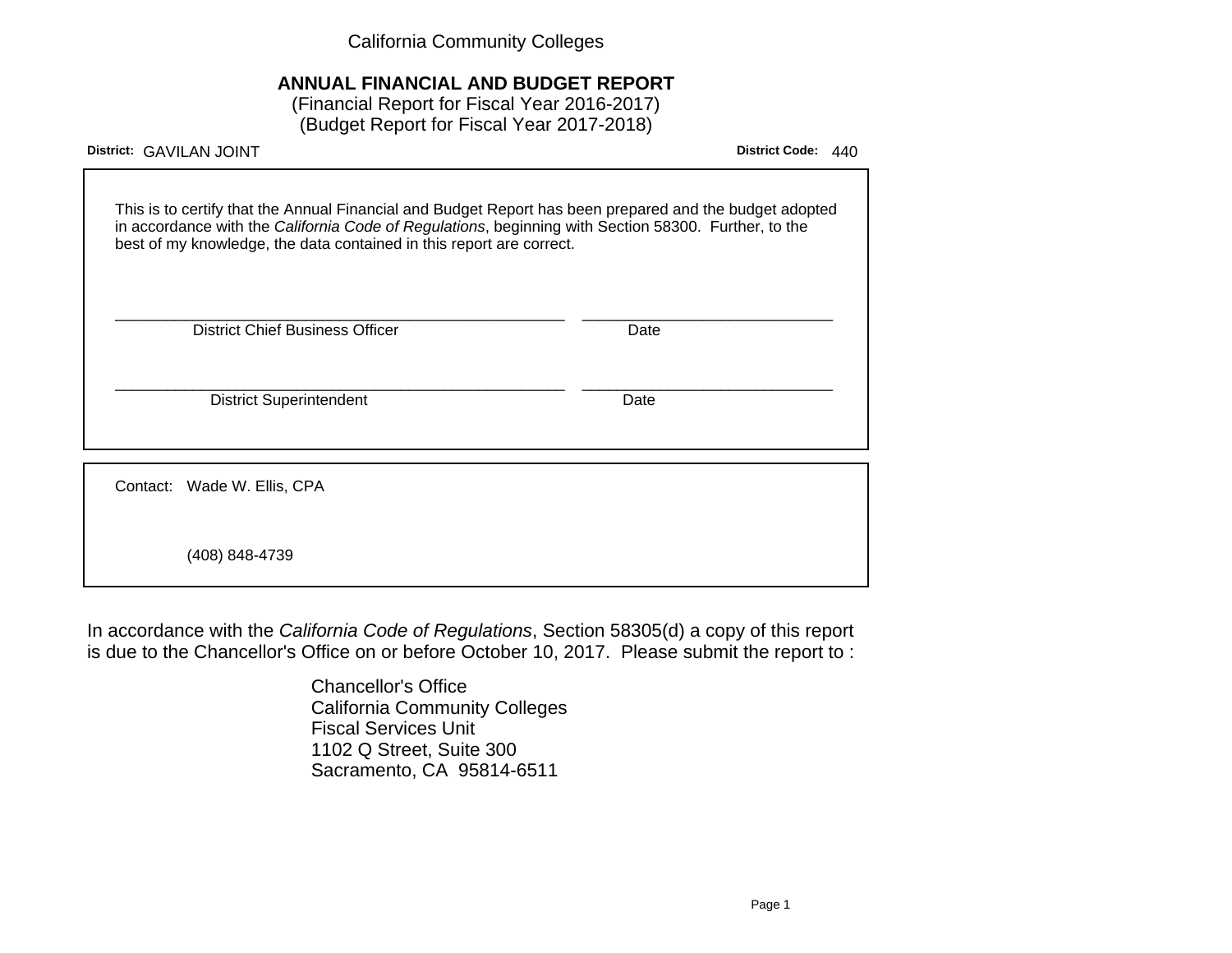California Community Colleges

# ANNUAL FINANCIAL AND BUDGET REPORT

(Financial Report for Fiscal Year 2016-2017)
(Budget Report for Fiscal Year 2017-2018)

**District:** GAVILAN JOINT **District Code:** 440

This is to certify that the Annual Financial and Budget Report has been prepared and the budget adopted in accordance with the *California Code of Regulations*, beginning with Section 58300. Further, to the best of my knowledge, the data contained in this report are correct.

______________________________________________ ________________________
District Chief Business Officer Date

______________________________________________ ________________________
District Superintendent Date

Contact: Wade W. Ellis, CPA

(408) 848-4739

In accordance with the *California Code of Regulations*, Section 58305(d) a copy of this report is due to the Chancellor's Office on or before October 10, 2017. Please submit the report to :

Chancellor's Office
California Community Colleges
Fiscal Services Unit
1102 Q Street, Suite 300
Sacramento, CA 95814-6511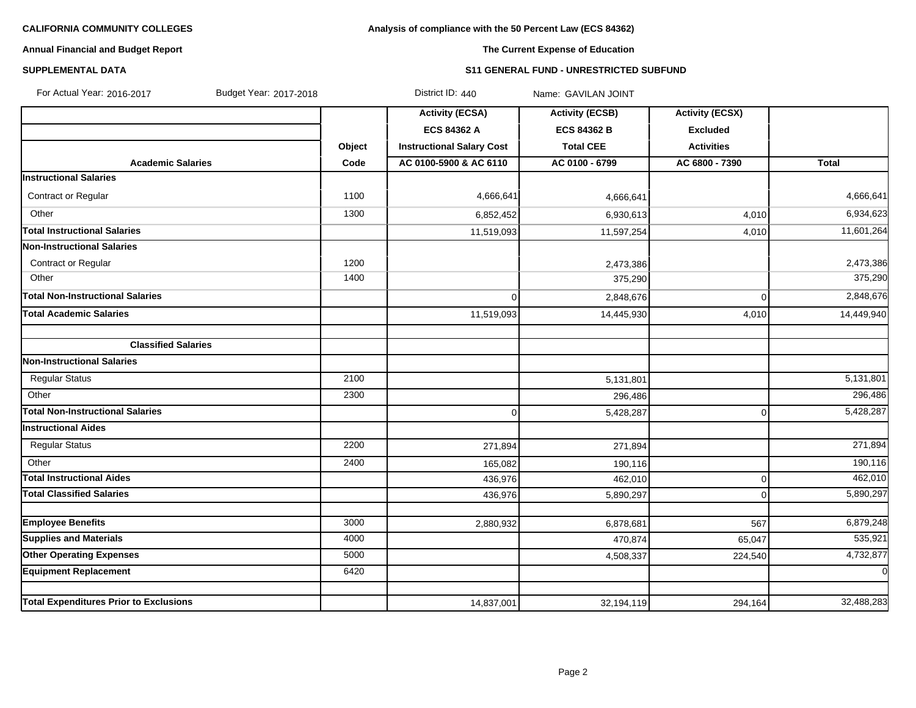**CALIFORNIA COMMUNITY COLLEGES**

**Annual Financial and Budget Report**

**SUPPLEMENTAL DATA**

**Analysis of compliance with the 50 Percent Law (ECS 84362)**

**The Current Expense of Education**

**S11 GENERAL FUND - UNRESTRICTED SUBFUND**

For Actual Year: 2016-2017 Budget Year: 2017-2018 District ID: 440 Name: GAVILAN JOINT

| | | Activity (ECSA) | Activity (ECSB) | Activity (ECSX) | |
|---|---|---|---|---|---|
| | | ECS 84362 A | ECS 84362 B | Excluded | |
| | Object | Instructional Salary Cost | Total CEE | Activities | |
| **Academic Salaries** | Code | AC 0100-5900 & AC 6110 | AC 0100 - 6799 | AC 6800 - 7390 | Total |
| **Instructional Salaries** | | | | | |
| Contract or Regular | 1100 | 4,666,641 | 4,666,641 | | 4,666,641 |
| Other | 1300 | 6,852,452 | 6,930,613 | 4,010 | 6,934,623 |
| **Total Instructional Salaries** | | 11,519,093 | 11,597,254 | 4,010 | 11,601,264 |
| **Non-Instructional Salaries** | | | | | |
| Contract or Regular | 1200 | | 2,473,386 | | 2,473,386 |
| Other | 1400 | | 375,290 | | 375,290 |
| **Total Non-Instructional Salaries** | | 0 | 2,848,676 | 0 | 2,848,676 |
| **Total Academic Salaries** | | 11,519,093 | 14,445,930 | 4,010 | 14,449,940 |
| | | | | | |
| **Classified Salaries** | | | | | |
| **Non-Instructional Salaries** | | | | | |
| Regular Status | 2100 | | 5,131,801 | | 5,131,801 |
| Other | 2300 | | 296,486 | | 296,486 |
| **Total Non-Instructional Salaries** | | 0 | 5,428,287 | 0 | 5,428,287 |
| **Instructional Aides** | | | | | |
| Regular Status | 2200 | 271,894 | 271,894 | | 271,894 |
| Other | 2400 | 165,082 | 190,116 | | 190,116 |
| **Total Instructional Aides** | | 436,976 | 462,010 | 0 | 462,010 |
| **Total Classified Salaries** | | 436,976 | 5,890,297 | 0 | 5,890,297 |
| | | | | | |
| **Employee Benefits** | 3000 | 2,880,932 | 6,878,681 | 567 | 6,879,248 |
| **Supplies and Materials** | 4000 | | 470,874 | 65,047 | 535,921 |
| **Other Operating Expenses** | 5000 | | 4,508,337 | 224,540 | 4,732,877 |
| **Equipment Replacement** | 6420 | | | | 0 |
| | | | | | |
| **Total Expenditures Prior to Exclusions** | | 14,837,001 | 32,194,119 | 294,164 | 32,488,283 |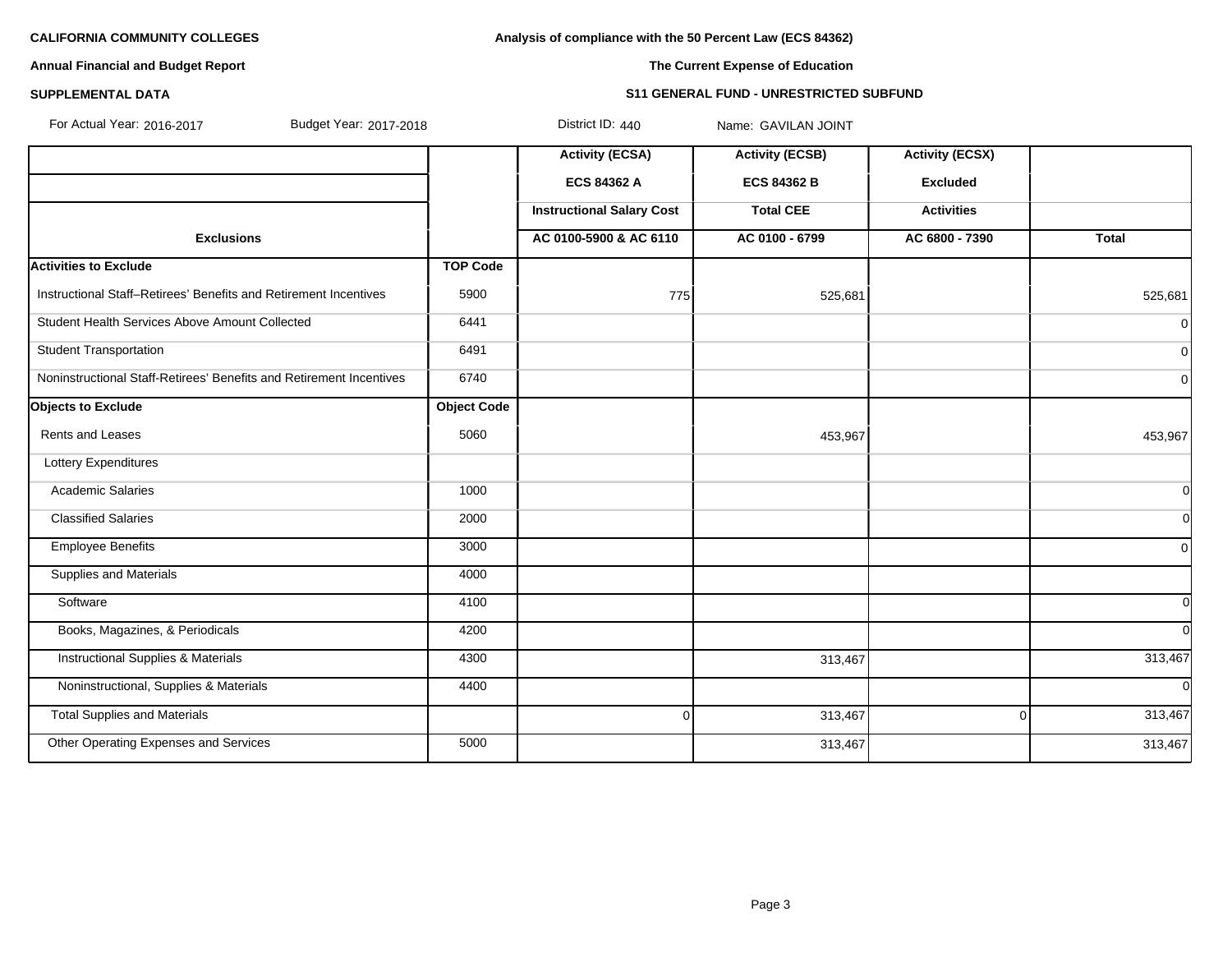**CALIFORNIA COMMUNITY COLLEGES**

**Annual Financial and Budget Report**

**SUPPLEMENTAL DATA**

**Analysis of compliance with the 50 Percent Law (ECS 84362)**

**The Current Expense of Education**

**S11 GENERAL FUND - UNRESTRICTED SUBFUND**

For Actual Year: 2016-2017 Budget Year: 2017-2018 District ID: 440 Name: GAVILAN JOINT

| | | Activity (ECSA) | Activity (ECSB) | Activity (ECSX) | |
|---|---|---|---|---|---|
| | | ECS 84362 A | ECS 84362 B | Excluded | |
| | | Instructional Salary Cost | Total CEE | Activities | |
| **Exclusions** | | AC 0100-5900 & AC 6110 | AC 0100 - 6799 | AC 6800 - 7390 | **Total** |
| **Activities to Exclude** | **TOP Code** | | | | |
| Instructional Staff–Retirees' Benefits and Retirement Incentives | 5900 | 775 | 525,681 | | 525,681 |
| Student Health Services Above Amount Collected | 6441 | | | | 0 |
| Student Transportation | 6491 | | | | 0 |
| Noninstructional Staff-Retirees' Benefits and Retirement Incentives | 6740 | | | | 0 |
| **Objects to Exclude** | **Object Code** | | | | |
| Rents and Leases | 5060 | | 453,967 | | 453,967 |
| Lottery Expenditures | | | | | |
| Academic Salaries | 1000 | | | | 0 |
| Classified Salaries | 2000 | | | | 0 |
| Employee Benefits | 3000 | | | | 0 |
| Supplies and Materials | 4000 | | | | |
| Software | 4100 | | | | 0 |
| Books, Magazines, & Periodicals | 4200 | | | | 0 |
| Instructional Supplies & Materials | 4300 | | 313,467 | | 313,467 |
| Noninstructional, Supplies & Materials | 4400 | | | | 0 |
| Total Supplies and Materials | | 0 | 313,467 | 0 | 313,467 |
| Other Operating Expenses and Services | 5000 | | 313,467 | | 313,467 |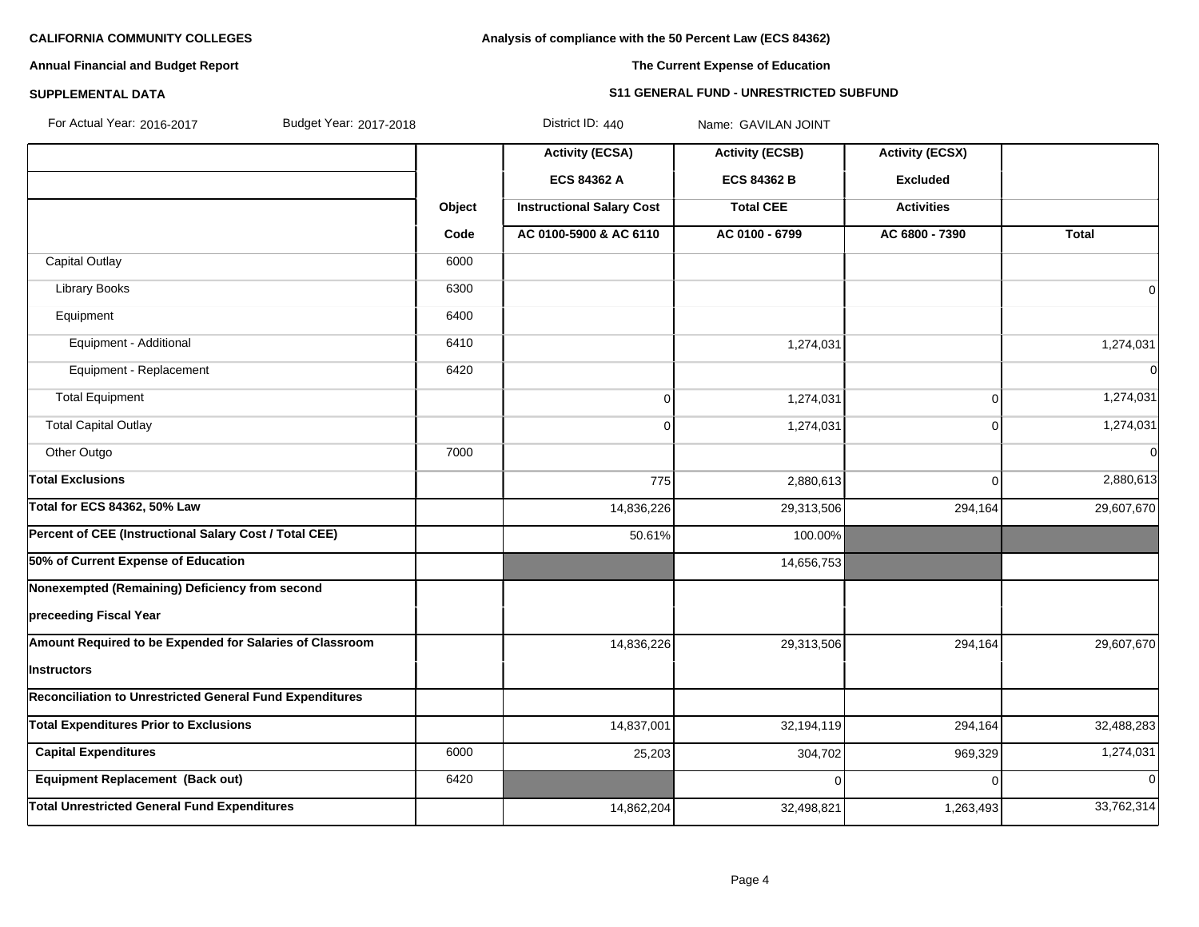**CALIFORNIA COMMUNITY COLLEGES** — **Analysis of compliance with the 50 Percent Law (ECS 84362)**

**Annual Financial and Budget Report** — **The Current Expense of Education**

**SUPPLEMENTAL DATA** — **S11 GENERAL FUND - UNRESTRICTED SUBFUND**

For Actual Year: 2016-2017 Budget Year: 2017-2018 District ID: 440 Name: GAVILAN JOINT

| | Object Code | Activity (ECSA) ECS 84362 A Instructional Salary Cost AC 0100-5900 & AC 6110 | Activity (ECSB) ECS 84362 B Total CEE AC 0100 - 6799 | Activity (ECSX) Excluded Activities AC 6800 - 7390 | Total |
|---|---|---|---|---|---|
| Capital Outlay | 6000 | | | | |
| Library Books | 6300 | | | | 0 |
| Equipment | 6400 | | | | |
| Equipment - Additional | 6410 | | 1,274,031 | | 1,274,031 |
| Equipment - Replacement | 6420 | | | | 0 |
| Total Equipment | | 0 | 1,274,031 | 0 | 1,274,031 |
| Total Capital Outlay | | 0 | 1,274,031 | 0 | 1,274,031 |
| Other Outgo | 7000 | | | | 0 |
| **Total Exclusions** | | 775 | 2,880,613 | 0 | 2,880,613 |
| **Total for ECS 84362, 50% Law** | | 14,836,226 | 29,313,506 | 294,164 | 29,607,670 |
| **Percent of CEE (Instructional Salary Cost / Total CEE)** | | 50.61% | 100.00% | | |
| **50% of Current Expense of Education** | | | 14,656,753 | | |
| **Nonexempted (Remaining) Deficiency from second preceeding Fiscal Year** | | | | | |
| **Amount Required to be Expended for Salaries of Classroom Instructors** | | 14,836,226 | 29,313,506 | 294,164 | 29,607,670 |
| **Reconciliation to Unrestricted General Fund Expenditures** | | | | | |
| **Total Expenditures Prior to Exclusions** | | 14,837,001 | 32,194,119 | 294,164 | 32,488,283 |
| **Capital Expenditures** | 6000 | 25,203 | 304,702 | 969,329 | 1,274,031 |
| **Equipment Replacement (Back out)** | 6420 | | 0 | 0 | 0 |
| **Total Unrestricted General Fund Expenditures** | | 14,862,204 | 32,498,821 | 1,263,493 | 33,762,314 |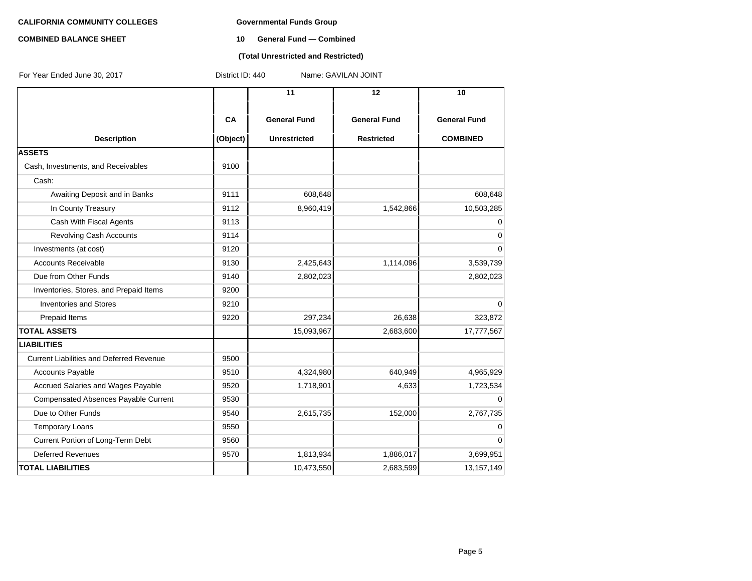**CALIFORNIA COMMUNITY COLLEGES**

**COMBINED BALANCE SHEET**

**Governmental Funds Group**

**10 General Fund — Combined**

**(Total Unrestricted and Restricted)**

For Year Ended June 30, 2017 District ID: 440 Name: GAVILAN JOINT

| Description | CA (Object) | 11 General Fund Unrestricted | 12 General Fund Restricted | 10 General Fund COMBINED |
|---|---|---|---|---|
| **ASSETS** | | | | |
| Cash, Investments, and Receivables | 9100 | | | |
| Cash: | | | | |
| Awaiting Deposit and in Banks | 9111 | 608,648 | | 608,648 |
| In County Treasury | 9112 | 8,960,419 | 1,542,866 | 10,503,285 |
| Cash With Fiscal Agents | 9113 | | | 0 |
| Revolving Cash Accounts | 9114 | | | 0 |
| Investments (at cost) | 9120 | | | 0 |
| Accounts Receivable | 9130 | 2,425,643 | 1,114,096 | 3,539,739 |
| Due from Other Funds | 9140 | 2,802,023 | | 2,802,023 |
| Inventories, Stores, and Prepaid Items | 9200 | | | |
| Inventories and Stores | 9210 | | | 0 |
| Prepaid Items | 9220 | 297,234 | 26,638 | 323,872 |
| **TOTAL ASSETS** | | 15,093,967 | 2,683,600 | 17,777,567 |
| **LIABILITIES** | | | | |
| Current Liabilities and Deferred Revenue | 9500 | | | |
| Accounts Payable | 9510 | 4,324,980 | 640,949 | 4,965,929 |
| Accrued Salaries and Wages Payable | 9520 | 1,718,901 | 4,633 | 1,723,534 |
| Compensated Absences Payable Current | 9530 | | | 0 |
| Due to Other Funds | 9540 | 2,615,735 | 152,000 | 2,767,735 |
| Temporary Loans | 9550 | | | 0 |
| Current Portion of Long-Term Debt | 9560 | | | 0 |
| Deferred Revenues | 9570 | 1,813,934 | 1,886,017 | 3,699,951 |
| **TOTAL LIABILITIES** | | 10,473,550 | 2,683,599 | 13,157,149 |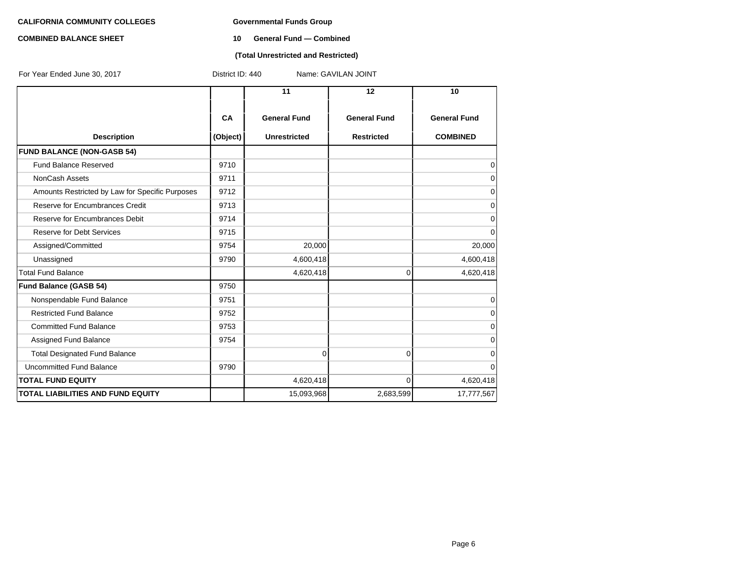**CALIFORNIA COMMUNITY COLLEGES** **Governmental Funds Group**

**COMBINED BALANCE SHEET** **10 General Fund — Combined**

**(Total Unrestricted and Restricted)**

For Year Ended June 30, 2017 District ID: 440 Name: GAVILAN JOINT

| Description | CA (Object) | 11 General Fund Unrestricted | 12 General Fund Restricted | 10 General Fund COMBINED |
|---|---|---|---|---|
| **FUND BALANCE (NON-GASB 54)** | | | | |
| Fund Balance Reserved | 9710 | | | 0 |
| NonCash Assets | 9711 | | | 0 |
| Amounts Restricted by Law for Specific Purposes | 9712 | | | 0 |
| Reserve for Encumbrances Credit | 9713 | | | 0 |
| Reserve for Encumbrances Debit | 9714 | | | 0 |
| Reserve for Debt Services | 9715 | | | 0 |
| Assigned/Committed | 9754 | 20,000 | | 20,000 |
| Unassigned | 9790 | 4,600,418 | | 4,600,418 |
| Total Fund Balance | | 4,620,418 | 0 | 4,620,418 |
| **Fund Balance (GASB 54)** | 9750 | | | |
| Nonspendable Fund Balance | 9751 | | | 0 |
| Restricted Fund Balance | 9752 | | | 0 |
| Committed Fund Balance | 9753 | | | 0 |
| Assigned Fund Balance | 9754 | | | 0 |
| Total Designated Fund Balance | | 0 | 0 | 0 |
| Uncommitted Fund Balance | 9790 | | | 0 |
| **TOTAL FUND EQUITY** | | 4,620,418 | 0 | 4,620,418 |
| **TOTAL LIABILITIES AND FUND EQUITY** | | 15,093,968 | 2,683,599 | 17,777,567 |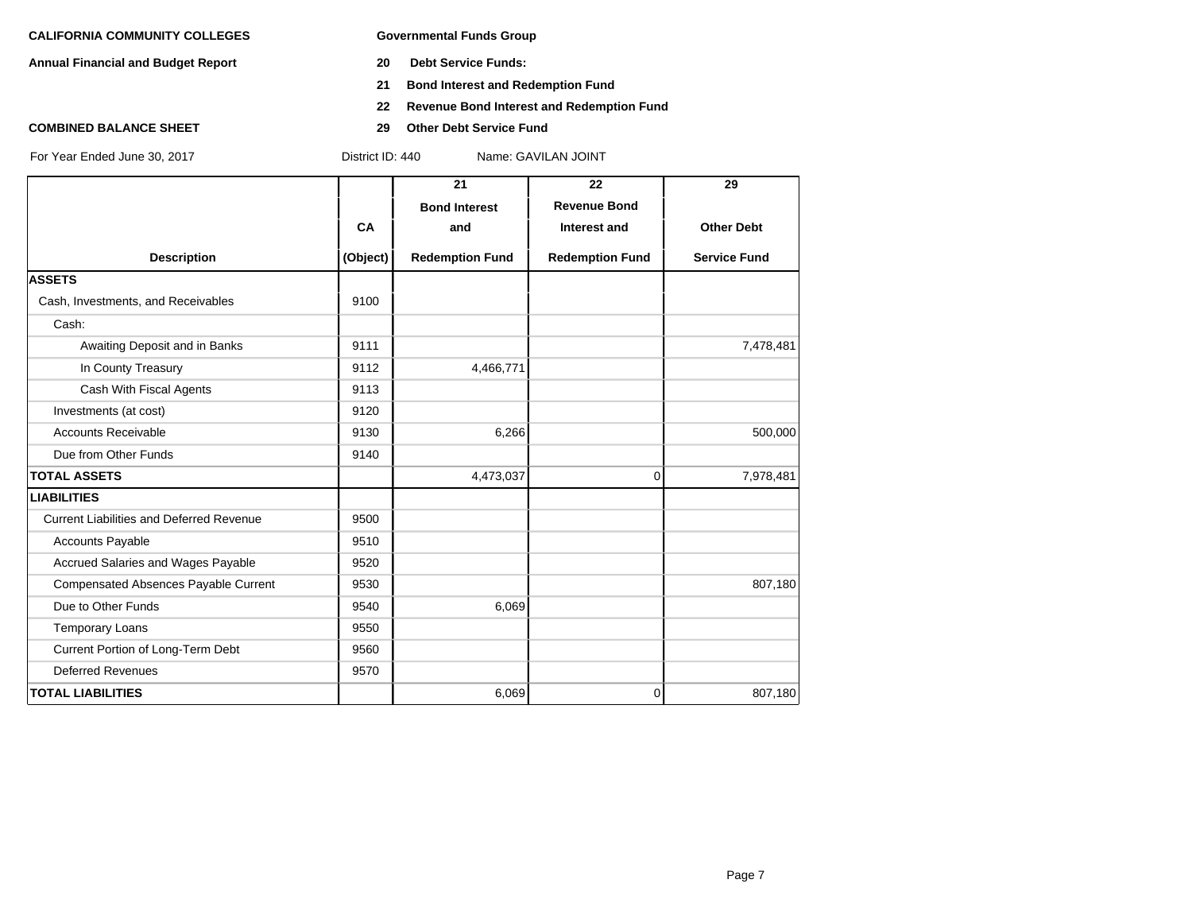**CALIFORNIA COMMUNITY COLLEGES**

**Annual Financial and Budget Report**

**COMBINED BALANCE SHEET**

**Governmental Funds Group**

**20 Debt Service Funds:**

**21 Bond Interest and Redemption Fund**

**22 Revenue Bond Interest and Redemption Fund**

**29 Other Debt Service Fund**

For Year Ended June 30, 2017 District ID: 440 Name: GAVILAN JOINT

| Description | CA (Object) | 21 Bond Interest and Redemption Fund | 22 Revenue Bond Interest and Redemption Fund | 29 Other Debt Service Fund |
|---|---|---|---|---|
| **ASSETS** | | | | |
| Cash, Investments, and Receivables | 9100 | | | |
| Cash: | | | | |
| Awaiting Deposit and in Banks | 9111 | | | 7,478,481 |
| In County Treasury | 9112 | 4,466,771 | | |
| Cash With Fiscal Agents | 9113 | | | |
| Investments (at cost) | 9120 | | | |
| Accounts Receivable | 9130 | 6,266 | | 500,000 |
| Due from Other Funds | 9140 | | | |
| **TOTAL ASSETS** | | 4,473,037 | 0 | 7,978,481 |
| **LIABILITIES** | | | | |
| Current Liabilities and Deferred Revenue | 9500 | | | |
| Accounts Payable | 9510 | | | |
| Accrued Salaries and Wages Payable | 9520 | | | |
| Compensated Absences Payable Current | 9530 | | | 807,180 |
| Due to Other Funds | 9540 | 6,069 | | |
| Temporary Loans | 9550 | | | |
| Current Portion of Long-Term Debt | 9560 | | | |
| Deferred Revenues | 9570 | | | |
| **TOTAL LIABILITIES** | | 6,069 | 0 | 807,180 |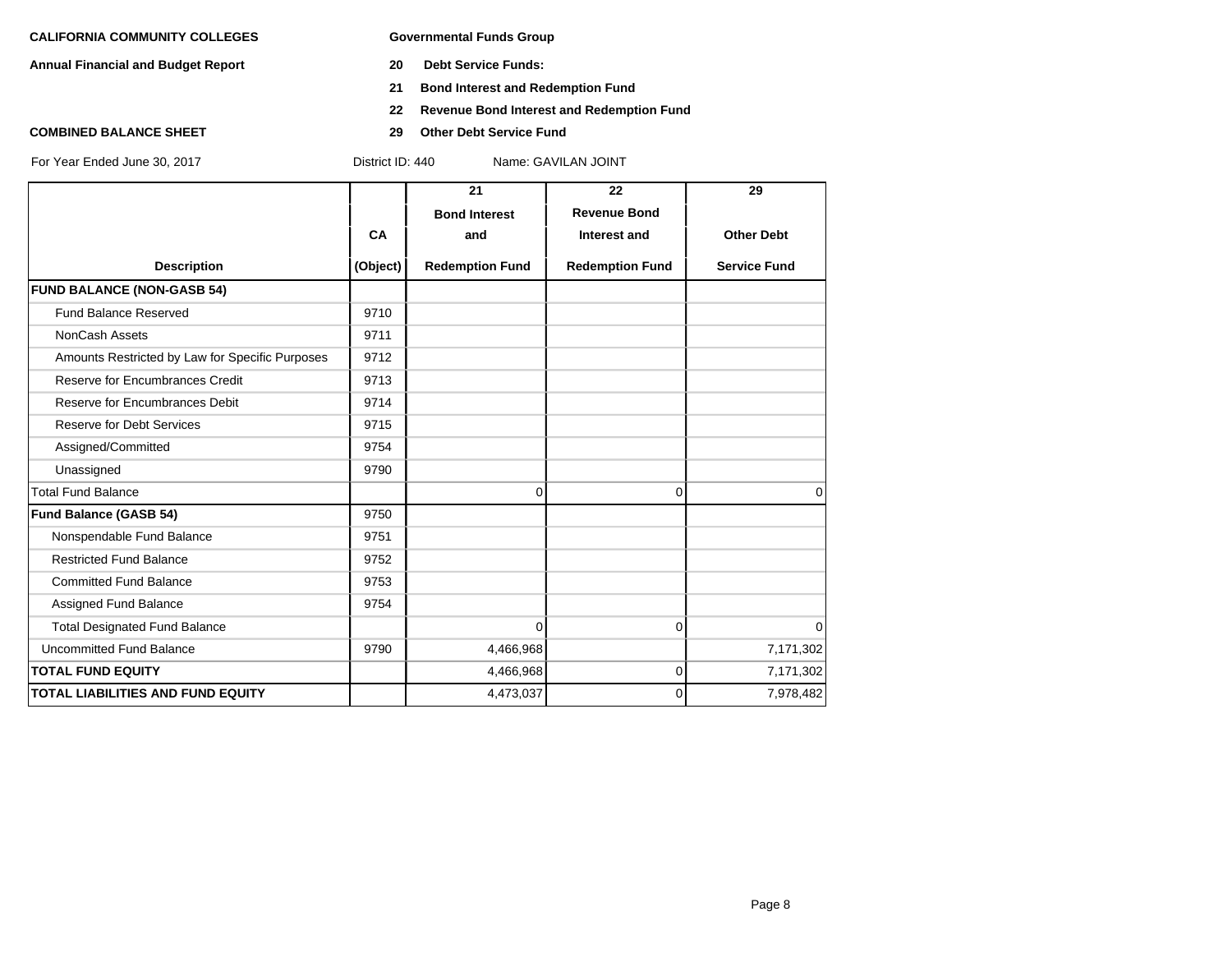**CALIFORNIA COMMUNITY COLLEGES** | **Governmental Funds Group**

**Annual Financial and Budget Report**

**20 Debt Service Funds:**

**21 Bond Interest and Redemption Fund**

**22 Revenue Bond Interest and Redemption Fund**

**COMBINED BALANCE SHEET**

**29 Other Debt Service Fund**

For Year Ended June 30, 2017 | District ID: 440 | Name: GAVILAN JOINT

| Description | CA (Object) | 21 Bond Interest and Redemption Fund | 22 Revenue Bond Interest and Redemption Fund | 29 Other Debt Service Fund |
|---|---|---|---|---|
| **FUND BALANCE (NON-GASB 54)** | | | | |
| Fund Balance Reserved | 9710 | | | |
| NonCash Assets | 9711 | | | |
| Amounts Restricted by Law for Specific Purposes | 9712 | | | |
| Reserve for Encumbrances Credit | 9713 | | | |
| Reserve for Encumbrances Debit | 9714 | | | |
| Reserve for Debt Services | 9715 | | | |
| Assigned/Committed | 9754 | | | |
| Unassigned | 9790 | | | |
| Total Fund Balance | | 0 | 0 | 0 |
| **Fund Balance (GASB 54)** | 9750 | | | |
| Nonspendable Fund Balance | 9751 | | | |
| Restricted Fund Balance | 9752 | | | |
| Committed Fund Balance | 9753 | | | |
| Assigned Fund Balance | 9754 | | | |
| Total Designated Fund Balance | | 0 | 0 | 0 |
| Uncommitted Fund Balance | 9790 | 4,466,968 | | 7,171,302 |
| **TOTAL FUND EQUITY** | | 4,466,968 | 0 | 7,171,302 |
| **TOTAL LIABILITIES AND FUND EQUITY** | | 4,473,037 | 0 | 7,978,482 |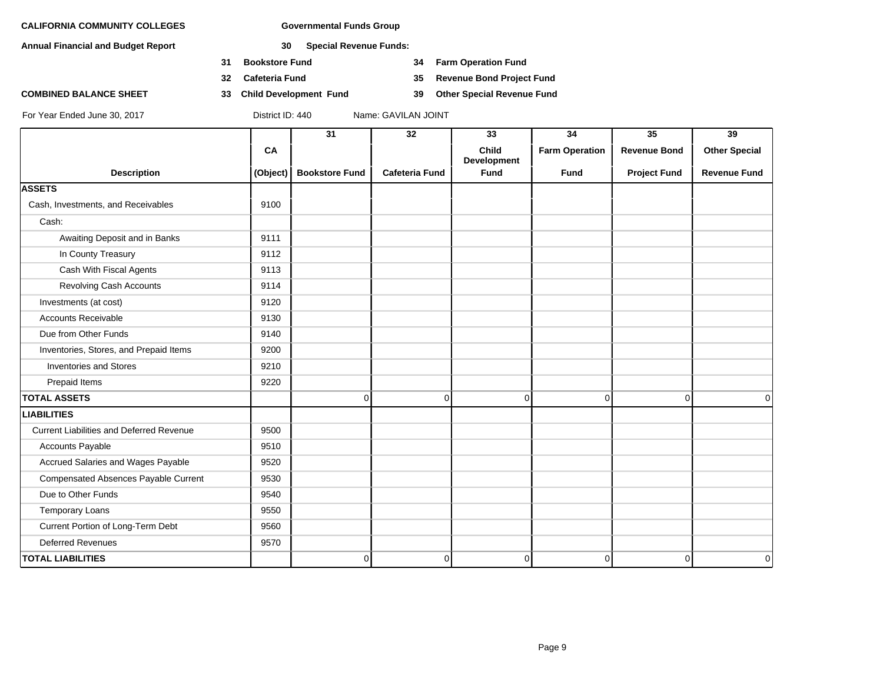**CALIFORNIA COMMUNITY COLLEGES** **Governmental Funds Group**

**Annual Financial and Budget Report** **30 Special Revenue Funds:**

- **31 Bookstore Fund**
- **32 Cafeteria Fund**
- **33 Child Development Fund**
- **34 Farm Operation Fund**
- **35 Revenue Bond Project Fund**
- **39 Other Special Revenue Fund**

**COMBINED BALANCE SHEET**

For Year Ended June 30, 2017 District ID: 440 Name: GAVILAN JOINT

| Description | CA (Object) | 31 Bookstore Fund | 32 Cafeteria Fund | 33 Child Development Fund | 34 Farm Operation Fund | 35 Revenue Bond Project Fund | 39 Other Special Revenue Fund |
|---|---|---|---|---|---|---|---|
| **ASSETS** | | | | | | | |
| Cash, Investments, and Receivables | 9100 | | | | | | |
| Cash: | | | | | | | |
| Awaiting Deposit and in Banks | 9111 | | | | | | |
| In County Treasury | 9112 | | | | | | |
| Cash With Fiscal Agents | 9113 | | | | | | |
| Revolving Cash Accounts | 9114 | | | | | | |
| Investments (at cost) | 9120 | | | | | | |
| Accounts Receivable | 9130 | | | | | | |
| Due from Other Funds | 9140 | | | | | | |
| Inventories, Stores, and Prepaid Items | 9200 | | | | | | |
| Inventories and Stores | 9210 | | | | | | |
| Prepaid Items | 9220 | | | | | | |
| **TOTAL ASSETS** | | 0 | 0 | 0 | 0 | 0 | 0 |
| **LIABILITIES** | | | | | | | |
| Current Liabilities and Deferred Revenue | 9500 | | | | | | |
| Accounts Payable | 9510 | | | | | | |
| Accrued Salaries and Wages Payable | 9520 | | | | | | |
| Compensated Absences Payable Current | 9530 | | | | | | |
| Due to Other Funds | 9540 | | | | | | |
| Temporary Loans | 9550 | | | | | | |
| Current Portion of Long-Term Debt | 9560 | | | | | | |
| Deferred Revenues | 9570 | | | | | | |
| **TOTAL LIABILITIES** | | 0 | 0 | 0 | 0 | 0 | 0 |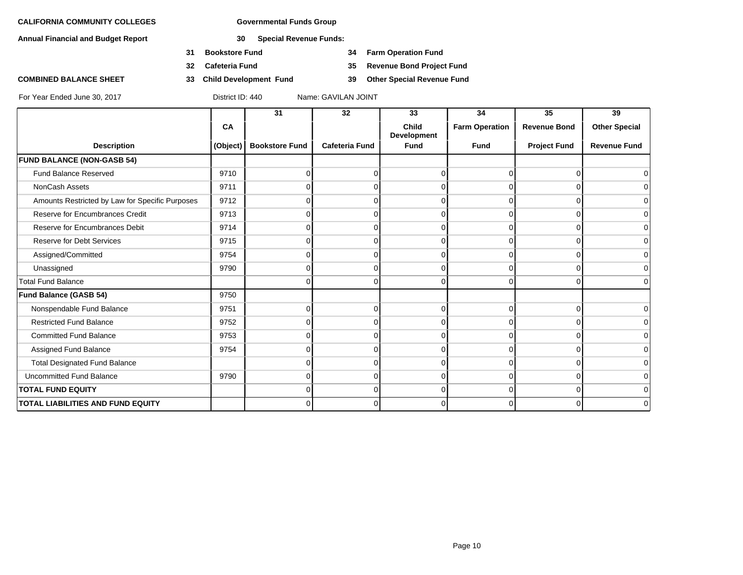**CALIFORNIA COMMUNITY COLLEGES** **Governmental Funds Group**

**Annual Financial and Budget Report** **30 Special Revenue Funds:**

**31 Bookstore Fund** **34 Farm Operation Fund**

**32 Cafeteria Fund** **35 Revenue Bond Project Fund**

**COMBINED BALANCE SHEET** **33 Child Development Fund** **39 Other Special Revenue Fund**

For Year Ended June 30, 2017 District ID: 440 Name: GAVILAN JOINT

| Description | CA (Object) | 31 Bookstore Fund | 32 Cafeteria Fund | 33 Child Development Fund | 34 Farm Operation Fund | 35 Revenue Bond Project Fund | 39 Other Special Revenue Fund |
|---|---|---|---|---|---|---|---|
| **FUND BALANCE (NON-GASB 54)** | | | | | | | |
| Fund Balance Reserved | 9710 | 0 | 0 | 0 | 0 | 0 | 0 |
| NonCash Assets | 9711 | 0 | 0 | 0 | 0 | 0 | 0 |
| Amounts Restricted by Law for Specific Purposes | 9712 | 0 | 0 | 0 | 0 | 0 | 0 |
| Reserve for Encumbrances Credit | 9713 | 0 | 0 | 0 | 0 | 0 | 0 |
| Reserve for Encumbrances Debit | 9714 | 0 | 0 | 0 | 0 | 0 | 0 |
| Reserve for Debt Services | 9715 | 0 | 0 | 0 | 0 | 0 | 0 |
| Assigned/Committed | 9754 | 0 | 0 | 0 | 0 | 0 | 0 |
| Unassigned | 9790 | 0 | 0 | 0 | 0 | 0 | 0 |
| Total Fund Balance | | 0 | 0 | 0 | 0 | 0 | 0 |
| **Fund Balance (GASB 54)** | 9750 | | | | | | |
| Nonspendable Fund Balance | 9751 | 0 | 0 | 0 | 0 | 0 | 0 |
| Restricted Fund Balance | 9752 | 0 | 0 | 0 | 0 | 0 | 0 |
| Committed Fund Balance | 9753 | 0 | 0 | 0 | 0 | 0 | 0 |
| Assigned Fund Balance | 9754 | 0 | 0 | 0 | 0 | 0 | 0 |
| Total Designated Fund Balance | | 0 | 0 | 0 | 0 | 0 | 0 |
| Uncommitted Fund Balance | 9790 | 0 | 0 | 0 | 0 | 0 | 0 |
| **TOTAL FUND EQUITY** | | 0 | 0 | 0 | 0 | 0 | 0 |
| **TOTAL LIABILITIES AND FUND EQUITY** | | 0 | 0 | 0 | 0 | 0 | 0 |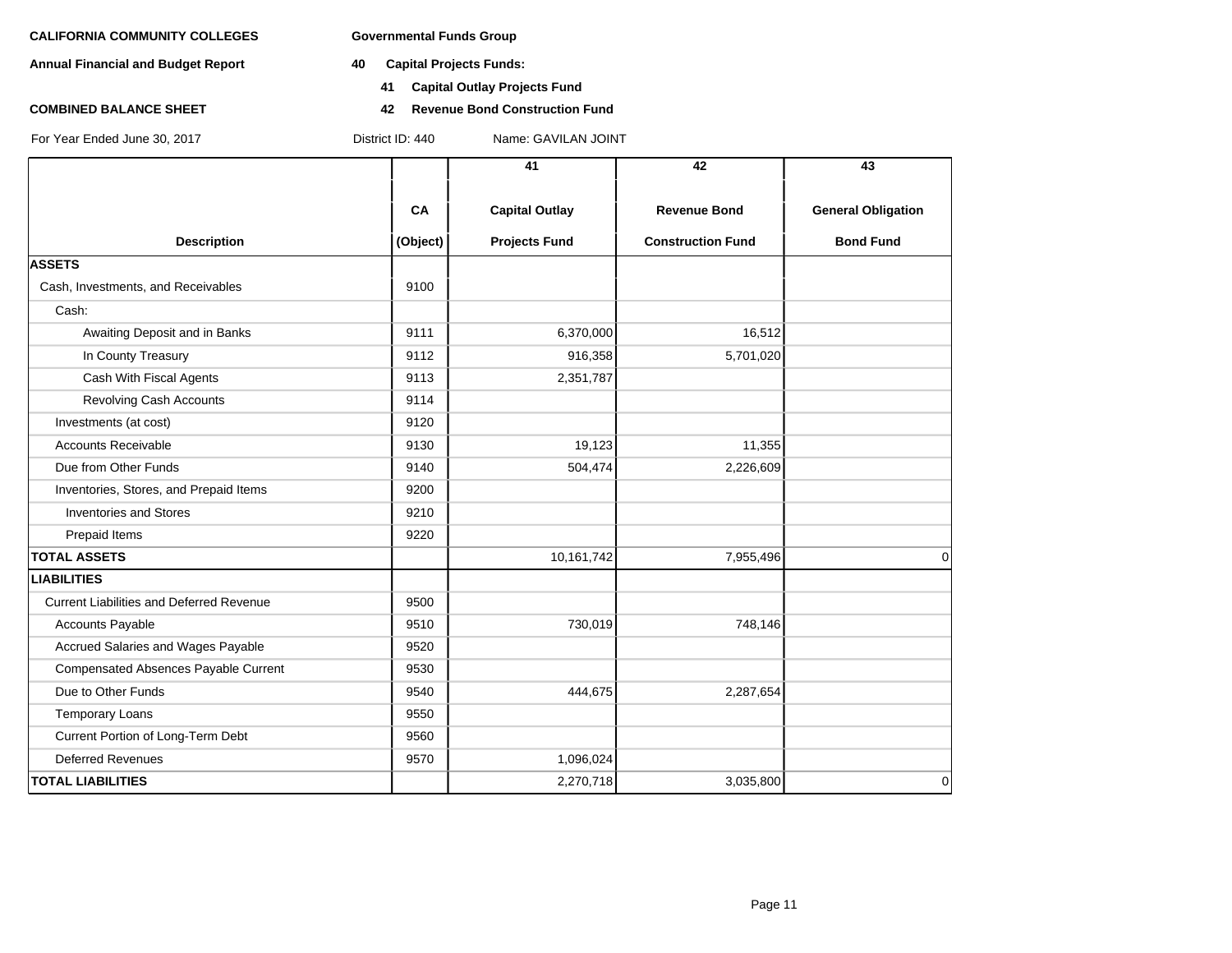**CALIFORNIA COMMUNITY COLLEGES** **Governmental Funds Group**

**Annual Financial and Budget Report** **40 Capital Projects Funds:**

**41 Capital Outlay Projects Fund**

**COMBINED BALANCE SHEET** **42 Revenue Bond Construction Fund**

For Year Ended June 30, 2017 District ID: 440 Name: GAVILAN JOINT

| Description | CA (Object) | 41 Capital Outlay Projects Fund | 42 Revenue Bond Construction Fund | 43 General Obligation Bond Fund |
|---|---|---|---|---|
| **ASSETS** | | | | |
| Cash, Investments, and Receivables | 9100 | | | |
| Cash: | | | | |
| Awaiting Deposit and in Banks | 9111 | 6,370,000 | 16,512 | |
| In County Treasury | 9112 | 916,358 | 5,701,020 | |
| Cash With Fiscal Agents | 9113 | 2,351,787 | | |
| Revolving Cash Accounts | 9114 | | | |
| Investments (at cost) | 9120 | | | |
| Accounts Receivable | 9130 | 19,123 | 11,355 | |
| Due from Other Funds | 9140 | 504,474 | 2,226,609 | |
| Inventories, Stores, and Prepaid Items | 9200 | | | |
| Inventories and Stores | 9210 | | | |
| Prepaid Items | 9220 | | | |
| **TOTAL ASSETS** | | 10,161,742 | 7,955,496 | 0 |
| **LIABILITIES** | | | | |
| Current Liabilities and Deferred Revenue | 9500 | | | |
| Accounts Payable | 9510 | 730,019 | 748,146 | |
| Accrued Salaries and Wages Payable | 9520 | | | |
| Compensated Absences Payable Current | 9530 | | | |
| Due to Other Funds | 9540 | 444,675 | 2,287,654 | |
| Temporary Loans | 9550 | | | |
| Current Portion of Long-Term Debt | 9560 | | | |
| Deferred Revenues | 9570 | 1,096,024 | | |
| **TOTAL LIABILITIES** | | 2,270,718 | 3,035,800 | 0 |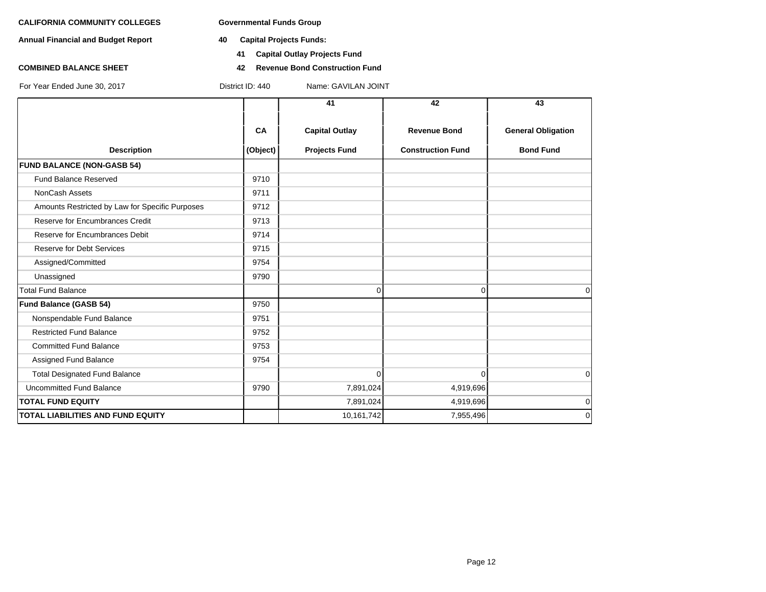**CALIFORNIA COMMUNITY COLLEGES** **Governmental Funds Group**

**Annual Financial and Budget Report** **40 Capital Projects Funds:**

**41 Capital Outlay Projects Fund**

**COMBINED BALANCE SHEET** **42 Revenue Bond Construction Fund**

For Year Ended June 30, 2017 District ID: 440 Name: GAVILAN JOINT

| Description | CA (Object) | 41 Capital Outlay Projects Fund | 42 Revenue Bond Construction Fund | 43 General Obligation Bond Fund |
|---|---|---|---|---|
| **FUND BALANCE (NON-GASB 54)** | | | | |
| Fund Balance Reserved | 9710 | | | |
| NonCash Assets | 9711 | | | |
| Amounts Restricted by Law for Specific Purposes | 9712 | | | |
| Reserve for Encumbrances Credit | 9713 | | | |
| Reserve for Encumbrances Debit | 9714 | | | |
| Reserve for Debt Services | 9715 | | | |
| Assigned/Committed | 9754 | | | |
| Unassigned | 9790 | | | |
| Total Fund Balance | | 0 | 0 | 0 |
| **Fund Balance (GASB 54)** | 9750 | | | |
| Nonspendable Fund Balance | 9751 | | | |
| Restricted Fund Balance | 9752 | | | |
| Committed Fund Balance | 9753 | | | |
| Assigned Fund Balance | 9754 | | | |
| Total Designated Fund Balance | | 0 | 0 | 0 |
| Uncommitted Fund Balance | 9790 | 7,891,024 | 4,919,696 | |
| **TOTAL FUND EQUITY** | | 7,891,024 | 4,919,696 | 0 |
| **TOTAL LIABILITIES AND FUND EQUITY** | | 10,161,742 | 7,955,496 | 0 |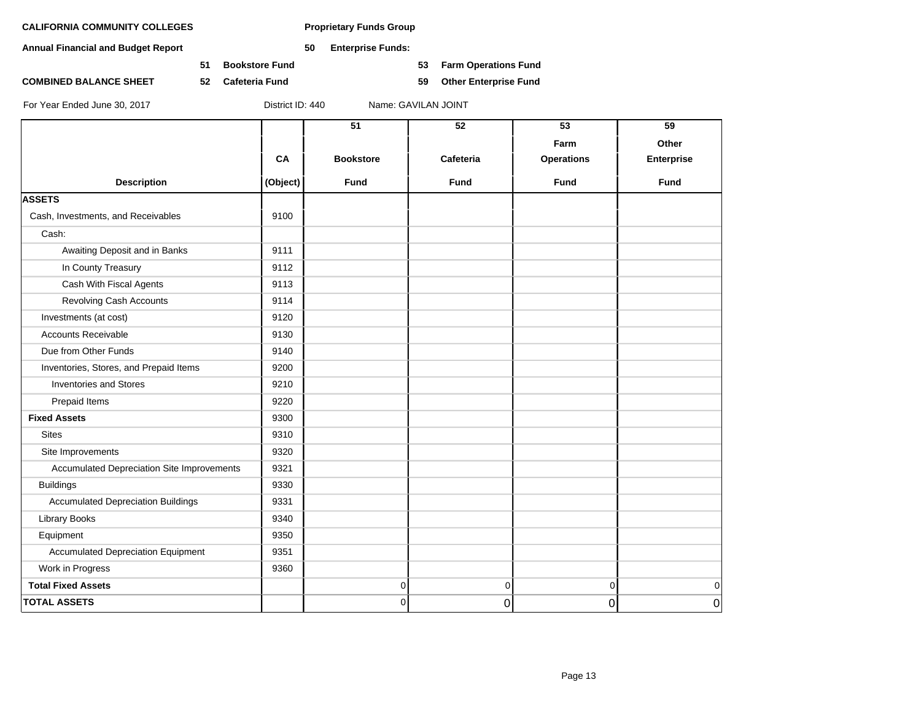**CALIFORNIA COMMUNITY COLLEGES** **Proprietary Funds Group**

**Annual Financial and Budget Report** **50 Enterprise Funds:**

**51 Bookstore Fund** **53 Farm Operations Fund**

**COMBINED BALANCE SHEET** **52 Cafeteria Fund** **59 Other Enterprise Fund**

For Year Ended June 30, 2017 District ID: 440 Name: GAVILAN JOINT

| Description | CA (Object) | 51 Bookstore Fund | 52 Cafeteria Fund | 53 Farm Operations Fund | 59 Other Enterprise Fund |
|---|---|---|---|---|---|
| **ASSETS** | | | | | |
| Cash, Investments, and Receivables | 9100 | | | | |
| Cash: | | | | | |
| Awaiting Deposit and in Banks | 9111 | | | | |
| In County Treasury | 9112 | | | | |
| Cash With Fiscal Agents | 9113 | | | | |
| Revolving Cash Accounts | 9114 | | | | |
| Investments (at cost) | 9120 | | | | |
| Accounts Receivable | 9130 | | | | |
| Due from Other Funds | 9140 | | | | |
| Inventories, Stores, and Prepaid Items | 9200 | | | | |
| Inventories and Stores | 9210 | | | | |
| Prepaid Items | 9220 | | | | |
| **Fixed Assets** | 9300 | | | | |
| Sites | 9310 | | | | |
| Site Improvements | 9320 | | | | |
| Accumulated Depreciation Site Improvements | 9321 | | | | |
| Buildings | 9330 | | | | |
| Accumulated Depreciation Buildings | 9331 | | | | |
| Library Books | 9340 | | | | |
| Equipment | 9350 | | | | |
| Accumulated Depreciation Equipment | 9351 | | | | |
| Work in Progress | 9360 | | | | |
| **Total Fixed Assets** | | 0 | 0 | 0 | 0 |
| **TOTAL ASSETS** | | 0 | 0 | 0 | 0 |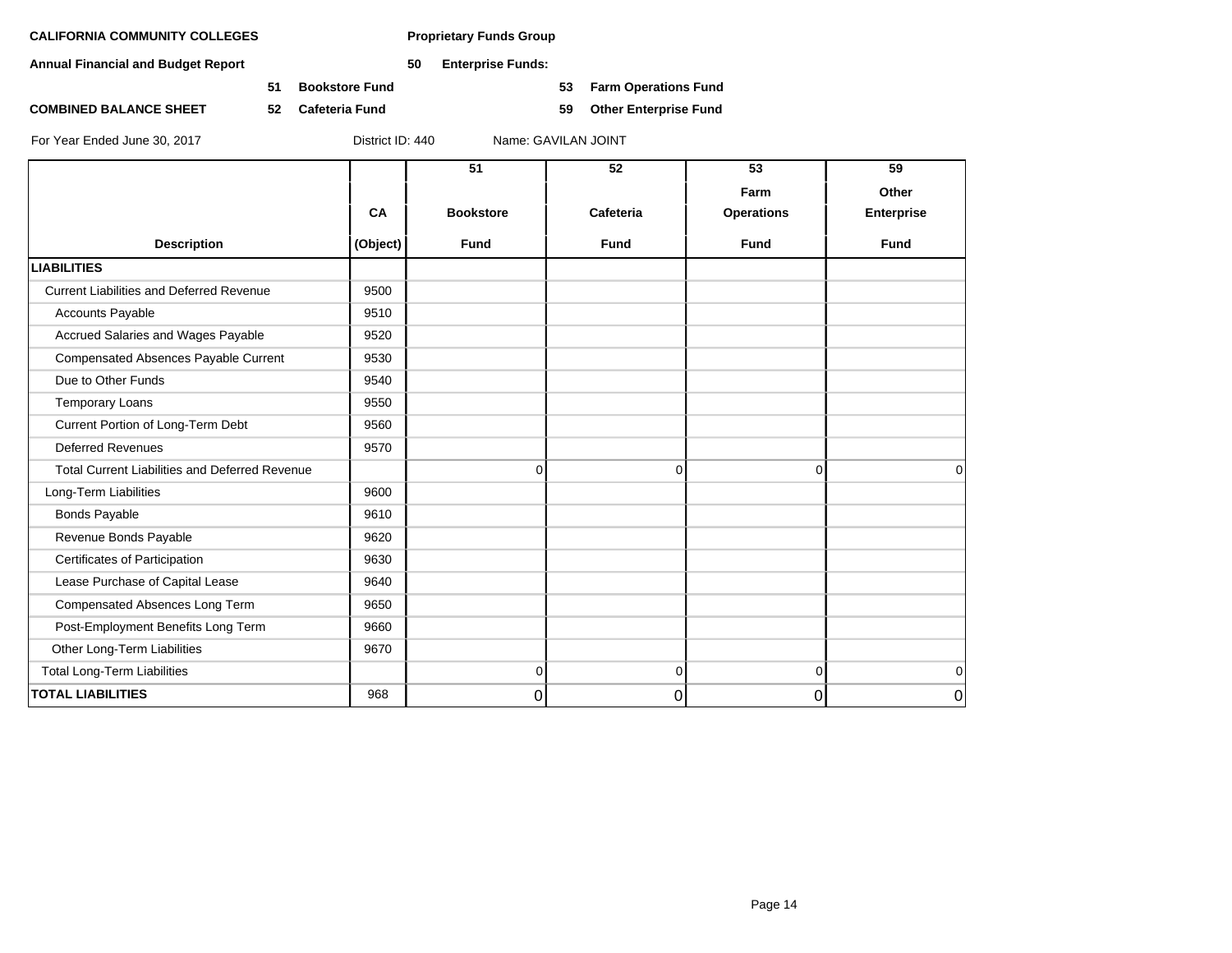**CALIFORNIA COMMUNITY COLLEGES** **Proprietary Funds Group**

**Annual Financial and Budget Report** **50 Enterprise Funds:**

**51 Bookstore Fund** **53 Farm Operations Fund**

**COMBINED BALANCE SHEET** **52 Cafeteria Fund** **59 Other Enterprise Fund**

For Year Ended June 30, 2017 District ID: 440 Name: GAVILAN JOINT

| Description | CA (Object) | 51 Bookstore Fund | 52 Cafeteria Fund | 53 Farm Operations Fund | 59 Other Enterprise Fund |
|---|---|---|---|---|---|
| **LIABILITIES** | | | | | |
| Current Liabilities and Deferred Revenue | 9500 | | | | |
| Accounts Payable | 9510 | | | | |
| Accrued Salaries and Wages Payable | 9520 | | | | |
| Compensated Absences Payable Current | 9530 | | | | |
| Due to Other Funds | 9540 | | | | |
| Temporary Loans | 9550 | | | | |
| Current Portion of Long-Term Debt | 9560 | | | | |
| Deferred Revenues | 9570 | | | | |
| Total Current Liabilities and Deferred Revenue | | 0 | 0 | 0 | 0 |
| Long-Term Liabilities | 9600 | | | | |
| Bonds Payable | 9610 | | | | |
| Revenue Bonds Payable | 9620 | | | | |
| Certificates of Participation | 9630 | | | | |
| Lease Purchase of Capital Lease | 9640 | | | | |
| Compensated Absences Long Term | 9650 | | | | |
| Post-Employment Benefits Long Term | 9660 | | | | |
| Other Long-Term Liabilities | 9670 | | | | |
| Total Long-Term Liabilities | | 0 | 0 | 0 | 0 |
| **TOTAL LIABILITIES** | 968 | 0 | 0 | 0 | 0 |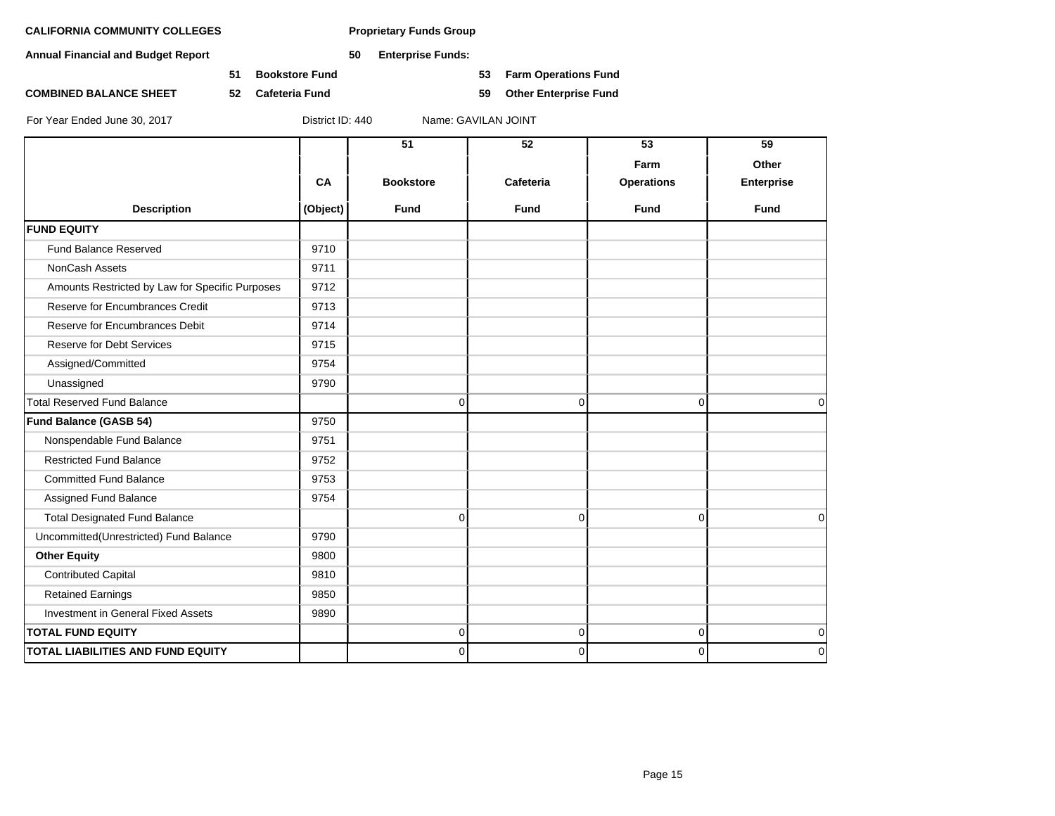**CALIFORNIA COMMUNITY COLLEGES** **Proprietary Funds Group**

**Annual Financial and Budget Report** **50 Enterprise Funds:**

**51 Bookstore Fund** **53 Farm Operations Fund**

**COMBINED BALANCE SHEET** **52 Cafeteria Fund** **59 Other Enterprise Fund**

For Year Ended June 30, 2017 District ID: 440 Name: GAVILAN JOINT

| Description | CA (Object) | 51 Bookstore Fund | 52 Cafeteria Fund | 53 Farm Operations Fund | 59 Other Enterprise Fund |
|---|---|---|---|---|---|
| **FUND EQUITY** | | | | | |
| Fund Balance Reserved | 9710 | | | | |
| NonCash Assets | 9711 | | | | |
| Amounts Restricted by Law for Specific Purposes | 9712 | | | | |
| Reserve for Encumbrances Credit | 9713 | | | | |
| Reserve for Encumbrances Debit | 9714 | | | | |
| Reserve for Debt Services | 9715 | | | | |
| Assigned/Committed | 9754 | | | | |
| Unassigned | 9790 | | | | |
| Total Reserved Fund Balance | | 0 | 0 | 0 | 0 |
| **Fund Balance (GASB 54)** | 9750 | | | | |
| Nonspendable Fund Balance | 9751 | | | | |
| Restricted Fund Balance | 9752 | | | | |
| Committed Fund Balance | 9753 | | | | |
| Assigned Fund Balance | 9754 | | | | |
| Total Designated Fund Balance | | 0 | 0 | 0 | 0 |
| Uncommitted(Unrestricted) Fund Balance | 9790 | | | | |
| **Other Equity** | 9800 | | | | |
| Contributed Capital | 9810 | | | | |
| Retained Earnings | 9850 | | | | |
| Investment in General Fixed Assets | 9890 | | | | |
| **TOTAL FUND EQUITY** | | 0 | 0 | 0 | 0 |
| **TOTAL LIABILITIES AND FUND EQUITY** | | 0 | 0 | 0 | 0 |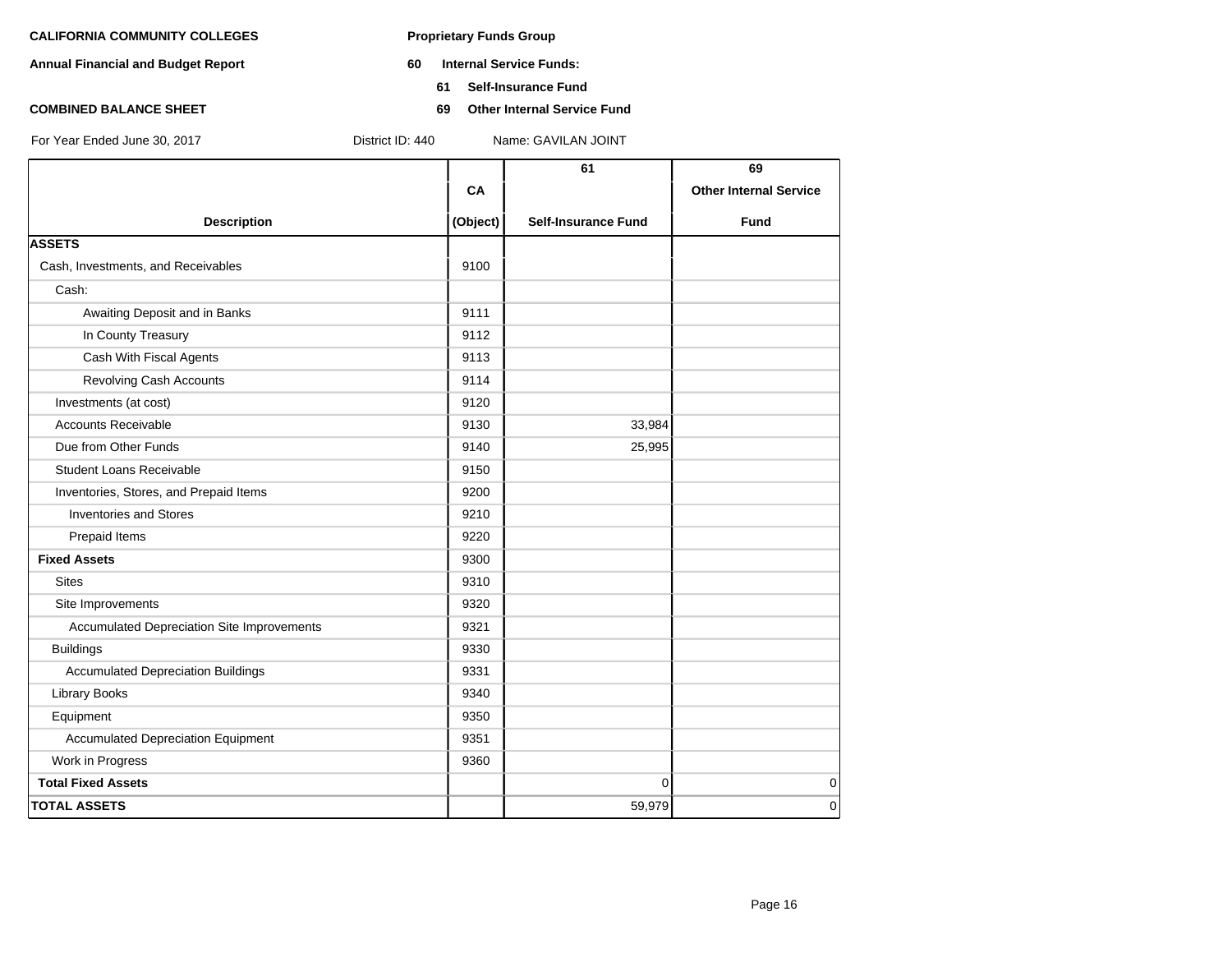**CALIFORNIA COMMUNITY COLLEGES**

**Annual Financial and Budget Report**

**COMBINED BALANCE SHEET**

For Year Ended June 30, 2017

**Proprietary Funds Group**

**60 Internal Service Funds:**

**61 Self-Insurance Fund**

**69 Other Internal Service Fund**

District ID: 440 Name: GAVILAN JOINT

| Description | CA (Object) | 61 Self-Insurance Fund | 69 Other Internal Service Fund |
|---|---|---|---|
| **ASSETS** | | | |
| Cash, Investments, and Receivables | 9100 | | |
| Cash: | | | |
| Awaiting Deposit and in Banks | 9111 | | |
| In County Treasury | 9112 | | |
| Cash With Fiscal Agents | 9113 | | |
| Revolving Cash Accounts | 9114 | | |
| Investments (at cost) | 9120 | | |
| Accounts Receivable | 9130 | 33,984 | |
| Due from Other Funds | 9140 | 25,995 | |
| Student Loans Receivable | 9150 | | |
| Inventories, Stores, and Prepaid Items | 9200 | | |
| Inventories and Stores | 9210 | | |
| Prepaid Items | 9220 | | |
| **Fixed Assets** | 9300 | | |
| Sites | 9310 | | |
| Site Improvements | 9320 | | |
| Accumulated Depreciation Site Improvements | 9321 | | |
| Buildings | 9330 | | |
| Accumulated Depreciation Buildings | 9331 | | |
| Library Books | 9340 | | |
| Equipment | 9350 | | |
| Accumulated Depreciation Equipment | 9351 | | |
| Work in Progress | 9360 | | |
| **Total Fixed Assets** | | 0 | 0 |
| **TOTAL ASSETS** | | 59,979 | 0 |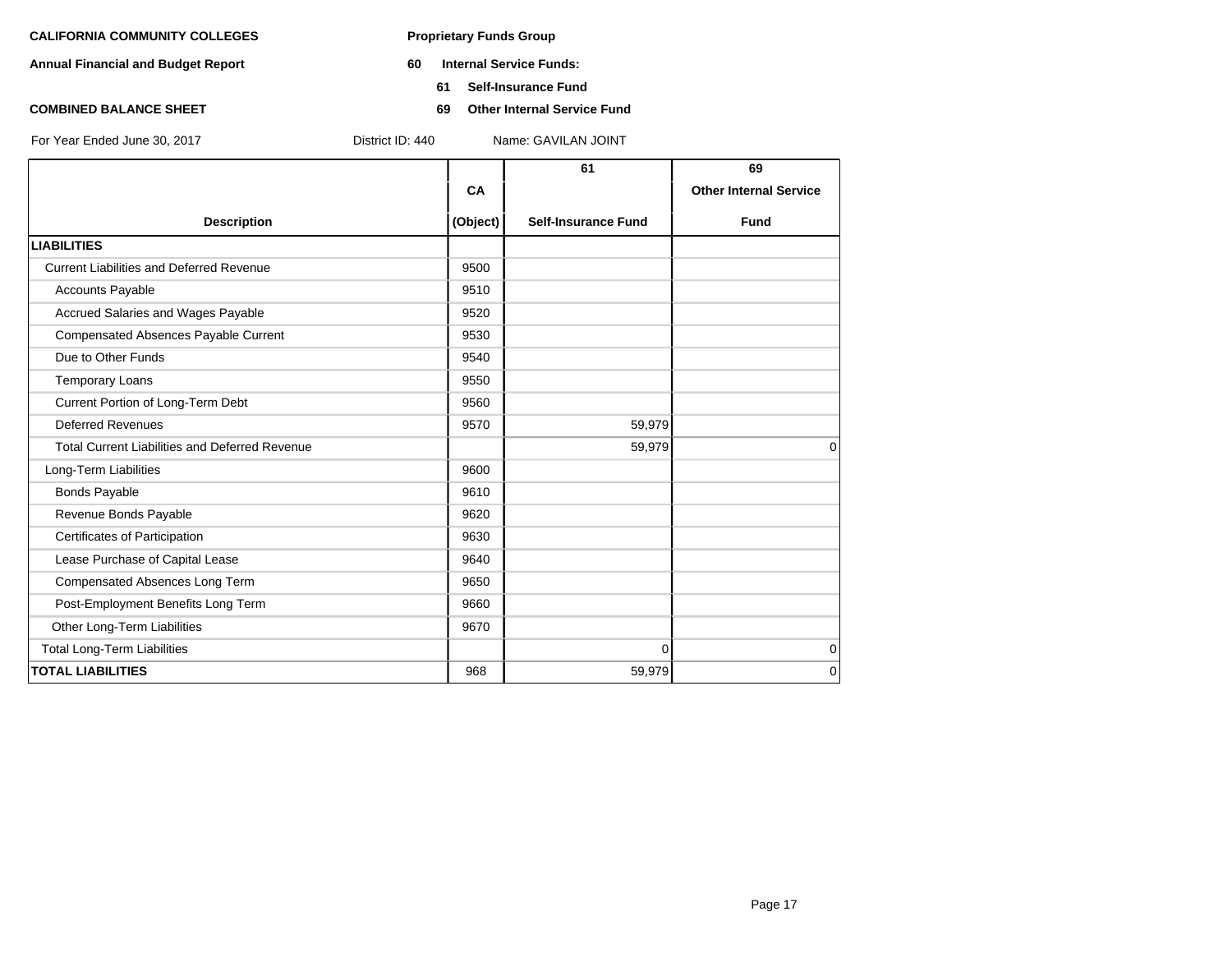**CALIFORNIA COMMUNITY COLLEGES** **Proprietary Funds Group**

**Annual Financial and Budget Report** **60 Internal Service Funds:**

**61 Self-Insurance Fund**

**COMBINED BALANCE SHEET** **69 Other Internal Service Fund**

For Year Ended June 30, 2017 District ID: 440 Name: GAVILAN JOINT

| Description | CA (Object) | 61 Self-Insurance Fund | 69 Other Internal Service Fund |
|---|---|---|---|
| **LIABILITIES** | | | |
| Current Liabilities and Deferred Revenue | 9500 | | |
| Accounts Payable | 9510 | | |
| Accrued Salaries and Wages Payable | 9520 | | |
| Compensated Absences Payable Current | 9530 | | |
| Due to Other Funds | 9540 | | |
| Temporary Loans | 9550 | | |
| Current Portion of Long-Term Debt | 9560 | | |
| Deferred Revenues | 9570 | 59,979 | |
| Total Current Liabilities and Deferred Revenue | | 59,979 | 0 |
| Long-Term Liabilities | 9600 | | |
| Bonds Payable | 9610 | | |
| Revenue Bonds Payable | 9620 | | |
| Certificates of Participation | 9630 | | |
| Lease Purchase of Capital Lease | 9640 | | |
| Compensated Absences Long Term | 9650 | | |
| Post-Employment Benefits Long Term | 9660 | | |
| Other Long-Term Liabilities | 9670 | | |
| Total Long-Term Liabilities | | 0 | 0 |
| **TOTAL LIABILITIES** | 968 | 59,979 | 0 |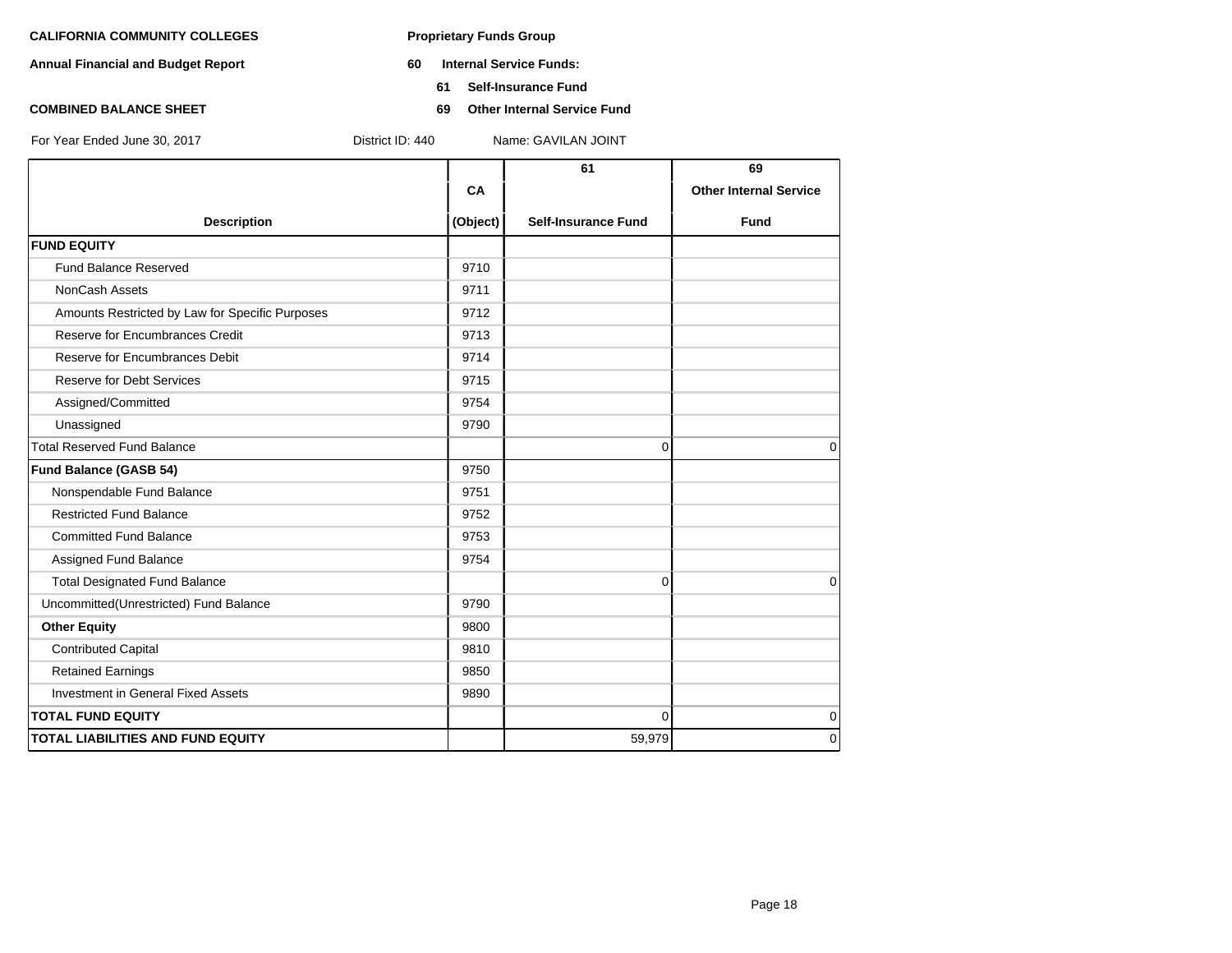**CALIFORNIA COMMUNITY COLLEGES**

**Annual Financial and Budget Report**

**COMBINED BALANCE SHEET**

**Proprietary Funds Group**

**60 Internal Service Funds:**

**61 Self-Insurance Fund**

**69 Other Internal Service Fund**

For Year Ended June 30, 2017    District ID: 440    Name: GAVILAN JOINT

| Description | CA (Object) | 61 Self-Insurance Fund | 69 Other Internal Service Fund |
|---|---|---|---|
| **FUND EQUITY** | | | |
| Fund Balance Reserved | 9710 | | |
| NonCash Assets | 9711 | | |
| Amounts Restricted by Law for Specific Purposes | 9712 | | |
| Reserve for Encumbrances Credit | 9713 | | |
| Reserve for Encumbrances Debit | 9714 | | |
| Reserve for Debt Services | 9715 | | |
| Assigned/Committed | 9754 | | |
| Unassigned | 9790 | | |
| Total Reserved Fund Balance | | 0 | 0 |
| **Fund Balance (GASB 54)** | 9750 | | |
| Nonspendable Fund Balance | 9751 | | |
| Restricted Fund Balance | 9752 | | |
| Committed Fund Balance | 9753 | | |
| Assigned Fund Balance | 9754 | | |
| Total Designated Fund Balance | | 0 | 0 |
| Uncommitted(Unrestricted) Fund Balance | 9790 | | |
| **Other Equity** | 9800 | | |
| Contributed Capital | 9810 | | |
| Retained Earnings | 9850 | | |
| Investment in General Fixed Assets | 9890 | | |
| **TOTAL FUND EQUITY** | | 0 | 0 |
| **TOTAL LIABILITIES AND FUND EQUITY** | | 59,979 | 0 |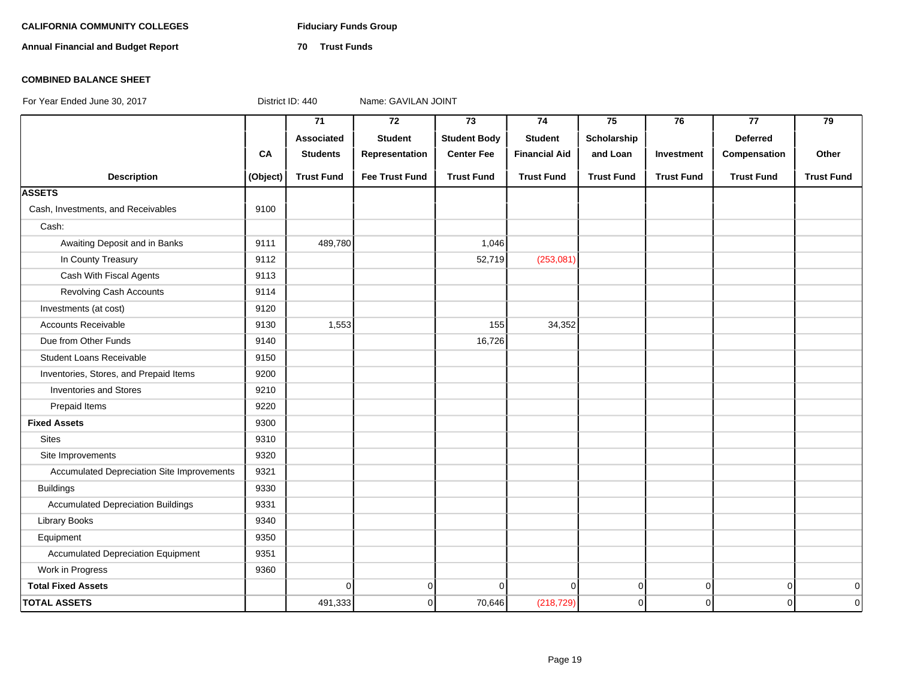**CALIFORNIA COMMUNITY COLLEGES** **Fiduciary Funds Group**

**Annual Financial and Budget Report** **70 Trust Funds**

**COMBINED BALANCE SHEET**

For Year Ended June 30, 2017 District ID: 440 Name: GAVILAN JOINT

| Description | CA (Object) | 71 Associated Students Trust Fund | 72 Student Representation Fee Trust Fund | 73 Student Body Center Fee Trust Fund | 74 Student Financial Aid Trust Fund | 75 Scholarship and Loan Trust Fund | 76 Investment Trust Fund | 77 Deferred Compensation Trust Fund | 79 Other Trust Fund |
|---|---|---|---|---|---|---|---|---|---|
| **ASSETS** | | | | | | | | | |
| Cash, Investments, and Receivables | 9100 | | | | | | | | |
| Cash: | | | | | | | | | |
| Awaiting Deposit and in Banks | 9111 | 489,780 | | 1,046 | | | | | |
| In County Treasury | 9112 | | | 52,719 | (253,081) | | | | |
| Cash With Fiscal Agents | 9113 | | | | | | | | |
| Revolving Cash Accounts | 9114 | | | | | | | | |
| Investments (at cost) | 9120 | | | | | | | | |
| Accounts Receivable | 9130 | 1,553 | | 155 | 34,352 | | | | |
| Due from Other Funds | 9140 | | | 16,726 | | | | | |
| Student Loans Receivable | 9150 | | | | | | | | |
| Inventories, Stores, and Prepaid Items | 9200 | | | | | | | | |
| Inventories and Stores | 9210 | | | | | | | | |
| Prepaid Items | 9220 | | | | | | | | |
| **Fixed Assets** | 9300 | | | | | | | | |
| Sites | 9310 | | | | | | | | |
| Site Improvements | 9320 | | | | | | | | |
| Accumulated Depreciation Site Improvements | 9321 | | | | | | | | |
| Buildings | 9330 | | | | | | | | |
| Accumulated Depreciation Buildings | 9331 | | | | | | | | |
| Library Books | 9340 | | | | | | | | |
| Equipment | 9350 | | | | | | | | |
| Accumulated Depreciation Equipment | 9351 | | | | | | | | |
| Work in Progress | 9360 | | | | | | | | |
| **Total Fixed Assets** | | 0 | 0 | 0 | 0 | 0 | 0 | 0 | 0 |
| **TOTAL ASSETS** | | 491,333 | 0 | 70,646 | (218,729) | 0 | 0 | 0 | 0 |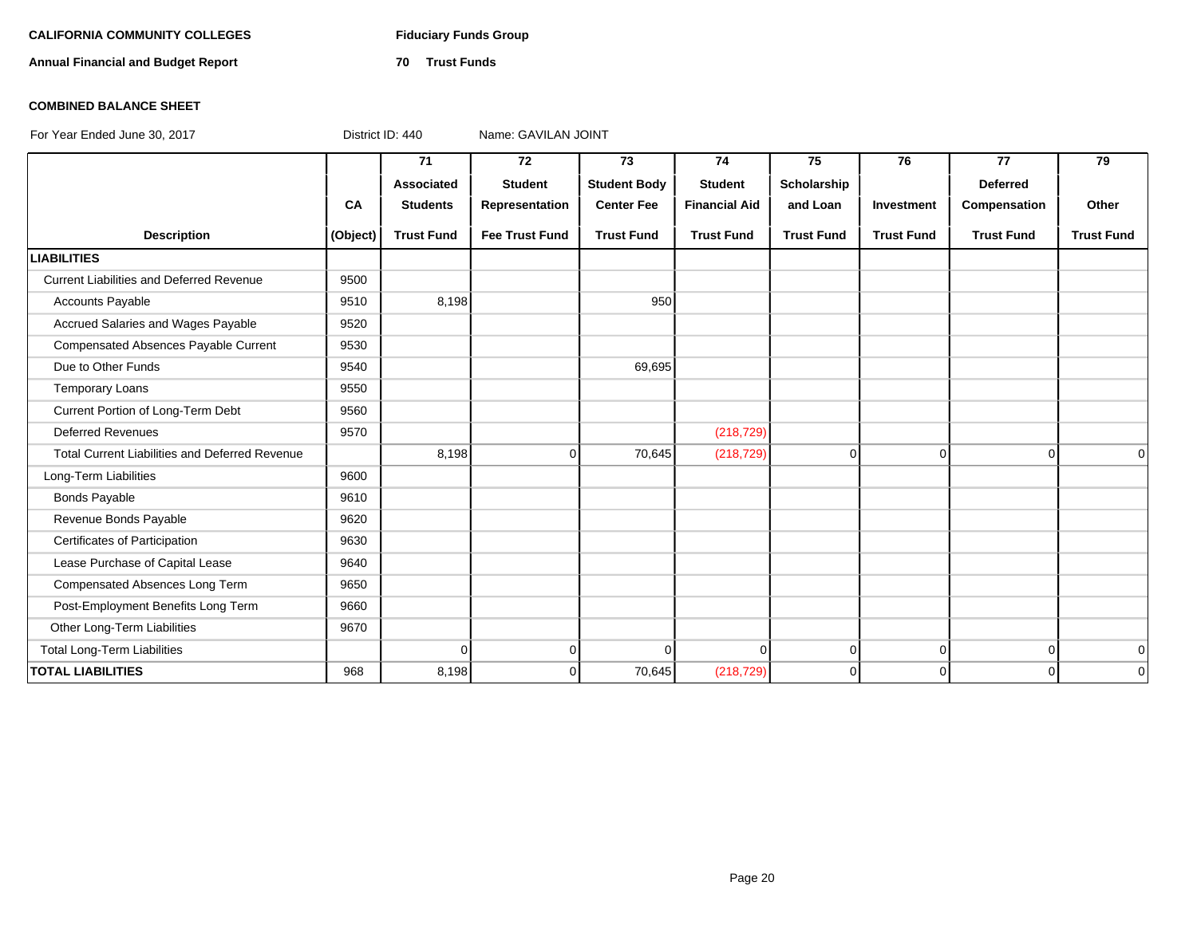**CALIFORNIA COMMUNITY COLLEGES** **Fiduciary Funds Group**

**Annual Financial and Budget Report** **70 Trust Funds**

**COMBINED BALANCE SHEET**

For Year Ended June 30, 2017 District ID: 440 Name: GAVILAN JOINT

| Description | CA (Object) | 71 Associated Students Trust Fund | 72 Student Representation Fee Trust Fund | 73 Student Body Center Fee Trust Fund | 74 Student Financial Aid Trust Fund | 75 Scholarship and Loan Trust Fund | 76 Investment Trust Fund | 77 Deferred Compensation Trust Fund | 79 Other Trust Fund |
|---|---|---|---|---|---|---|---|---|---|
| **LIABILITIES** | | | | | | | | | |
| Current Liabilities and Deferred Revenue | 9500 | | | | | | | | |
| Accounts Payable | 9510 | 8,198 | | 950 | | | | | |
| Accrued Salaries and Wages Payable | 9520 | | | | | | | | |
| Compensated Absences Payable Current | 9530 | | | | | | | | |
| Due to Other Funds | 9540 | | | 69,695 | | | | | |
| Temporary Loans | 9550 | | | | | | | | |
| Current Portion of Long-Term Debt | 9560 | | | | | | | | |
| Deferred Revenues | 9570 | | | | (218,729) | | | | |
| Total Current Liabilities and Deferred Revenue | | 8,198 | 0 | 70,645 | (218,729) | 0 | 0 | 0 | 0 |
| Long-Term Liabilities | 9600 | | | | | | | | |
| Bonds Payable | 9610 | | | | | | | | |
| Revenue Bonds Payable | 9620 | | | | | | | | |
| Certificates of Participation | 9630 | | | | | | | | |
| Lease Purchase of Capital Lease | 9640 | | | | | | | | |
| Compensated Absences Long Term | 9650 | | | | | | | | |
| Post-Employment Benefits Long Term | 9660 | | | | | | | | |
| Other Long-Term Liabilities | 9670 | | | | | | | | |
| Total Long-Term Liabilities | | 0 | 0 | 0 | 0 | 0 | 0 | 0 | 0 |
| **TOTAL LIABILITIES** | 968 | 8,198 | 0 | 70,645 | (218,729) | 0 | 0 | 0 | 0 |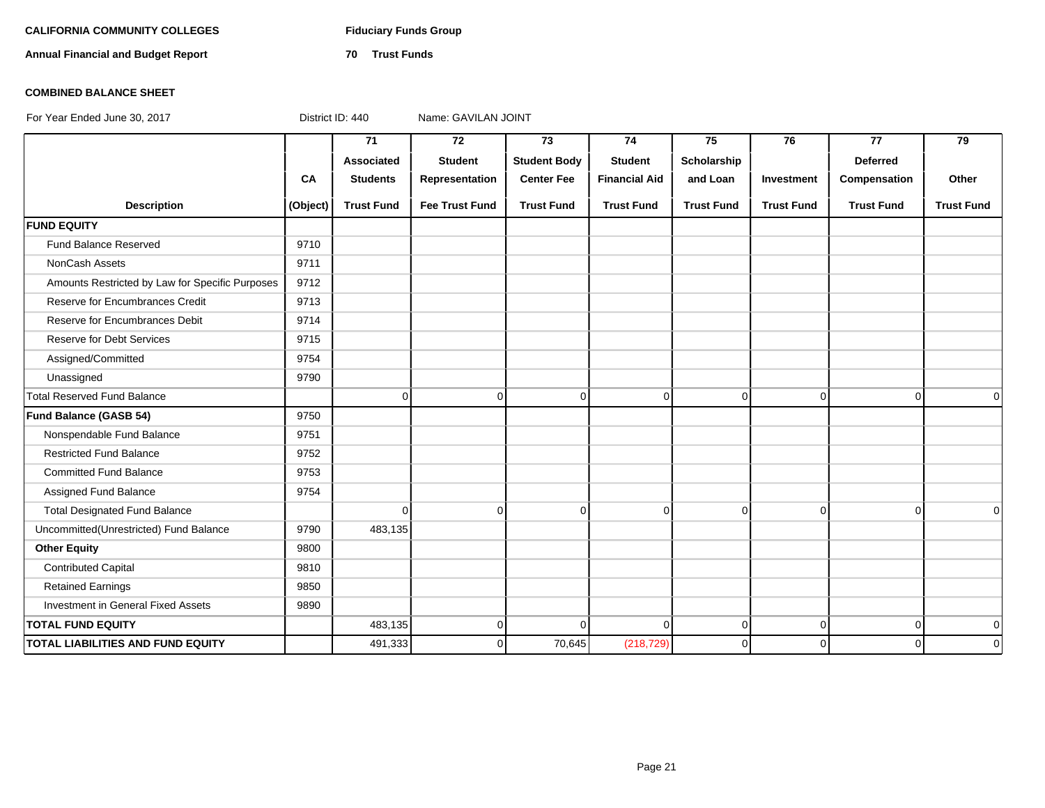**CALIFORNIA COMMUNITY COLLEGES** **Fiduciary Funds Group**

**Annual Financial and Budget Report** **70 Trust Funds**

**COMBINED BALANCE SHEET**

For Year Ended June 30, 2017 District ID: 440 Name: GAVILAN JOINT

| Description | CA (Object) | 71 Associated Students Trust Fund | 72 Student Representation Fee Trust Fund | 73 Student Body Center Fee Trust Fund | 74 Student Financial Aid Trust Fund | 75 Scholarship and Loan Trust Fund | 76 Investment Trust Fund | 77 Deferred Compensation Trust Fund | 79 Other Trust Fund |
|---|---|---|---|---|---|---|---|---|---|
| **FUND EQUITY** | | | | | | | | | |
| Fund Balance Reserved | 9710 | | | | | | | | |
| NonCash Assets | 9711 | | | | | | | | |
| Amounts Restricted by Law for Specific Purposes | 9712 | | | | | | | | |
| Reserve for Encumbrances Credit | 9713 | | | | | | | | |
| Reserve for Encumbrances Debit | 9714 | | | | | | | | |
| Reserve for Debt Services | 9715 | | | | | | | | |
| Assigned/Committed | 9754 | | | | | | | | |
| Unassigned | 9790 | | | | | | | | |
| Total Reserved Fund Balance | | 0 | 0 | 0 | 0 | 0 | 0 | 0 | 0 |
| **Fund Balance (GASB 54)** | 9750 | | | | | | | | |
| Nonspendable Fund Balance | 9751 | | | | | | | | |
| Restricted Fund Balance | 9752 | | | | | | | | |
| Committed Fund Balance | 9753 | | | | | | | | |
| Assigned Fund Balance | 9754 | | | | | | | | |
| Total Designated Fund Balance | | 0 | 0 | 0 | 0 | 0 | 0 | 0 | 0 |
| Uncommitted(Unrestricted) Fund Balance | 9790 | 483,135 | | | | | | | |
| **Other Equity** | 9800 | | | | | | | | |
| Contributed Capital | 9810 | | | | | | | | |
| Retained Earnings | 9850 | | | | | | | | |
| Investment in General Fixed Assets | 9890 | | | | | | | | |
| **TOTAL FUND EQUITY** | | 483,135 | 0 | 0 | 0 | 0 | 0 | 0 | 0 |
| **TOTAL LIABILITIES AND FUND EQUITY** | | 491,333 | 0 | 70,645 | (218,729) | 0 | 0 | 0 | 0 |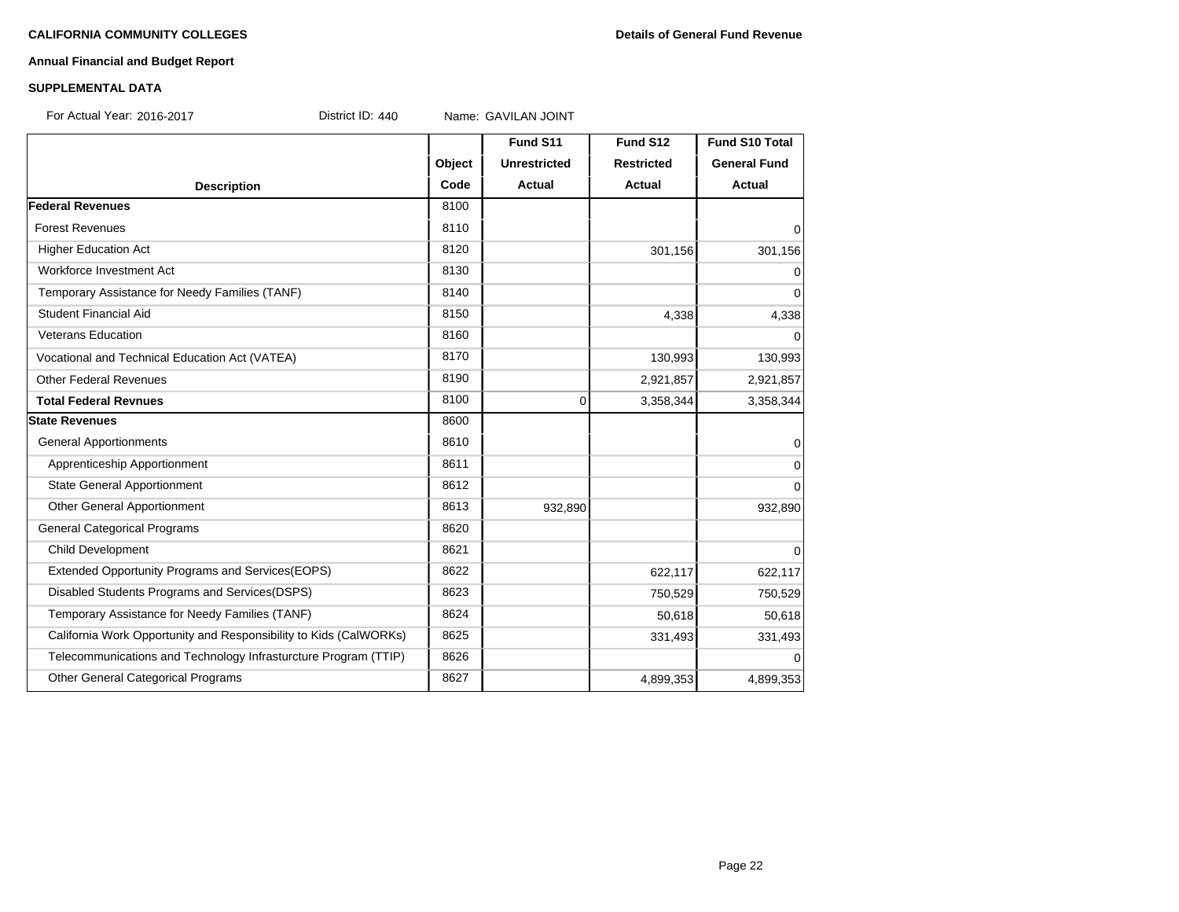**CALIFORNIA COMMUNITY COLLEGES** **Details of General Fund Revenue**

**Annual Financial and Budget Report**

**SUPPLEMENTAL DATA**

For Actual Year: 2016-2017 District ID: 440 Name: GAVILAN JOINT

| Description | Object Code | Fund S11 Unrestricted Actual | Fund S12 Restricted Actual | Fund S10 Total General Fund Actual |
|---|---|---|---|---|
| **Federal Revenues** | 8100 | | | |
| Forest Revenues | 8110 | | | 0 |
| Higher Education Act | 8120 | | 301,156 | 301,156 |
| Workforce Investment Act | 8130 | | | 0 |
| Temporary Assistance for Needy Families (TANF) | 8140 | | | 0 |
| Student Financial Aid | 8150 | | 4,338 | 4,338 |
| Veterans Education | 8160 | | | 0 |
| Vocational and Technical Education Act (VATEA) | 8170 | | 130,993 | 130,993 |
| Other Federal Revenues | 8190 | | 2,921,857 | 2,921,857 |
| **Total Federal Revnues** | 8100 | 0 | 3,358,344 | 3,358,344 |
| **State Revenues** | 8600 | | | |
| General Apportionments | 8610 | | | 0 |
| Apprenticeship Apportionment | 8611 | | | 0 |
| State General Apportionment | 8612 | | | 0 |
| Other General Apportionment | 8613 | 932,890 | | 932,890 |
| General Categorical Programs | 8620 | | | |
| Child Development | 8621 | | | 0 |
| Extended Opportunity Programs and Services(EOPS) | 8622 | | 622,117 | 622,117 |
| Disabled Students Programs and Services(DSPS) | 8623 | | 750,529 | 750,529 |
| Temporary Assistance for Needy Families (TANF) | 8624 | | 50,618 | 50,618 |
| California Work Opportunity and Responsibility to Kids (CalWORKs) | 8625 | | 331,493 | 331,493 |
| Telecommunications and Technology Infrasturcture Program (TTIP) | 8626 | | | 0 |
| Other General Categorical Programs | 8627 | | 4,899,353 | 4,899,353 |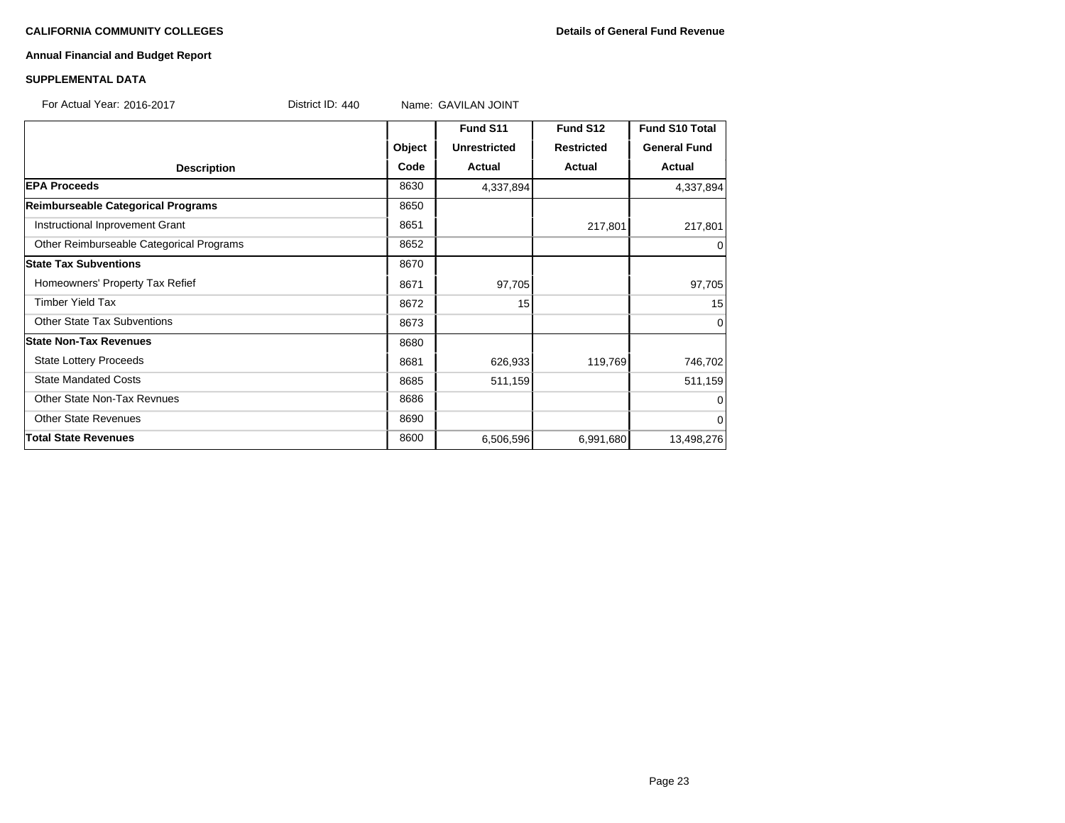**CALIFORNIA COMMUNITY COLLEGES**

**Details of General Fund Revenue**

**Annual Financial and Budget Report**

**SUPPLEMENTAL DATA**

For Actual Year: 2016-2017 District ID: 440 Name: GAVILAN JOINT

| Description | Object Code | Fund S11 Unrestricted Actual | Fund S12 Restricted Actual | Fund S10 Total General Fund Actual |
|---|---|---|---|---|
| **EPA Proceeds** | 8630 | 4,337,894 | | 4,337,894 |
| **Reimburseable Categorical Programs** | 8650 | | | |
| Instructional Inprovement Grant | 8651 | | 217,801 | 217,801 |
| Other Reimburseable Categorical Programs | 8652 | | | 0 |
| **State Tax Subventions** | 8670 | | | |
| Homeowners' Property Tax Refief | 8671 | 97,705 | | 97,705 |
| Timber Yield Tax | 8672 | 15 | | 15 |
| Other State Tax Subventions | 8673 | | | 0 |
| **State Non-Tax Revenues** | 8680 | | | |
| State Lottery Proceeds | 8681 | 626,933 | 119,769 | 746,702 |
| State Mandated Costs | 8685 | 511,159 | | 511,159 |
| Other State Non-Tax Revnues | 8686 | | | 0 |
| Other State Revenues | 8690 | | | 0 |
| **Total State Revenues** | 8600 | 6,506,596 | 6,991,680 | 13,498,276 |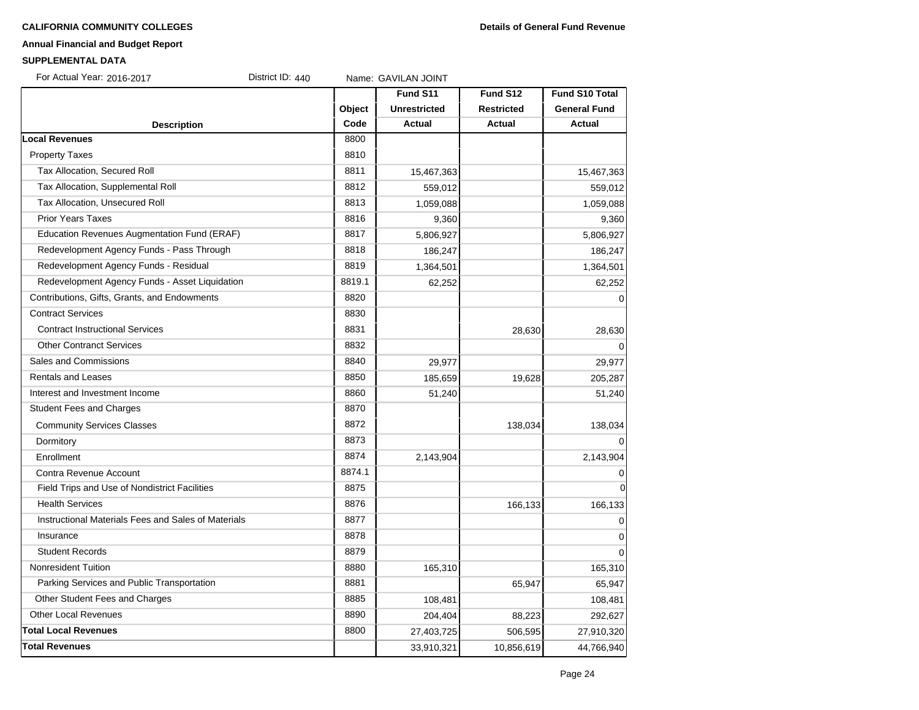**CALIFORNIA COMMUNITY COLLEGES** **Details of General Fund Revenue**

**Annual Financial and Budget Report**

**SUPPLEMENTAL DATA**

For Actual Year: 2016-2017 District ID: 440 Name: GAVILAN JOINT

| Description | Object Code | Fund S11 Unrestricted Actual | Fund S12 Restricted Actual | Fund S10 Total General Fund Actual |
|---|---|---|---|---|
| **Local Revenues** | 8800 | | | |
| Property Taxes | 8810 | | | |
| Tax Allocation, Secured Roll | 8811 | 15,467,363 | | 15,467,363 |
| Tax Allocation, Supplemental Roll | 8812 | 559,012 | | 559,012 |
| Tax Allocation, Unsecured Roll | 8813 | 1,059,088 | | 1,059,088 |
| Prior Years Taxes | 8816 | 9,360 | | 9,360 |
| Education Revenues Augmentation Fund (ERAF) | 8817 | 5,806,927 | | 5,806,927 |
| Redevelopment Agency Funds - Pass Through | 8818 | 186,247 | | 186,247 |
| Redevelopment Agency Funds - Residual | 8819 | 1,364,501 | | 1,364,501 |
| Redevelopment Agency Funds - Asset Liquidation | 8819.1 | 62,252 | | 62,252 |
| Contributions, Gifts, Grants, and Endowments | 8820 | | | 0 |
| Contract Services | 8830 | | | |
| Contract Instructional Services | 8831 | | 28,630 | 28,630 |
| Other Contranct Services | 8832 | | | 0 |
| Sales and Commissions | 8840 | 29,977 | | 29,977 |
| Rentals and Leases | 8850 | 185,659 | 19,628 | 205,287 |
| Interest and Investment Income | 8860 | 51,240 | | 51,240 |
| Student Fees and Charges | 8870 | | | |
| Community Services Classes | 8872 | | 138,034 | 138,034 |
| Dormitory | 8873 | | | 0 |
| Enrollment | 8874 | 2,143,904 | | 2,143,904 |
| Contra Revenue Account | 8874.1 | | | 0 |
| Field Trips and Use of Nondistrict Facilities | 8875 | | | 0 |
| Health Services | 8876 | | 166,133 | 166,133 |
| Instructional Materials Fees and Sales of Materials | 8877 | | | 0 |
| Insurance | 8878 | | | 0 |
| Student Records | 8879 | | | 0 |
| Nonresident Tuition | 8880 | 165,310 | | 165,310 |
| Parking Services and Public Transportation | 8881 | | 65,947 | 65,947 |
| Other Student Fees and Charges | 8885 | 108,481 | | 108,481 |
| Other Local Revenues | 8890 | 204,404 | 88,223 | 292,627 |
| **Total Local Revenues** | 8800 | 27,403,725 | 506,595 | 27,910,320 |
| **Total Revenues** | | 33,910,321 | 10,856,619 | 44,766,940 |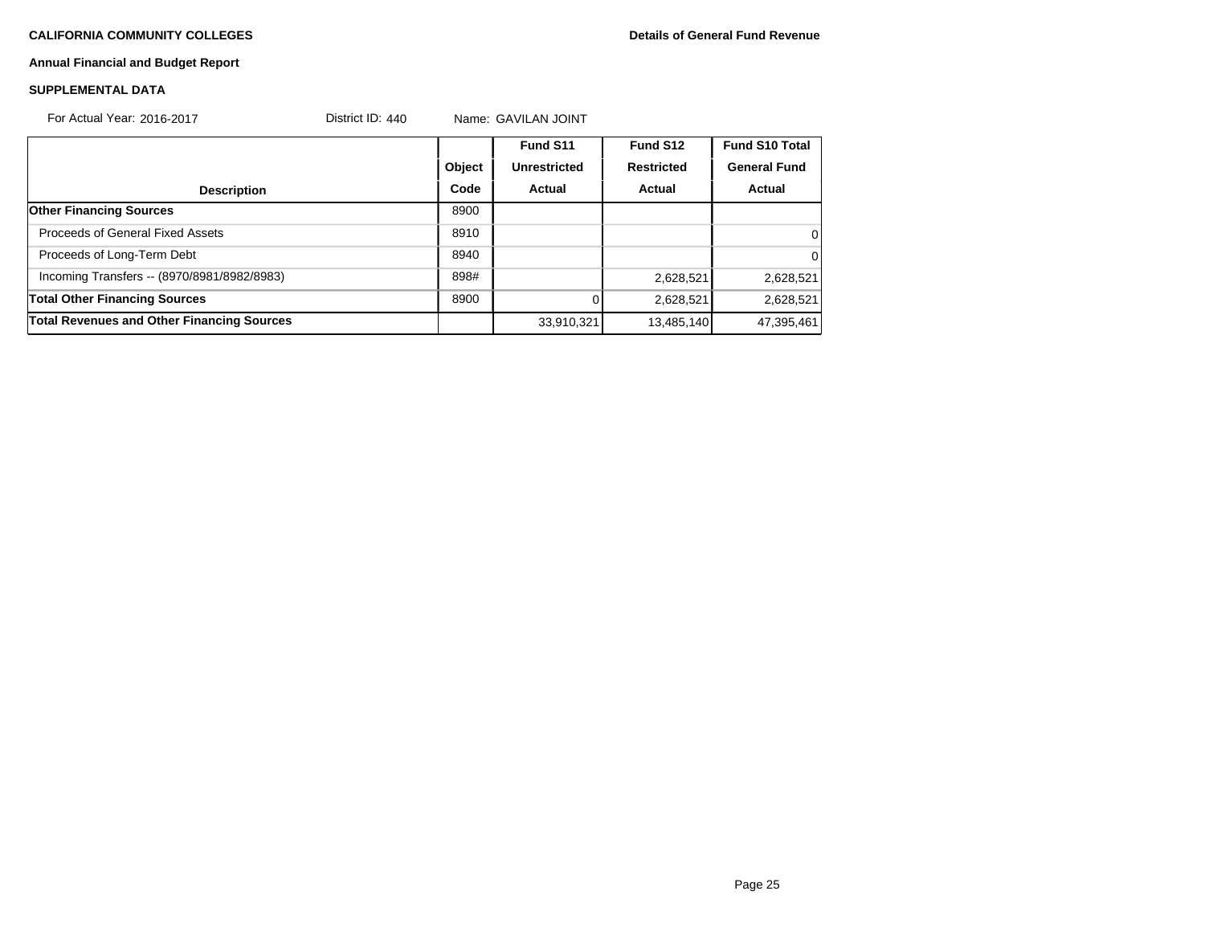**CALIFORNIA COMMUNITY COLLEGES**

**Details of General Fund Revenue**

**Annual Financial and Budget Report**

**SUPPLEMENTAL DATA**

For Actual Year: 2016-2017 District ID: 440 Name: GAVILAN JOINT

| Description | Object Code | Fund S11 Unrestricted Actual | Fund S12 Restricted Actual | Fund S10 Total General Fund Actual |
|---|---|---|---|---|
| **Other Financing Sources** | 8900 | | | |
| Proceeds of General Fixed Assets | 8910 | | | 0 |
| Proceeds of Long-Term Debt | 8940 | | | 0 |
| Incoming Transfers -- (8970/8981/8982/8983) | 898# | | 2,628,521 | 2,628,521 |
| **Total Other Financing Sources** | 8900 | 0 | 2,628,521 | 2,628,521 |
| **Total Revenues and Other Financing Sources** | | 33,910,321 | 13,485,140 | 47,395,461 |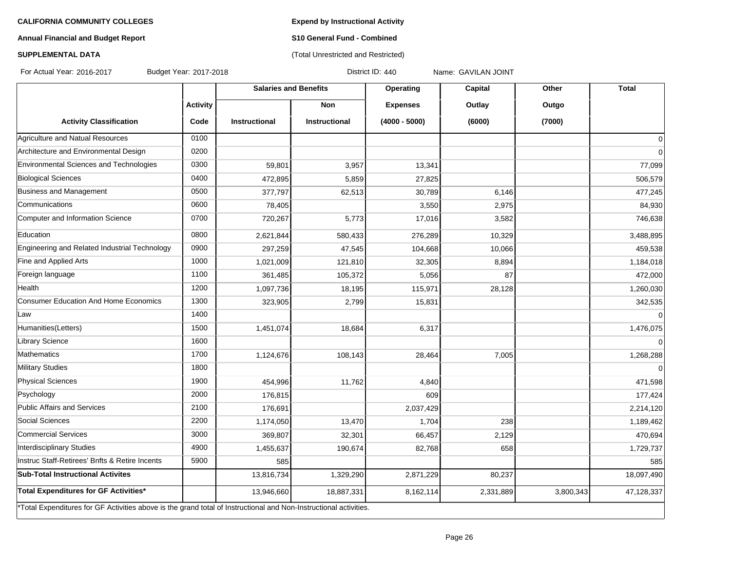**CALIFORNIA COMMUNITY COLLEGES**

**Annual Financial and Budget Report**

**SUPPLEMENTAL DATA**

**Expend by Instructional Activity**

**S10 General Fund - Combined**

(Total Unrestricted and Restricted)

For Actual Year: 2016-2017 Budget Year: 2017-2018 District ID: 440 Name: GAVILAN JOINT

| | | Salaries and Benefits | | Operating | Capital | Other | Total |
|---|---|---|---|---|---|---|---|
| | Activity | | Non | Expenses | Outlay | Outgo | |
| Activity Classification | Code | Instructional | Instructional | (4000 - 5000) | (6000) | (7000) | |
| Agriculture and Natual Resources | 0100 | | | | | | 0 |
| Architecture and Environmental Design | 0200 | | | | | | 0 |
| Environmental Sciences and Technologies | 0300 | 59,801 | 3,957 | 13,341 | | | 77,099 |
| Biological Sciences | 0400 | 472,895 | 5,859 | 27,825 | | | 506,579 |
| Business and Management | 0500 | 377,797 | 62,513 | 30,789 | 6,146 | | 477,245 |
| Communications | 0600 | 78,405 | | 3,550 | 2,975 | | 84,930 |
| Computer and Information Science | 0700 | 720,267 | 5,773 | 17,016 | 3,582 | | 746,638 |
| Education | 0800 | 2,621,844 | 580,433 | 276,289 | 10,329 | | 3,488,895 |
| Engineering and Related Industrial Technology | 0900 | 297,259 | 47,545 | 104,668 | 10,066 | | 459,538 |
| Fine and Applied Arts | 1000 | 1,021,009 | 121,810 | 32,305 | 8,894 | | 1,184,018 |
| Foreign language | 1100 | 361,485 | 105,372 | 5,056 | 87 | | 472,000 |
| Health | 1200 | 1,097,736 | 18,195 | 115,971 | 28,128 | | 1,260,030 |
| Consumer Education And Home Economics | 1300 | 323,905 | 2,799 | 15,831 | | | 342,535 |
| Law | 1400 | | | | | | 0 |
| Humanities(Letters) | 1500 | 1,451,074 | 18,684 | 6,317 | | | 1,476,075 |
| Library Science | 1600 | | | | | | 0 |
| Mathematics | 1700 | 1,124,676 | 108,143 | 28,464 | 7,005 | | 1,268,288 |
| Military Studies | 1800 | | | | | | 0 |
| Physical Sciences | 1900 | 454,996 | 11,762 | 4,840 | | | 471,598 |
| Psychology | 2000 | 176,815 | | 609 | | | 177,424 |
| Public Affairs and Services | 2100 | 176,691 | | 2,037,429 | | | 2,214,120 |
| Social Sciences | 2200 | 1,174,050 | 13,470 | 1,704 | 238 | | 1,189,462 |
| Commercial Services | 3000 | 369,807 | 32,301 | 66,457 | 2,129 | | 470,694 |
| Interdisciplinary Studies | 4900 | 1,455,637 | 190,674 | 82,768 | 658 | | 1,729,737 |
| Instruc Staff-Retirees' Bnfts & Retire Incents | 5900 | 585 | | | | | 585 |
| **Sub-Total Instructional Activites** | | 13,816,734 | 1,329,290 | 2,871,229 | 80,237 | | 18,097,490 |
| **Total Expenditures for GF Activities*** | | 13,946,660 | 18,887,331 | 8,162,114 | 2,331,889 | 3,800,343 | 47,128,337 |

*Total Expenditures for GF Activities above is the grand total of Instructional and Non-Instructional activities.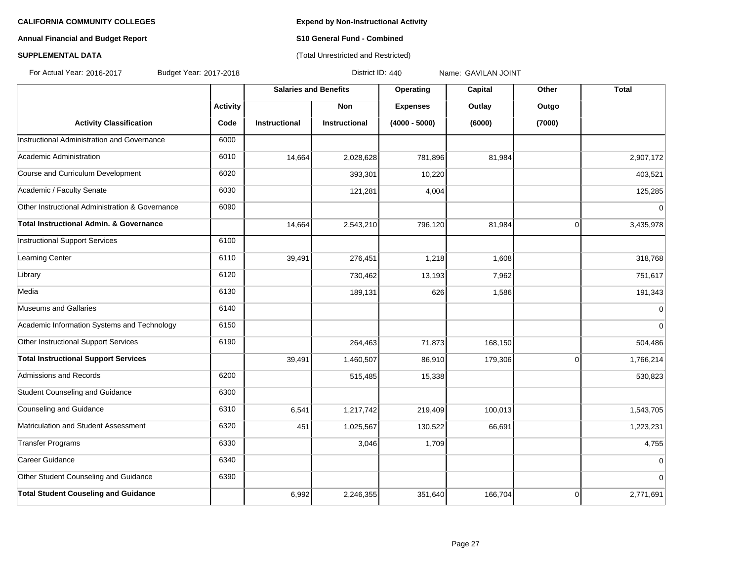**CALIFORNIA COMMUNITY COLLEGES**

**Annual Financial and Budget Report**

**SUPPLEMENTAL DATA**

**Expend by Non-Instructional Activity**

**S10 General Fund - Combined**

(Total Unrestricted and Restricted)

For Actual Year: 2016-2017 Budget Year: 2017-2018 District ID: 440 Name: GAVILAN JOINT

| | Activity | Salaries and Benefits | | Operating | Capital | Other | Total |
|---|---|---|---|---|---|---|---|
| | | | Non | Expenses | Outlay | Outgo | |
| **Activity Classification** | **Code** | **Instructional** | **Instructional** | **(4000 - 5000)** | **(6000)** | **(7000)** | |
| Instructional Administration and Governance | 6000 | | | | | | |
| Academic Administration | 6010 | 14,664 | 2,028,628 | 781,896 | 81,984 | | 2,907,172 |
| Course and Curriculum Development | 6020 | | 393,301 | 10,220 | | | 403,521 |
| Academic / Faculty Senate | 6030 | | 121,281 | 4,004 | | | 125,285 |
| Other Instructional Administration & Governance | 6090 | | | | | | 0 |
| **Total Instructional Admin. & Governance** | | 14,664 | 2,543,210 | 796,120 | 81,984 | 0 | 3,435,978 |
| Instructional Support Services | 6100 | | | | | | |
| Learning Center | 6110 | 39,491 | 276,451 | 1,218 | 1,608 | | 318,768 |
| Library | 6120 | | 730,462 | 13,193 | 7,962 | | 751,617 |
| Media | 6130 | | 189,131 | 626 | 1,586 | | 191,343 |
| Museums and Gallaries | 6140 | | | | | | 0 |
| Academic Information Systems and Technology | 6150 | | | | | | 0 |
| Other Instructional Support Services | 6190 | | 264,463 | 71,873 | 168,150 | | 504,486 |
| **Total Instructional Support Services** | | 39,491 | 1,460,507 | 86,910 | 179,306 | 0 | 1,766,214 |
| Admissions and Records | 6200 | | 515,485 | 15,338 | | | 530,823 |
| Student Counseling and Guidance | 6300 | | | | | | |
| Counseling and Guidance | 6310 | 6,541 | 1,217,742 | 219,409 | 100,013 | | 1,543,705 |
| Matriculation and Student Assessment | 6320 | 451 | 1,025,567 | 130,522 | 66,691 | | 1,223,231 |
| Transfer Programs | 6330 | | 3,046 | 1,709 | | | 4,755 |
| Career Guidance | 6340 | | | | | | 0 |
| Other Student Counseling and Guidance | 6390 | | | | | | 0 |
| **Total Student Couseling and Guidance** | | 6,992 | 2,246,355 | 351,640 | 166,704 | 0 | 2,771,691 |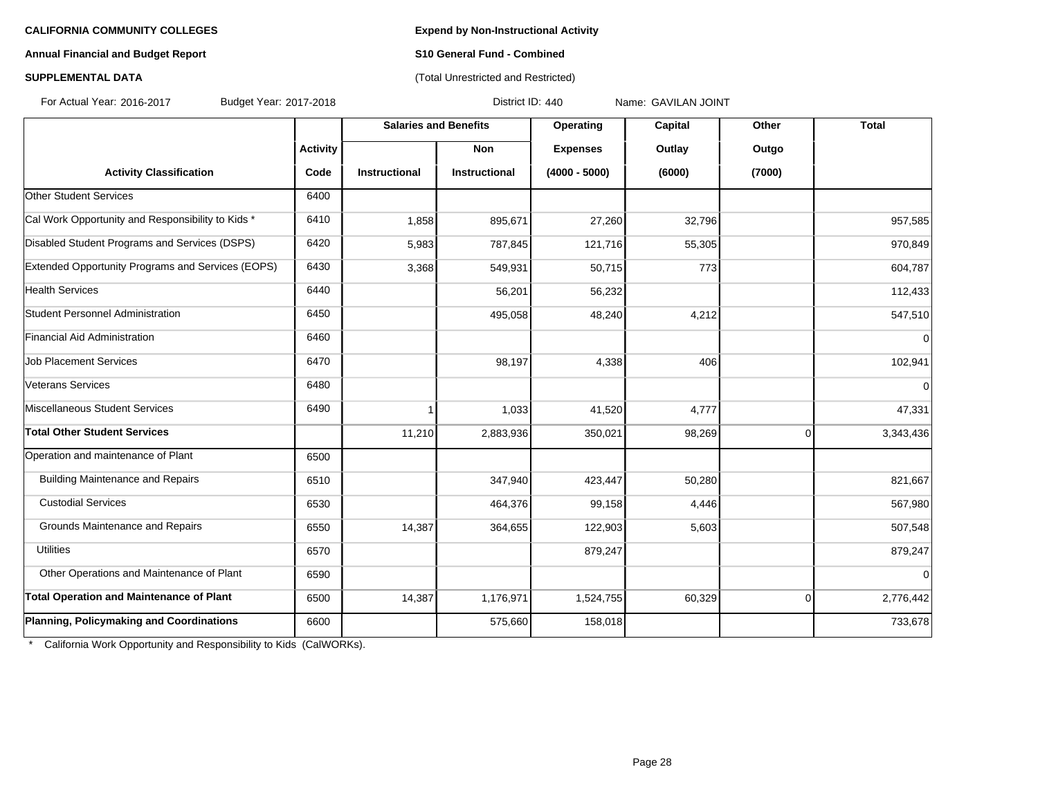**CALIFORNIA COMMUNITY COLLEGES**

**Annual Financial and Budget Report**

**SUPPLEMENTAL DATA**

**Expend by Non-Instructional Activity**

**S10 General Fund - Combined**

(Total Unrestricted and Restricted)

For Actual Year: 2016-2017 Budget Year: 2017-2018 District ID: 440 Name: GAVILAN JOINT

| | | Salaries and Benefits | | Operating | Capital | Other | Total |
|---|---|---|---|---|---|---|---|
| | Activity | | Non | Expenses | Outlay | Outgo | |
| Activity Classification | Code | Instructional | Instructional | (4000 - 5000) | (6000) | (7000) | |
| Other Student Services | 6400 | | | | | | |
| Cal Work Opportunity and Responsibility to Kids * | 6410 | 1,858 | 895,671 | 27,260 | 32,796 | | 957,585 |
| Disabled Student Programs and Services (DSPS) | 6420 | 5,983 | 787,845 | 121,716 | 55,305 | | 970,849 |
| Extended Opportunity Programs and Services (EOPS) | 6430 | 3,368 | 549,931 | 50,715 | 773 | | 604,787 |
| Health Services | 6440 | | 56,201 | 56,232 | | | 112,433 |
| Student Personnel Administration | 6450 | | 495,058 | 48,240 | 4,212 | | 547,510 |
| Financial Aid Administration | 6460 | | | | | | 0 |
| Job Placement Services | 6470 | | 98,197 | 4,338 | 406 | | 102,941 |
| Veterans Services | 6480 | | | | | | 0 |
| Miscellaneous Student Services | 6490 | 1 | 1,033 | 41,520 | 4,777 | | 47,331 |
| **Total Other Student Services** | | 11,210 | 2,883,936 | 350,021 | 98,269 | 0 | 3,343,436 |
| Operation and maintenance of Plant | 6500 | | | | | | |
| Building Maintenance and Repairs | 6510 | | 347,940 | 423,447 | 50,280 | | 821,667 |
| Custodial Services | 6530 | | 464,376 | 99,158 | 4,446 | | 567,980 |
| Grounds Maintenance and Repairs | 6550 | 14,387 | 364,655 | 122,903 | 5,603 | | 507,548 |
| Utilities | 6570 | | | 879,247 | | | 879,247 |
| Other Operations and Maintenance of Plant | 6590 | | | | | | 0 |
| **Total Operation and Maintenance of Plant** | 6500 | 14,387 | 1,176,971 | 1,524,755 | 60,329 | 0 | 2,776,442 |
| **Planning, Policymaking and Coordinations** | 6600 | | 575,660 | 158,018 | | | 733,678 |

\* California Work Opportunity and Responsibility to Kids (CalWORKs).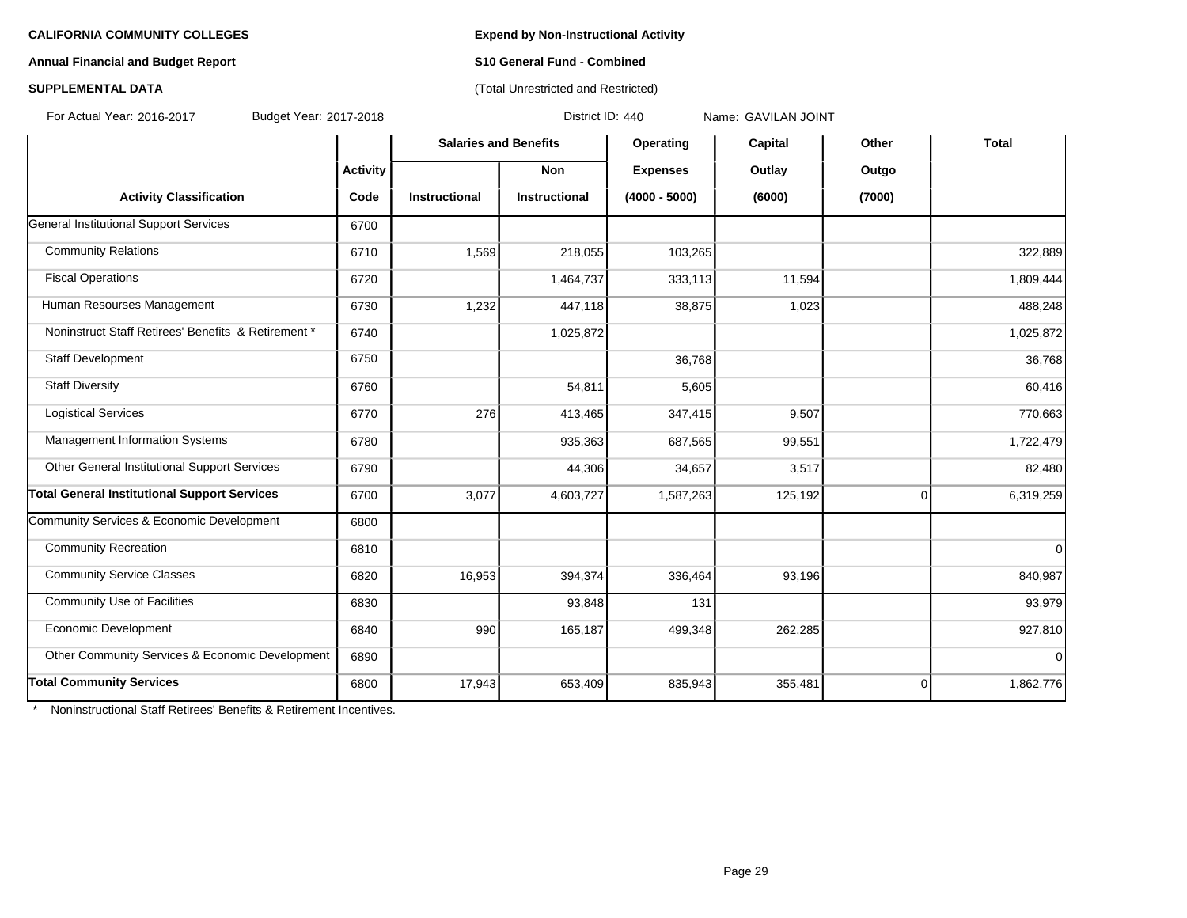**CALIFORNIA COMMUNITY COLLEGES**

**Annual Financial and Budget Report**

**SUPPLEMENTAL DATA**

**Expend by Non-Instructional Activity**

**S10 General Fund - Combined**

(Total Unrestricted and Restricted)

For Actual Year: 2016-2017 Budget Year: 2017-2018 District ID: 440 Name: GAVILAN JOINT

| Activity Classification | Activity Code | Salaries and Benefits Instructional | Salaries and Benefits Non Instructional | Operating Expenses (4000 - 5000) | Capital Outlay (6000) | Other Outgo (7000) | Total |
|---|---|---|---|---|---|---|---|
| General Institutional Support Services | 6700 | | | | | | |
| Community Relations | 6710 | 1,569 | 218,055 | 103,265 | | | 322,889 |
| Fiscal Operations | 6720 | | 1,464,737 | 333,113 | 11,594 | | 1,809,444 |
| Human Resourses Management | 6730 | 1,232 | 447,118 | 38,875 | 1,023 | | 488,248 |
| Noninstruct Staff Retirees' Benefits & Retirement * | 6740 | | 1,025,872 | | | | 1,025,872 |
| Staff Development | 6750 | | | 36,768 | | | 36,768 |
| Staff Diversity | 6760 | | 54,811 | 5,605 | | | 60,416 |
| Logistical Services | 6770 | 276 | 413,465 | 347,415 | 9,507 | | 770,663 |
| Management Information Systems | 6780 | | 935,363 | 687,565 | 99,551 | | 1,722,479 |
| Other General Institutional Support Services | 6790 | | 44,306 | 34,657 | 3,517 | | 82,480 |
| **Total General Institutional Support Services** | 6700 | 3,077 | 4,603,727 | 1,587,263 | 125,192 | 0 | 6,319,259 |
| Community Services & Economic Development | 6800 | | | | | | |
| Community Recreation | 6810 | | | | | | 0 |
| Community Service Classes | 6820 | 16,953 | 394,374 | 336,464 | 93,196 | | 840,987 |
| Community Use of Facilities | 6830 | | 93,848 | 131 | | | 93,979 |
| Economic Development | 6840 | 990 | 165,187 | 499,348 | 262,285 | | 927,810 |
| Other Community Services & Economic Development | 6890 | | | | | | 0 |
| **Total Community Services** | 6800 | 17,943 | 653,409 | 835,943 | 355,481 | 0 | 1,862,776 |

\* Noninstructional Staff Retirees' Benefits & Retirement Incentives.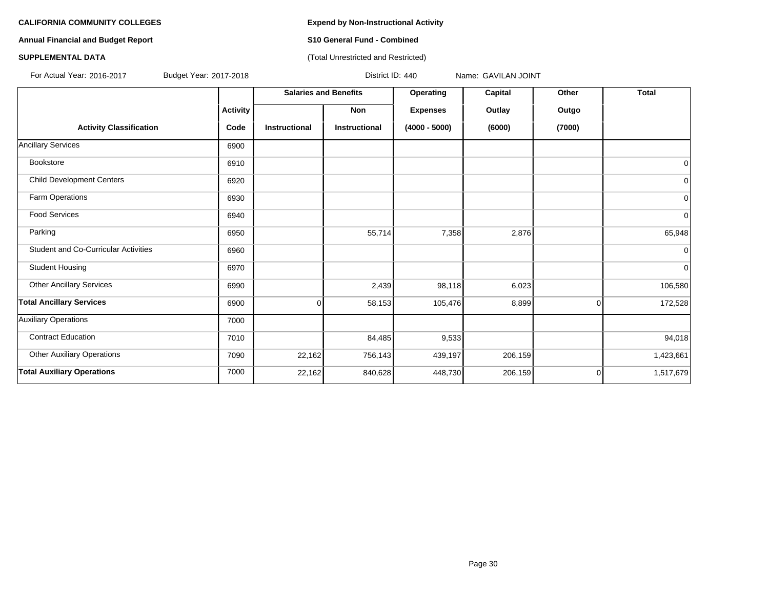**CALIFORNIA COMMUNITY COLLEGES**

**Annual Financial and Budget Report**

**SUPPLEMENTAL DATA**

**Expend by Non-Instructional Activity**

**S10 General Fund - Combined**

(Total Unrestricted and Restricted)

For Actual Year: 2016-2017 Budget Year: 2017-2018 District ID: 440 Name: GAVILAN JOINT

| Activity Classification | Activity Code | Salaries and Benefits Instructional | Salaries and Benefits Non Instructional | Operating Expenses (4000 - 5000) | Capital Outlay (6000) | Other Outgo (7000) | Total |
|---|---|---|---|---|---|---|---|
| Ancillary Services | 6900 | | | | | | |
| Bookstore | 6910 | | | | | | 0 |
| Child Development Centers | 6920 | | | | | | 0 |
| Farm Operations | 6930 | | | | | | 0 |
| Food Services | 6940 | | | | | | 0 |
| Parking | 6950 | | 55,714 | 7,358 | 2,876 | | 65,948 |
| Student and Co-Curricular Activities | 6960 | | | | | | 0 |
| Student Housing | 6970 | | | | | | 0 |
| Other Ancillary Services | 6990 | | 2,439 | 98,118 | 6,023 | | 106,580 |
| **Total Ancillary Services** | 6900 | 0 | 58,153 | 105,476 | 8,899 | 0 | 172,528 |
| Auxiliary Operations | 7000 | | | | | | |
| Contract Education | 7010 | | 84,485 | 9,533 | | | 94,018 |
| Other Auxiliary Operations | 7090 | 22,162 | 756,143 | 439,197 | 206,159 | | 1,423,661 |
| **Total Auxiliary Operations** | 7000 | 22,162 | 840,628 | 448,730 | 206,159 | 0 | 1,517,679 |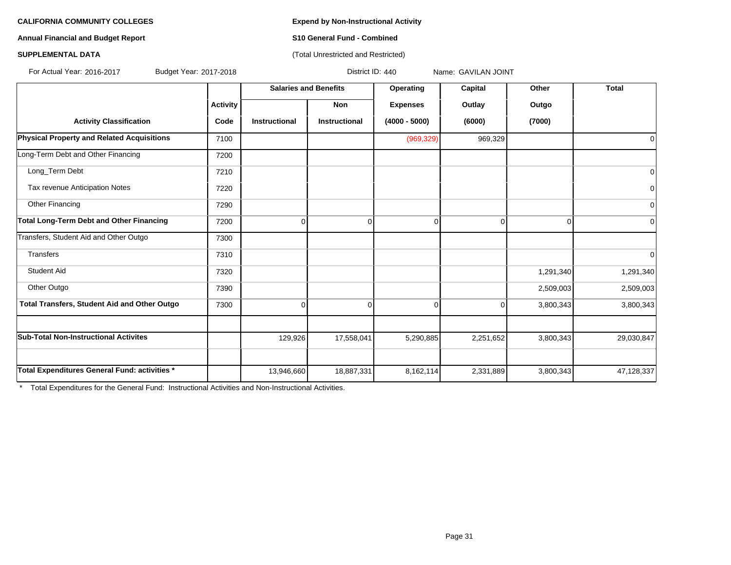**CALIFORNIA COMMUNITY COLLEGES**

**Annual Financial and Budget Report**

**SUPPLEMENTAL DATA**

**Expend by Non-Instructional Activity**

**S10 General Fund - Combined**

(Total Unrestricted and Restricted)

For Actual Year: 2016-2017 Budget Year: 2017-2018 District ID: 440 Name: GAVILAN JOINT

| | | Salaries and Benefits | | Operating | Capital | Other | Total |
|---|---|---|---|---|---|---|---|
| | Activity | | Non | Expenses | Outlay | Outgo | |
| Activity Classification | Code | Instructional | Instructional | (4000 - 5000) | (6000) | (7000) | |
| **Physical Property and Related Acquisitions** | 7100 | | | (969,329) | 969,329 | | 0 |
| Long-Term Debt and Other Financing | 7200 | | | | | | |
| Long_Term Debt | 7210 | | | | | | 0 |
| Tax revenue Anticipation Notes | 7220 | | | | | | 0 |
| Other Financing | 7290 | | | | | | 0 |
| **Total Long-Term Debt and Other Financing** | 7200 | 0 | 0 | 0 | 0 | 0 | 0 |
| Transfers, Student Aid and Other Outgo | 7300 | | | | | | |
| Transfers | 7310 | | | | | | 0 |
| Student Aid | 7320 | | | | | 1,291,340 | 1,291,340 |
| Other Outgo | 7390 | | | | | 2,509,003 | 2,509,003 |
| **Total Transfers, Student Aid and Other Outgo** | 7300 | 0 | 0 | 0 | 0 | 3,800,343 | 3,800,343 |
| | | | | | | | |
| **Sub-Total Non-Instructional Activites** | | 129,926 | 17,558,041 | 5,290,885 | 2,251,652 | 3,800,343 | 29,030,847 |
| | | | | | | | |
| **Total Expenditures General Fund: activities *** | | 13,946,660 | 18,887,331 | 8,162,114 | 2,331,889 | 3,800,343 | 47,128,337 |

* Total Expenditures for the General Fund: Instructional Activities and Non-Instructional Activities.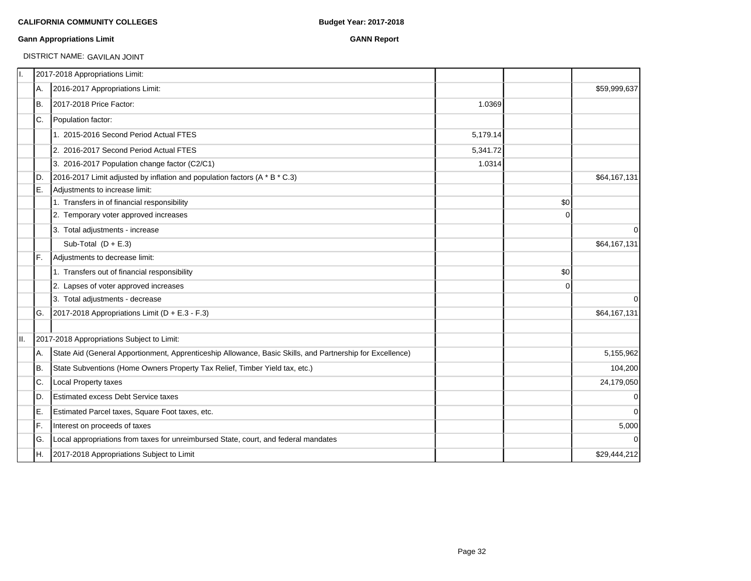**CALIFORNIA COMMUNITY COLLEGES** **Budget Year: 2017-2018**

**Gann Appropriations Limit** **GANN Report**

DISTRICT NAME: GAVILAN JOINT

| | | | | | |
|---|---|---|---|---|---|
| I. | | 2017-2018 Appropriations Limit: | | | |
| | A. | 2016-2017 Appropriations Limit: | | | $59,999,637 |
| | B. | 2017-2018 Price Factor: | 1.0369 | | |
| | C. | Population factor: | | | |
| | | 1. 2015-2016 Second Period Actual FTES | 5,179.14 | | |
| | | 2. 2016-2017 Second Period Actual FTES | 5,341.72 | | |
| | | 3. 2016-2017 Population change factor (C2/C1) | 1.0314 | | |
| | D. | 2016-2017 Limit adjusted by inflation and population factors (A * B * C.3) | | | $64,167,131 |
| | E. | Adjustments to increase limit: | | | |
| | | 1. Transfers in of financial responsibility | | $0 | |
| | | 2. Temporary voter approved increases | | 0 | |
| | | 3. Total adjustments - increase | | | 0 |
| | | Sub-Total (D + E.3) | | | $64,167,131 |
| | F. | Adjustments to decrease limit: | | | |
| | | 1. Transfers out of financial responsibility | | $0 | |
| | | 2. Lapses of voter approved increases | | 0 | |
| | | 3. Total adjustments - decrease | | | 0 |
| | G. | 2017-2018 Appropriations Limit (D + E.3 - F.3) | | | $64,167,131 |
| | | | | | |
| II. | | 2017-2018 Appropriations Subject to Limit: | | | |
| | A. | State Aid (General Apportionment, Apprenticeship Allowance, Basic Skills, and Partnership for Excellence) | | | 5,155,962 |
| | B. | State Subventions (Home Owners Property Tax Relief, Timber Yield tax, etc.) | | | 104,200 |
| | C. | Local Property taxes | | | 24,179,050 |
| | D. | Estimated excess Debt Service taxes | | | 0 |
| | E. | Estimated Parcel taxes, Square Foot taxes, etc. | | | 0 |
| | F. | Interest on proceeds of taxes | | | 5,000 |
| | G. | Local appropriations from taxes for unreimbursed State, court, and federal mandates | | | 0 |
| | H. | 2017-2018 Appropriations Subject to Limit | | | $29,444,212 |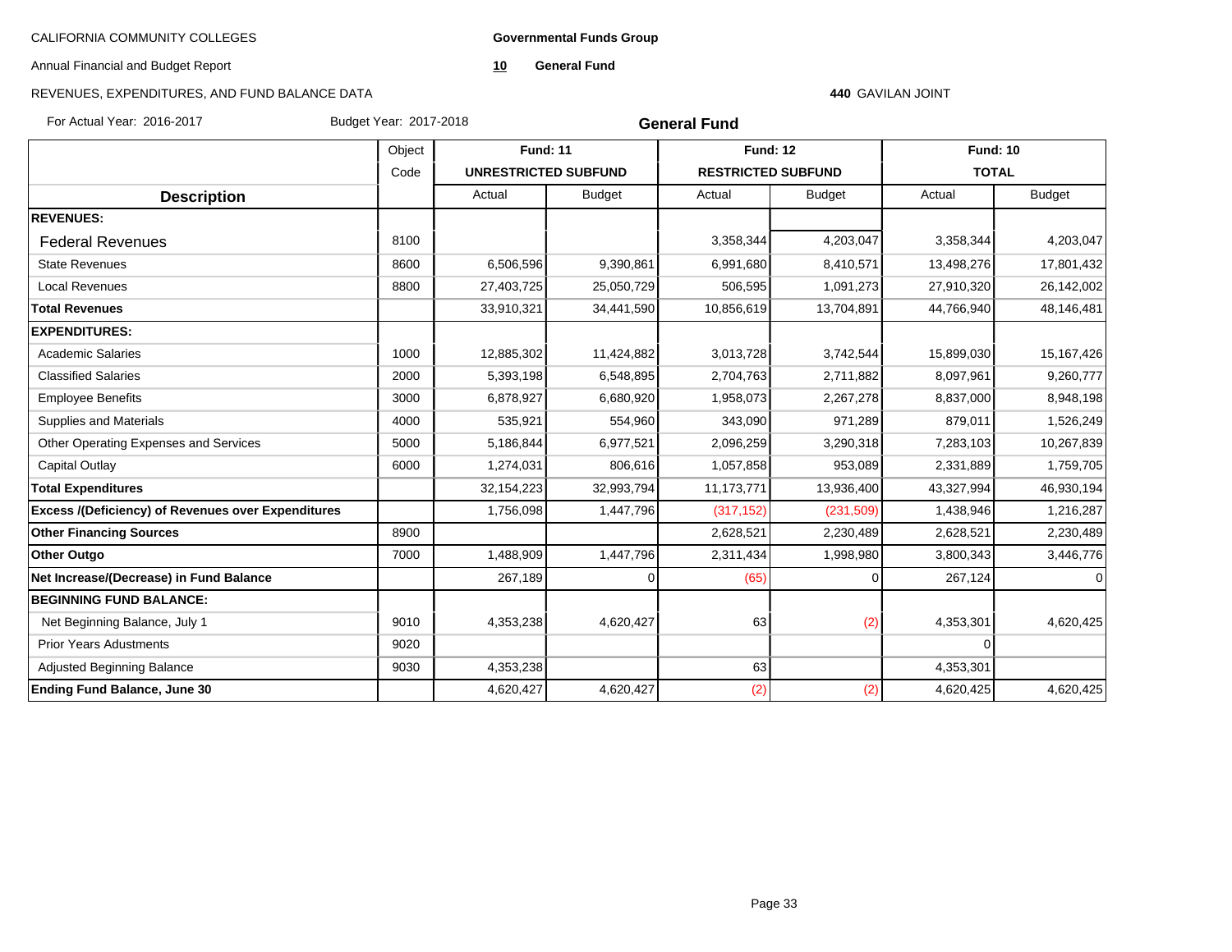CALIFORNIA COMMUNITY COLLEGES

**Governmental Funds Group**

Annual Financial and Budget Report

**10 General Fund**

REVENUES, EXPENDITURES, AND FUND BALANCE DATA

**440** GAVILAN JOINT

For Actual Year: 2016-2017 Budget Year: 2017-2018

**General Fund**

| Description | Object Code | Fund: 11 UNRESTRICTED SUBFUND | | Fund: 12 RESTRICTED SUBFUND | | Fund: 10 TOTAL | |
|---|---|---|---|---|---|---|---|
| | | Actual | Budget | Actual | Budget | Actual | Budget |
| **REVENUES:** | | | | | | | |
| Federal Revenues | 8100 | | | 3,358,344 | 4,203,047 | 3,358,344 | 4,203,047 |
| State Revenues | 8600 | 6,506,596 | 9,390,861 | 6,991,680 | 8,410,571 | 13,498,276 | 17,801,432 |
| Local Revenues | 8800 | 27,403,725 | 25,050,729 | 506,595 | 1,091,273 | 27,910,320 | 26,142,002 |
| **Total Revenues** | | 33,910,321 | 34,441,590 | 10,856,619 | 13,704,891 | 44,766,940 | 48,146,481 |
| **EXPENDITURES:** | | | | | | | |
| Academic Salaries | 1000 | 12,885,302 | 11,424,882 | 3,013,728 | 3,742,544 | 15,899,030 | 15,167,426 |
| Classified Salaries | 2000 | 5,393,198 | 6,548,895 | 2,704,763 | 2,711,882 | 8,097,961 | 9,260,777 |
| Employee Benefits | 3000 | 6,878,927 | 6,680,920 | 1,958,073 | 2,267,278 | 8,837,000 | 8,948,198 |
| Supplies and Materials | 4000 | 535,921 | 554,960 | 343,090 | 971,289 | 879,011 | 1,526,249 |
| Other Operating Expenses and Services | 5000 | 5,186,844 | 6,977,521 | 2,096,259 | 3,290,318 | 7,283,103 | 10,267,839 |
| Capital Outlay | 6000 | 1,274,031 | 806,616 | 1,057,858 | 953,089 | 2,331,889 | 1,759,705 |
| **Total Expenditures** | | 32,154,223 | 32,993,794 | 11,173,771 | 13,936,400 | 43,327,994 | 46,930,194 |
| **Excess /(Deficiency) of Revenues over Expenditures** | | 1,756,098 | 1,447,796 | (317,152) | (231,509) | 1,438,946 | 1,216,287 |
| **Other Financing Sources** | 8900 | | | 2,628,521 | 2,230,489 | 2,628,521 | 2,230,489 |
| **Other Outgo** | 7000 | 1,488,909 | 1,447,796 | 2,311,434 | 1,998,980 | 3,800,343 | 3,446,776 |
| **Net Increase/(Decrease) in Fund Balance** | | 267,189 | 0 | (65) | 0 | 267,124 | 0 |
| **BEGINNING FUND BALANCE:** | | | | | | | |
| Net Beginning Balance, July 1 | 9010 | 4,353,238 | 4,620,427 | 63 | (2) | 4,353,301 | 4,620,425 |
| Prior Years Adustments | 9020 | | | | | 0 | |
| Adjusted Beginning Balance | 9030 | 4,353,238 | | 63 | | 4,353,301 | |
| **Ending Fund Balance, June 30** | | 4,620,427 | 4,620,427 | (2) | (2) | 4,620,425 | 4,620,425 |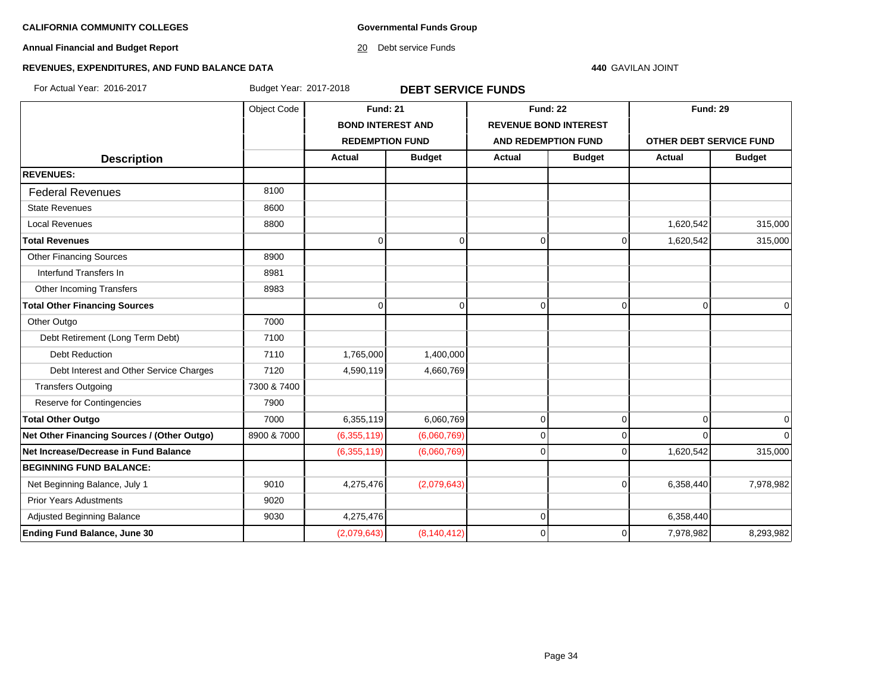**CALIFORNIA COMMUNITY COLLEGES**

**Annual Financial and Budget Report**

**REVENUES, EXPENDITURES, AND FUND BALANCE DATA**

**Governmental Funds Group**

20 Debt service Funds

**440** GAVILAN JOINT

For Actual Year: 2016-2017 Budget Year: 2017-2018

## DEBT SERVICE FUNDS

| Description | Object Code | Fund: 21 BOND INTEREST AND REDEMPTION FUND | | Fund: 22 REVENUE BOND INTEREST AND REDEMPTION FUND | | Fund: 29 OTHER DEBT SERVICE FUND | |
|---|---|---|---|---|---|---|---|
| | | Actual | Budget | Actual | Budget | Actual | Budget |
| **REVENUES:** | | | | | | | |
| Federal Revenues | 8100 | | | | | | |
| State Revenues | 8600 | | | | | | |
| Local Revenues | 8800 | | | | | 1,620,542 | 315,000 |
| **Total Revenues** | | 0 | 0 | 0 | 0 | 1,620,542 | 315,000 |
| Other Financing Sources | 8900 | | | | | | |
| Interfund Transfers In | 8981 | | | | | | |
| Other Incoming Transfers | 8983 | | | | | | |
| **Total Other Financing Sources** | | 0 | 0 | 0 | 0 | 0 | 0 |
| Other Outgo | 7000 | | | | | | |
| Debt Retirement (Long Term Debt) | 7100 | | | | | | |
| Debt Reduction | 7110 | 1,765,000 | 1,400,000 | | | | |
| Debt Interest and Other Service Charges | 7120 | 4,590,119 | 4,660,769 | | | | |
| Transfers Outgoing | 7300 & 7400 | | | | | | |
| Reserve for Contingencies | 7900 | | | | | | |
| **Total Other Outgo** | 7000 | 6,355,119 | 6,060,769 | 0 | 0 | 0 | 0 |
| **Net Other Financing Sources / (Other Outgo)** | 8900 & 7000 | (6,355,119) | (6,060,769) | 0 | 0 | 0 | 0 |
| **Net Increase/Decrease in Fund Balance** | | (6,355,119) | (6,060,769) | 0 | 0 | 1,620,542 | 315,000 |
| **BEGINNING FUND BALANCE:** | | | | | | | |
| Net Beginning Balance, July 1 | 9010 | 4,275,476 | (2,079,643) | | 0 | 6,358,440 | 7,978,982 |
| Prior Years Adustments | 9020 | | | | | | |
| Adjusted Beginning Balance | 9030 | 4,275,476 | | 0 | | 6,358,440 | |
| **Ending Fund Balance, June 30** | | (2,079,643) | (8,140,412) | 0 | 0 | 7,978,982 | 8,293,982 |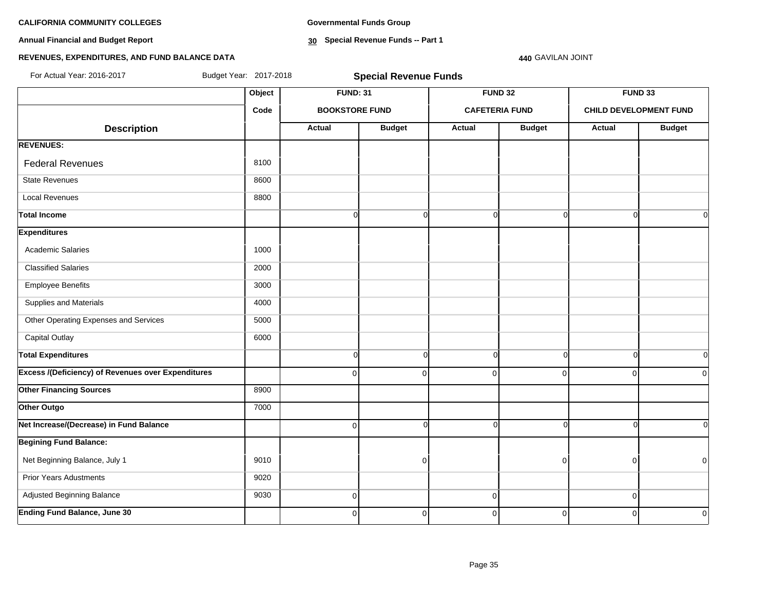**CALIFORNIA COMMUNITY COLLEGES**

**Annual Financial and Budget Report**

**REVENUES, EXPENDITURES, AND FUND BALANCE DATA**

**Governmental Funds Group**

**30 Special Revenue Funds -- Part 1**

**440** GAVILAN JOINT

For Actual Year: 2016-2017 Budget Year: 2017-2018

## Special Revenue Funds

| | Object | FUND: 31 | | FUND 32 | | FUND 33 | |
|---|---|---|---|---|---|---|---|
| | Code | BOOKSTORE FUND | | CAFETERIA FUND | | CHILD DEVELOPMENT FUND | |
| **Description** | | **Actual** | **Budget** | **Actual** | **Budget** | **Actual** | **Budget** |
| **REVENUES:** | | | | | | | |
| Federal Revenues | 8100 | | | | | | |
| State Revenues | 8600 | | | | | | |
| Local Revenues | 8800 | | | | | | |
| **Total Income** | | 0 | 0 | 0 | 0 | 0 | 0 |
| **Expenditures** | | | | | | | |
| Academic Salaries | 1000 | | | | | | |
| Classified Salaries | 2000 | | | | | | |
| Employee Benefits | 3000 | | | | | | |
| Supplies and Materials | 4000 | | | | | | |
| Other Operating Expenses and Services | 5000 | | | | | | |
| Capital Outlay | 6000 | | | | | | |
| **Total Expenditures** | | 0 | 0 | 0 | 0 | 0 | 0 |
| **Excess /(Deficiency) of Revenues over Expenditures** | | 0 | 0 | 0 | 0 | 0 | 0 |
| **Other Financing Sources** | 8900 | | | | | | |
| **Other Outgo** | 7000 | | | | | | |
| **Net Increase/(Decrease) in Fund Balance** | | 0 | 0 | 0 | 0 | 0 | 0 |
| **Begining Fund Balance:** | | | | | | | |
| Net Beginning Balance, July 1 | 9010 | | 0 | | 0 | 0 | 0 |
| Prior Years Adustments | 9020 | | | | | | |
| Adjusted Beginning Balance | 9030 | 0 | | 0 | | 0 | |
| **Ending Fund Balance, June 30** | | 0 | 0 | 0 | 0 | 0 | 0 |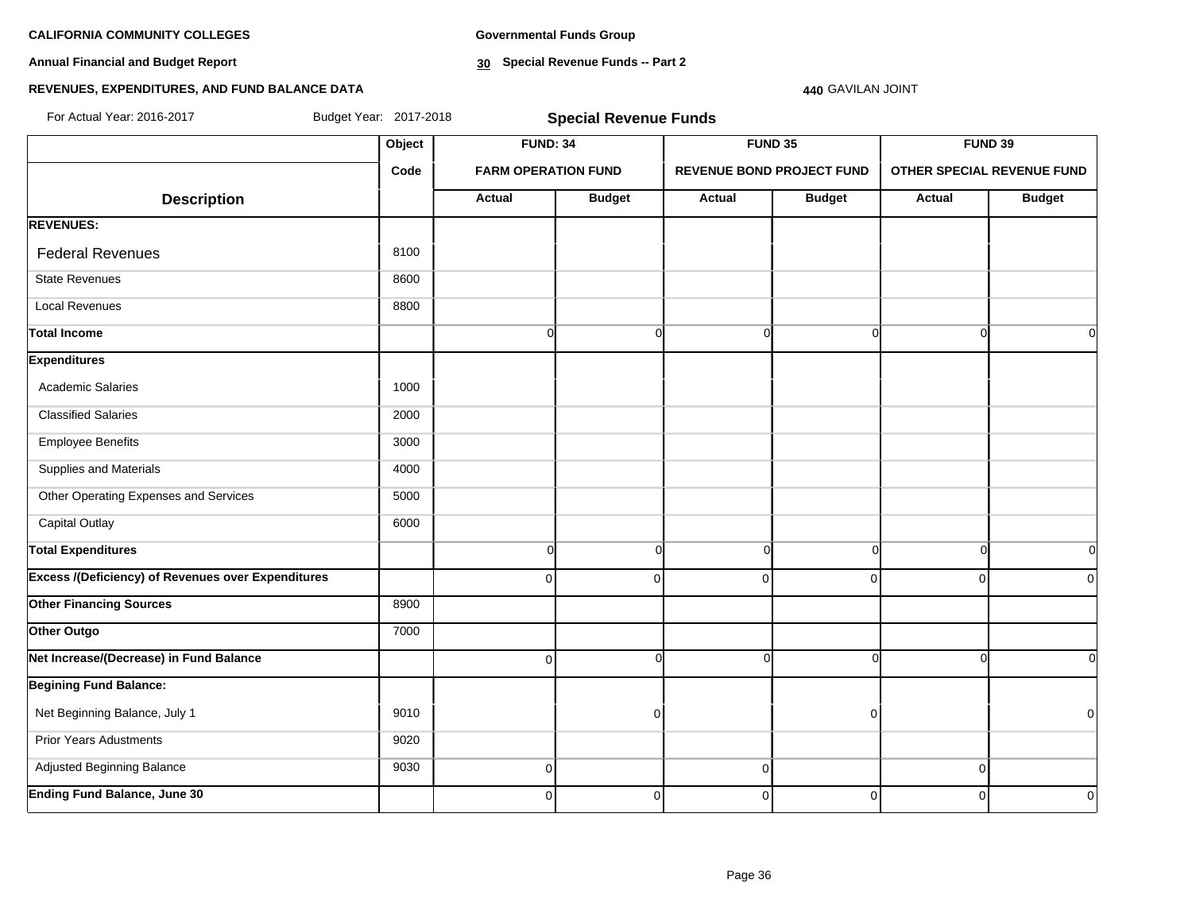**CALIFORNIA COMMUNITY COLLEGES**

**Annual Financial and Budget Report**

**REVENUES, EXPENDITURES, AND FUND BALANCE DATA**

**Governmental Funds Group**

**30 Special Revenue Funds -- Part 2**

**440** GAVILAN JOINT

For Actual Year: 2016-2017 Budget Year: 2017-2018

## Special Revenue Funds

| | Object | FUND: 34 | | FUND 35 | | FUND 39 | |
|---|---|---|---|---|---|---|---|
| | Code | FARM OPERATION FUND | | REVENUE BOND PROJECT FUND | | OTHER SPECIAL REVENUE FUND | |
| **Description** | | **Actual** | **Budget** | **Actual** | **Budget** | **Actual** | **Budget** |
| **REVENUES:** | | | | | | | |
| Federal Revenues | 8100 | | | | | | |
| State Revenues | 8600 | | | | | | |
| Local Revenues | 8800 | | | | | | |
| **Total Income** | | 0 | 0 | 0 | 0 | 0 | 0 |
| **Expenditures** | | | | | | | |
| Academic Salaries | 1000 | | | | | | |
| Classified Salaries | 2000 | | | | | | |
| Employee Benefits | 3000 | | | | | | |
| Supplies and Materials | 4000 | | | | | | |
| Other Operating Expenses and Services | 5000 | | | | | | |
| Capital Outlay | 6000 | | | | | | |
| **Total Expenditures** | | 0 | 0 | 0 | 0 | 0 | 0 |
| **Excess /(Deficiency) of Revenues over Expenditures** | | 0 | 0 | 0 | 0 | 0 | 0 |
| **Other Financing Sources** | 8900 | | | | | | |
| **Other Outgo** | 7000 | | | | | | |
| **Net Increase/(Decrease) in Fund Balance** | | 0 | 0 | 0 | 0 | 0 | 0 |
| **Begining Fund Balance:** | | | | | | | |
| Net Beginning Balance, July 1 | 9010 | | 0 | | 0 | | 0 |
| Prior Years Adustments | 9020 | | | | | | |
| Adjusted Beginning Balance | 9030 | 0 | | 0 | | 0 | |
| **Ending Fund Balance, June 30** | | 0 | 0 | 0 | 0 | 0 | 0 |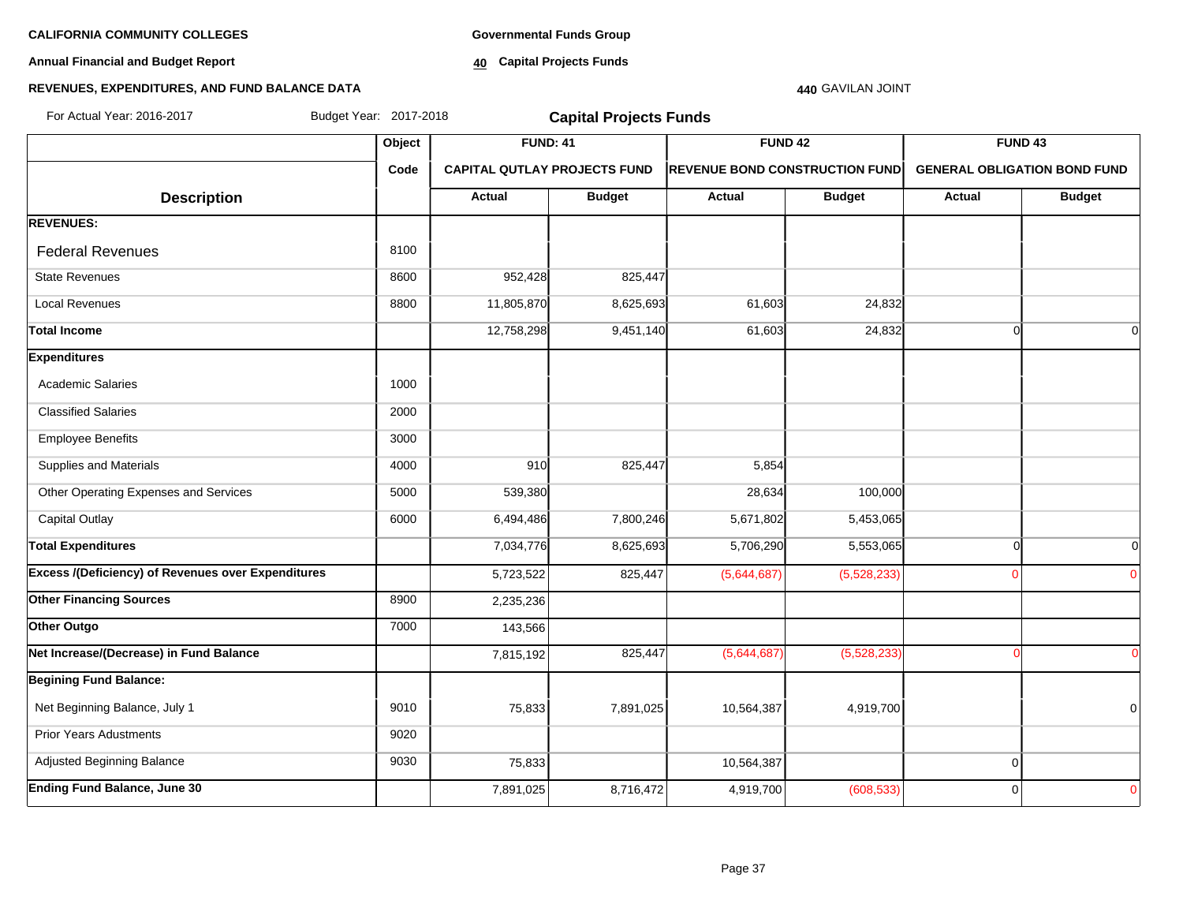**CALIFORNIA COMMUNITY COLLEGES**

**Annual Financial and Budget Report**

**REVENUES, EXPENDITURES, AND FUND BALANCE DATA**

**Governmental Funds Group**

**40 Capital Projects Funds**

**440** GAVILAN JOINT

For Actual Year: 2016-2017 Budget Year: 2017-2018

## Capital Projects Funds

| Description | Object Code | FUND: 41 CAPITAL QUTLAY PROJECTS FUND Actual | FUND: 41 CAPITAL QUTLAY PROJECTS FUND Budget | FUND 42 REVENUE BOND CONSTRUCTION FUND Actual | FUND 42 REVENUE BOND CONSTRUCTION FUND Budget | FUND 43 GENERAL OBLIGATION BOND FUND Actual | FUND 43 GENERAL OBLIGATION BOND FUND Budget |
|---|---|---|---|---|---|---|---|
| **REVENUES:** | | | | | | | |
| Federal Revenues | 8100 | | | | | | |
| State Revenues | 8600 | 952,428 | 825,447 | | | | |
| Local Revenues | 8800 | 11,805,870 | 8,625,693 | 61,603 | 24,832 | | |
| **Total Income** | | 12,758,298 | 9,451,140 | 61,603 | 24,832 | 0 | 0 |
| **Expenditures** | | | | | | | |
| Academic Salaries | 1000 | | | | | | |
| Classified Salaries | 2000 | | | | | | |
| Employee Benefits | 3000 | | | | | | |
| Supplies and Materials | 4000 | 910 | 825,447 | 5,854 | | | |
| Other Operating Expenses and Services | 5000 | 539,380 | | 28,634 | 100,000 | | |
| Capital Outlay | 6000 | 6,494,486 | 7,800,246 | 5,671,802 | 5,453,065 | | |
| **Total Expenditures** | | 7,034,776 | 8,625,693 | 5,706,290 | 5,553,065 | 0 | 0 |
| **Excess /(Deficiency) of Revenues over Expenditures** | | 5,723,522 | 825,447 | (5,644,687) | (5,528,233) | 0 | 0 |
| **Other Financing Sources** | 8900 | 2,235,236 | | | | | |
| **Other Outgo** | 7000 | 143,566 | | | | | |
| **Net Increase/(Decrease) in Fund Balance** | | 7,815,192 | 825,447 | (5,644,687) | (5,528,233) | 0 | 0 |
| **Begining Fund Balance:** | | | | | | | |
| Net Beginning Balance, July 1 | 9010 | 75,833 | 7,891,025 | 10,564,387 | 4,919,700 | | 0 |
| Prior Years Adustments | 9020 | | | | | | |
| Adjusted Beginning Balance | 9030 | 75,833 | | 10,564,387 | | 0 | |
| **Ending Fund Balance, June 30** | | 7,891,025 | 8,716,472 | 4,919,700 | (608,533) | 0 | 0 |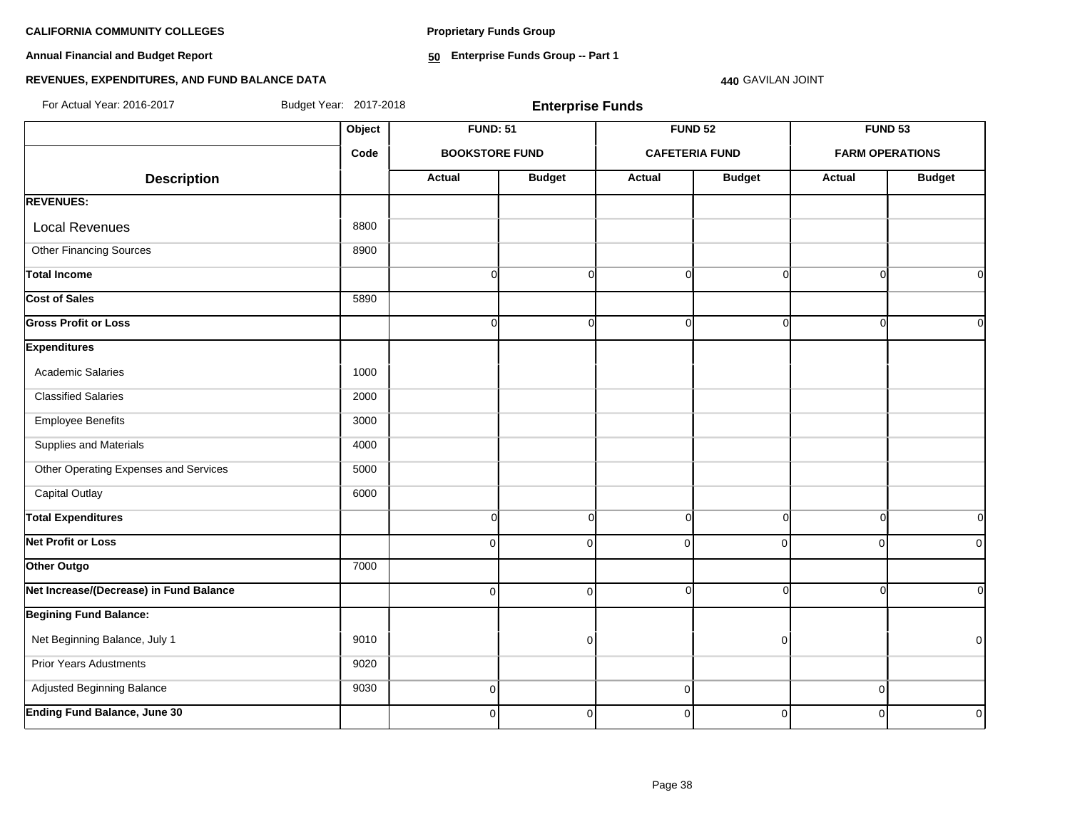**CALIFORNIA COMMUNITY COLLEGES**

**Annual Financial and Budget Report**

**REVENUES, EXPENDITURES, AND FUND BALANCE DATA**

**Proprietary Funds Group**

**50 Enterprise Funds Group -- Part 1**

**440** GAVILAN JOINT

For Actual Year: 2016-2017 Budget Year: 2017-2018

## Enterprise Funds

| | Object | FUND: 51 | | FUND 52 | | FUND 53 | |
|---|---|---|---|---|---|---|---|
| | Code | BOOKSTORE FUND | | CAFETERIA FUND | | FARM OPERATIONS | |
| **Description** | | **Actual** | **Budget** | **Actual** | **Budget** | **Actual** | **Budget** |
| **REVENUES:** | | | | | | | |
| Local Revenues | 8800 | | | | | | |
| Other Financing Sources | 8900 | | | | | | |
| **Total Income** | | 0 | 0 | 0 | 0 | 0 | 0 |
| **Cost of Sales** | 5890 | | | | | | |
| **Gross Profit or Loss** | | 0 | 0 | 0 | 0 | 0 | 0 |
| **Expenditures** | | | | | | | |
| Academic Salaries | 1000 | | | | | | |
| Classified Salaries | 2000 | | | | | | |
| Employee Benefits | 3000 | | | | | | |
| Supplies and Materials | 4000 | | | | | | |
| Other Operating Expenses and Services | 5000 | | | | | | |
| Capital Outlay | 6000 | | | | | | |
| **Total Expenditures** | | 0 | 0 | 0 | 0 | 0 | 0 |
| **Net Profit or Loss** | | 0 | 0 | 0 | 0 | 0 | 0 |
| **Other Outgo** | 7000 | | | | | | |
| **Net Increase/(Decrease) in Fund Balance** | | 0 | 0 | 0 | 0 | 0 | 0 |
| **Begining Fund Balance:** | | | | | | | |
| Net Beginning Balance, July 1 | 9010 | | 0 | | 0 | | 0 |
| Prior Years Adustments | 9020 | | | | | | |
| Adjusted Beginning Balance | 9030 | 0 | | 0 | | 0 | |
| **Ending Fund Balance, June 30** | | 0 | 0 | 0 | 0 | 0 | 0 |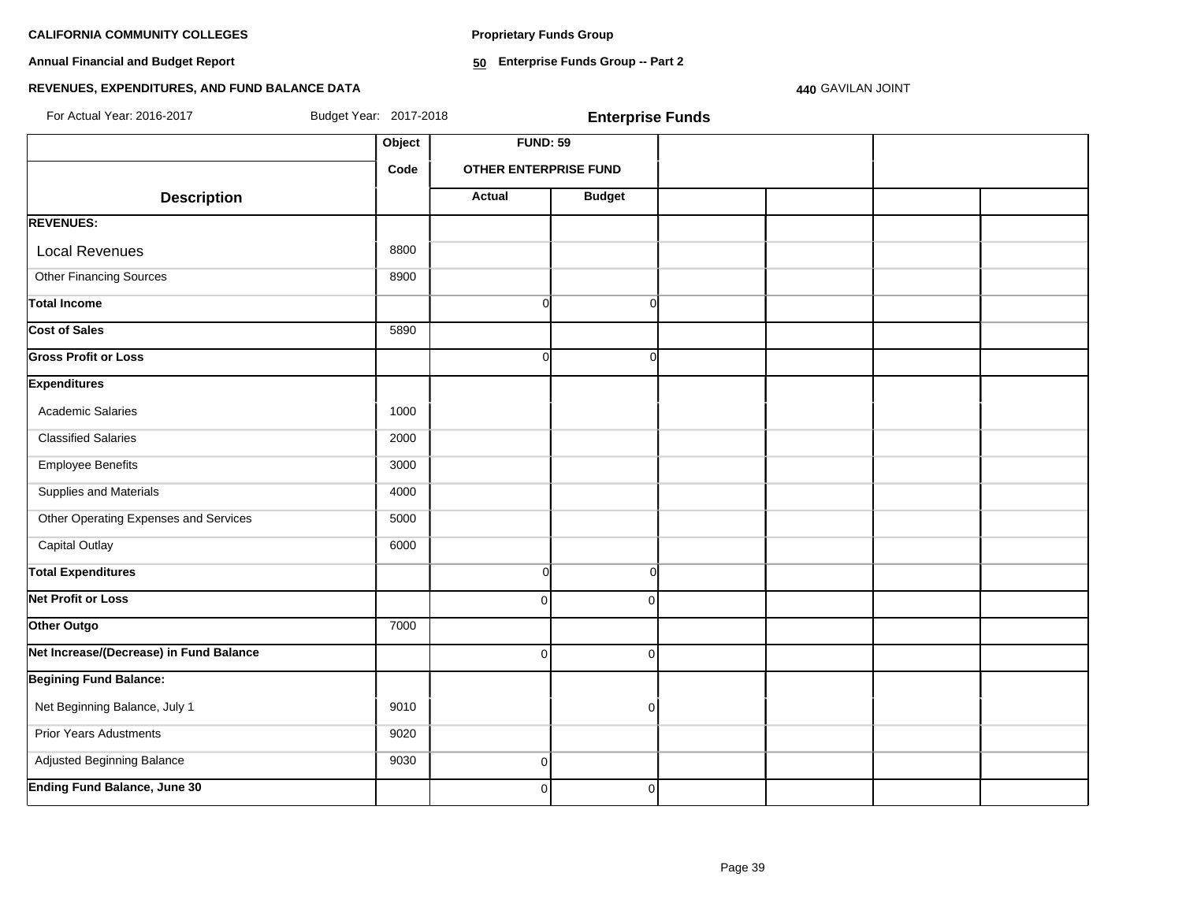**CALIFORNIA COMMUNITY COLLEGES**

**Annual Financial and Budget Report**

**REVENUES, EXPENDITURES, AND FUND BALANCE DATA**

**Proprietary Funds Group**

**50 Enterprise Funds Group -- Part 2**

**440** GAVILAN JOINT

For Actual Year: 2016-2017 Budget Year: 2017-2018

**Enterprise Funds**

| | Object | FUND: 59 | | | | | |
|---|---|---|---|---|---|---|---|
| | Code | OTHER ENTERPRISE FUND | | | | | |
| **Description** | | **Actual** | **Budget** | | | | |
| **REVENUES:** | | | | | | | |
| Local Revenues | 8800 | | | | | | |
| Other Financing Sources | 8900 | | | | | | |
| **Total Income** | | 0 | 0 | | | | |
| **Cost of Sales** | 5890 | | | | | | |
| **Gross Profit or Loss** | | 0 | 0 | | | | |
| **Expenditures** | | | | | | | |
| Academic Salaries | 1000 | | | | | | |
| Classified Salaries | 2000 | | | | | | |
| Employee Benefits | 3000 | | | | | | |
| Supplies and Materials | 4000 | | | | | | |
| Other Operating Expenses and Services | 5000 | | | | | | |
| Capital Outlay | 6000 | | | | | | |
| **Total Expenditures** | | 0 | 0 | | | | |
| **Net Profit or Loss** | | 0 | 0 | | | | |
| **Other Outgo** | 7000 | | | | | | |
| **Net Increase/(Decrease) in Fund Balance** | | 0 | 0 | | | | |
| **Begining Fund Balance:** | | | | | | | |
| Net Beginning Balance, July 1 | 9010 | | 0 | | | | |
| Prior Years Adustments | 9020 | | | | | | |
| Adjusted Beginning Balance | 9030 | 0 | | | | | |
| **Ending Fund Balance, June 30** | | 0 | 0 | | | | |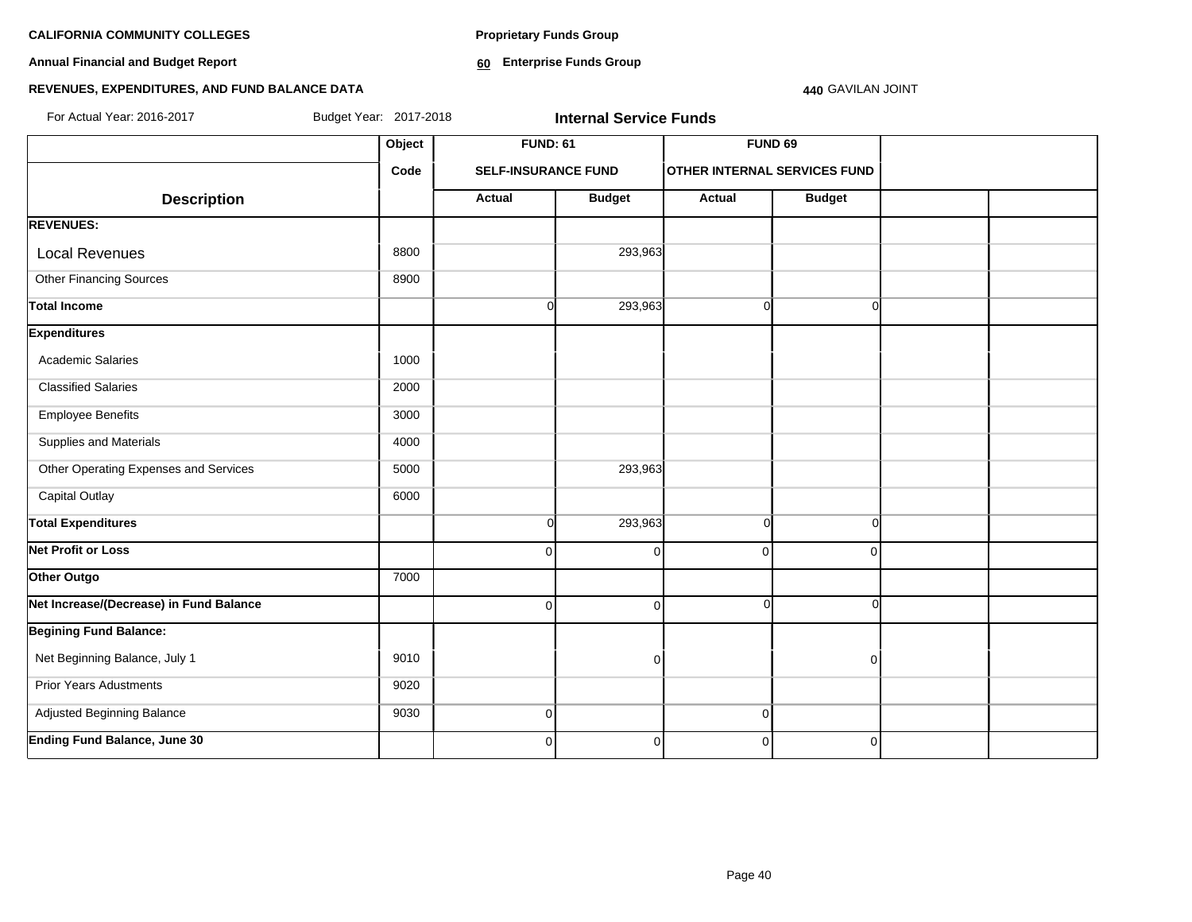**CALIFORNIA COMMUNITY COLLEGES**

**Annual Financial and Budget Report**

**REVENUES, EXPENDITURES, AND FUND BALANCE DATA**

**Proprietary Funds Group**

**60 Enterprise Funds Group**

**440** GAVILAN JOINT

For Actual Year: 2016-2017 Budget Year: 2017-2018

**Internal Service Funds**

| | Object | FUND: 61 | | FUND 69 | | | |
|---|---|---|---|---|---|---|---|
| | Code | SELF-INSURANCE FUND | | OTHER INTERNAL SERVICES FUND | | | |
| **Description** | | Actual | Budget | Actual | Budget | | |
| **REVENUES:** | | | | | | | |
| Local Revenues | 8800 | | 293,963 | | | | |
| Other Financing Sources | 8900 | | | | | | |
| **Total Income** | | 0 | 293,963 | 0 | 0 | | |
| **Expenditures** | | | | | | | |
| Academic Salaries | 1000 | | | | | | |
| Classified Salaries | 2000 | | | | | | |
| Employee Benefits | 3000 | | | | | | |
| Supplies and Materials | 4000 | | | | | | |
| Other Operating Expenses and Services | 5000 | | 293,963 | | | | |
| Capital Outlay | 6000 | | | | | | |
| **Total Expenditures** | | 0 | 293,963 | 0 | 0 | | |
| **Net Profit or Loss** | | 0 | 0 | 0 | 0 | | |
| **Other Outgo** | 7000 | | | | | | |
| **Net Increase/(Decrease) in Fund Balance** | | 0 | 0 | 0 | 0 | | |
| **Begining Fund Balance:** | | | | | | | |
| Net Beginning Balance, July 1 | 9010 | | 0 | | 0 | | |
| Prior Years Adustments | 9020 | | | | | | |
| Adjusted Beginning Balance | 9030 | 0 | | 0 | | | |
| **Ending Fund Balance, June 30** | | 0 | 0 | 0 | 0 | | |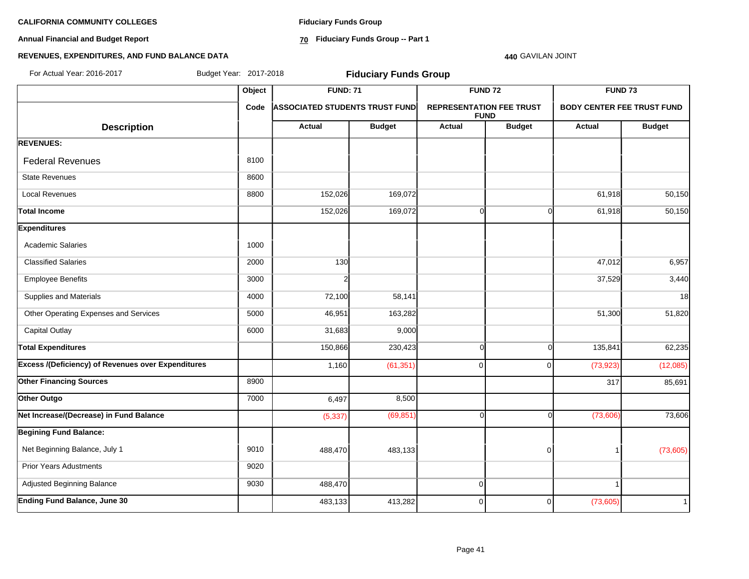**CALIFORNIA COMMUNITY COLLEGES**

**Annual Financial and Budget Report**

**REVENUES, EXPENDITURES, AND FUND BALANCE DATA**

**Fiduciary Funds Group**

**70 Fiduciary Funds Group -- Part 1**

**440** GAVILAN JOINT

For Actual Year: 2016-2017 Budget Year: 2017-2018

## Fiduciary Funds Group

| Description | Object Code | FUND: 71 ASSOCIATED STUDENTS TRUST FUND Actual | Budget | FUND 72 REPRESENTATION FEE TRUST FUND Actual | Budget | FUND 73 BODY CENTER FEE TRUST FUND Actual | Budget |
|---|---|---|---|---|---|---|---|
| **REVENUES:** | | | | | | | |
| Federal Revenues | 8100 | | | | | | |
| State Revenues | 8600 | | | | | | |
| Local Revenues | 8800 | 152,026 | 169,072 | | | 61,918 | 50,150 |
| **Total Income** | | 152,026 | 169,072 | 0 | 0 | 61,918 | 50,150 |
| **Expenditures** | | | | | | | |
| Academic Salaries | 1000 | | | | | | |
| Classified Salaries | 2000 | 130 | | | | 47,012 | 6,957 |
| Employee Benefits | 3000 | 2 | | | | 37,529 | 3,440 |
| Supplies and Materials | 4000 | 72,100 | 58,141 | | | | 18 |
| Other Operating Expenses and Services | 5000 | 46,951 | 163,282 | | | 51,300 | 51,820 |
| Capital Outlay | 6000 | 31,683 | 9,000 | | | | |
| **Total Expenditures** | | 150,866 | 230,423 | 0 | 0 | 135,841 | 62,235 |
| **Excess /(Deficiency) of Revenues over Expenditures** | | 1,160 | (61,351) | 0 | 0 | (73,923) | (12,085) |
| **Other Financing Sources** | 8900 | | | | | 317 | 85,691 |
| **Other Outgo** | 7000 | 6,497 | 8,500 | | | | |
| **Net Increase/(Decrease) in Fund Balance** | | (5,337) | (69,851) | 0 | 0 | (73,606) | 73,606 |
| **Begining Fund Balance:** | | | | | | | |
| Net Beginning Balance, July 1 | 9010 | 488,470 | 483,133 | | 0 | 1 | (73,605) |
| Prior Years Adjustments | 9020 | | | | | | |
| Adjusted Beginning Balance | 9030 | 488,470 | | 0 | | 1 | |
| **Ending Fund Balance, June 30** | | 483,133 | 413,282 | 0 | 0 | (73,605) | 1 |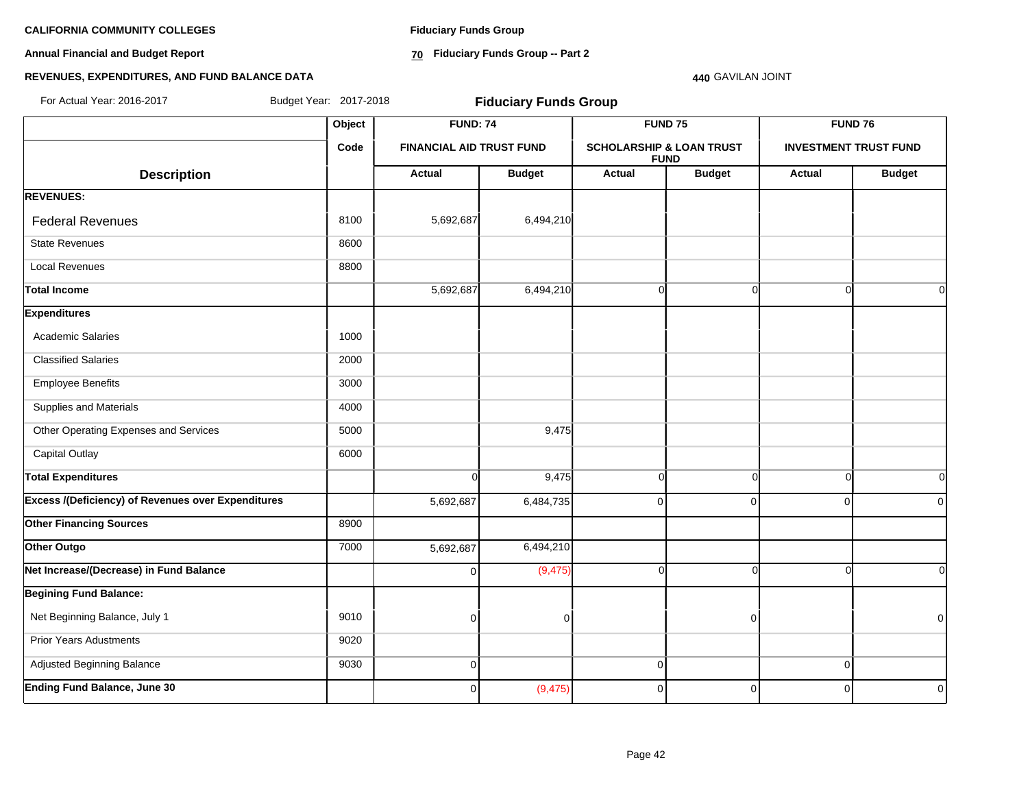**CALIFORNIA COMMUNITY COLLEGES**

**Annual Financial and Budget Report**

**REVENUES, EXPENDITURES, AND FUND BALANCE DATA**

**Fiduciary Funds Group**

**70 Fiduciary Funds Group -- Part 2**

**440** GAVILAN JOINT

For Actual Year: 2016-2017 Budget Year: 2017-2018

## Fiduciary Funds Group

| Description | Object Code | FUND: 74 FINANCIAL AID TRUST FUND | | FUND 75 SCHOLARSHIP & LOAN TRUST FUND | | FUND 76 INVESTMENT TRUST FUND | |
|---|---|---|---|---|---|---|---|
| | | Actual | Budget | Actual | Budget | Actual | Budget |
| **REVENUES:** | | | | | | | |
| Federal Revenues | 8100 | 5,692,687 | 6,494,210 | | | | |
| State Revenues | 8600 | | | | | | |
| Local Revenues | 8800 | | | | | | |
| **Total Income** | | 5,692,687 | 6,494,210 | 0 | 0 | 0 | 0 |
| **Expenditures** | | | | | | | |
| Academic Salaries | 1000 | | | | | | |
| Classified Salaries | 2000 | | | | | | |
| Employee Benefits | 3000 | | | | | | |
| Supplies and Materials | 4000 | | | | | | |
| Other Operating Expenses and Services | 5000 | | 9,475 | | | | |
| Capital Outlay | 6000 | | | | | | |
| **Total Expenditures** | | 0 | 9,475 | 0 | 0 | 0 | 0 |
| **Excess /(Deficiency) of Revenues over Expenditures** | | 5,692,687 | 6,484,735 | 0 | 0 | 0 | 0 |
| **Other Financing Sources** | 8900 | | | | | | |
| **Other Outgo** | 7000 | 5,692,687 | 6,494,210 | | | | |
| **Net Increase/(Decrease) in Fund Balance** | | 0 | (9,475) | 0 | 0 | 0 | 0 |
| **Begining Fund Balance:** | | | | | | | |
| Net Beginning Balance, July 1 | 9010 | 0 | 0 | | 0 | | 0 |
| Prior Years Adustments | 9020 | | | | | | |
| Adjusted Beginning Balance | 9030 | 0 | | 0 | | 0 | |
| **Ending Fund Balance, June 30** | | 0 | (9,475) | 0 | 0 | 0 | 0 |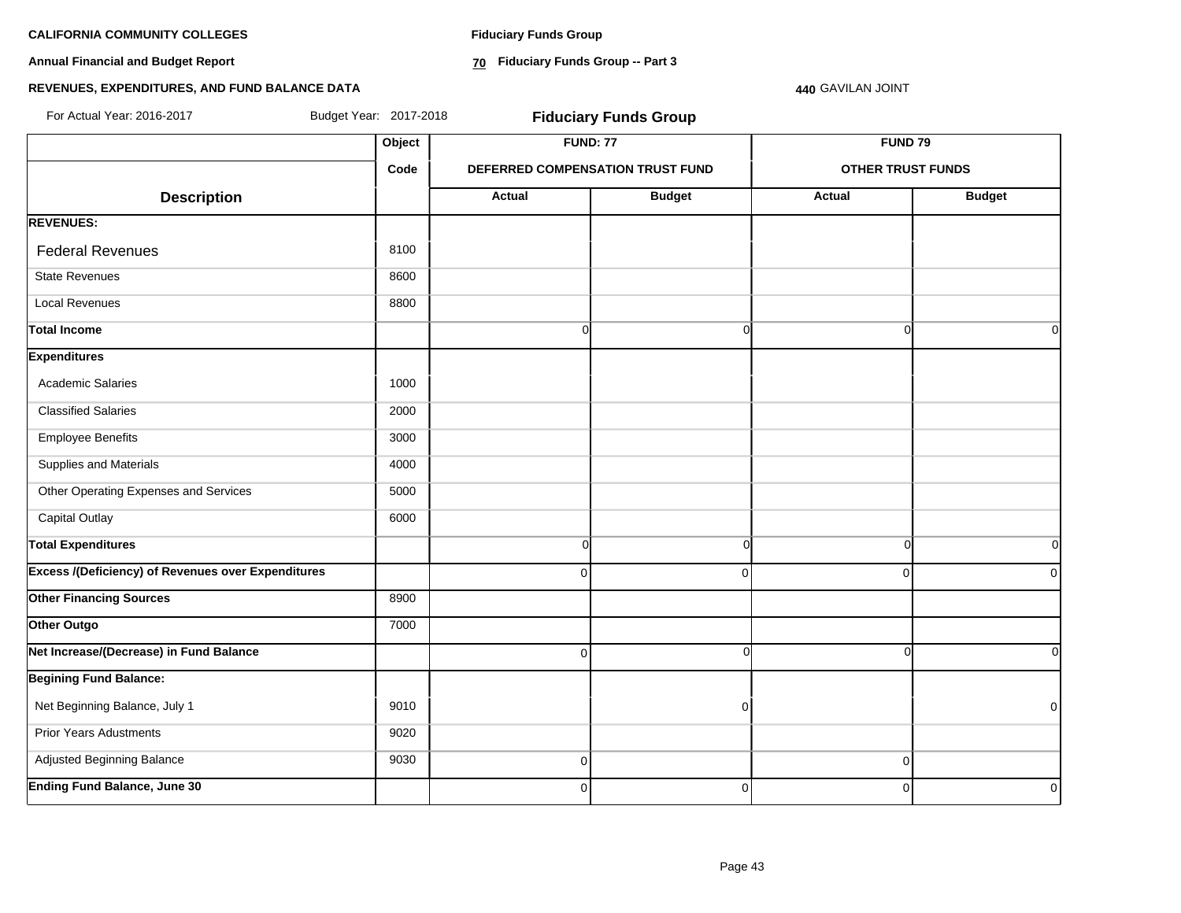**CALIFORNIA COMMUNITY COLLEGES**

**Annual Financial and Budget Report**

**REVENUES, EXPENDITURES, AND FUND BALANCE DATA**

**Fiduciary Funds Group**

**70 Fiduciary Funds Group -- Part 3**

**440** GAVILAN JOINT

For Actual Year: 2016-2017 Budget Year: 2017-2018

## Fiduciary Funds Group

| | Object | FUND: 77 | | FUND 79 | |
|---|---|---|---|---|---|
| | Code | DEFERRED COMPENSATION TRUST FUND | | OTHER TRUST FUNDS | |
| **Description** | | **Actual** | **Budget** | **Actual** | **Budget** |
| **REVENUES:** | | | | | |
| Federal Revenues | 8100 | | | | |
| State Revenues | 8600 | | | | |
| Local Revenues | 8800 | | | | |
| **Total Income** | | 0 | 0 | 0 | 0 |
| **Expenditures** | | | | | |
| Academic Salaries | 1000 | | | | |
| Classified Salaries | 2000 | | | | |
| Employee Benefits | 3000 | | | | |
| Supplies and Materials | 4000 | | | | |
| Other Operating Expenses and Services | 5000 | | | | |
| Capital Outlay | 6000 | | | | |
| **Total Expenditures** | | 0 | 0 | 0 | 0 |
| **Excess /(Deficiency) of Revenues over Expenditures** | | 0 | 0 | 0 | 0 |
| **Other Financing Sources** | 8900 | | | | |
| **Other Outgo** | 7000 | | | | |
| **Net Increase/(Decrease) in Fund Balance** | | 0 | 0 | 0 | 0 |
| **Begining Fund Balance:** | | | | | |
| Net Beginning Balance, July 1 | 9010 | | 0 | | 0 |
| Prior Years Adustments | 9020 | | | | |
| Adjusted Beginning Balance | 9030 | 0 | | 0 | |
| **Ending Fund Balance, June 30** | | 0 | 0 | 0 | 0 |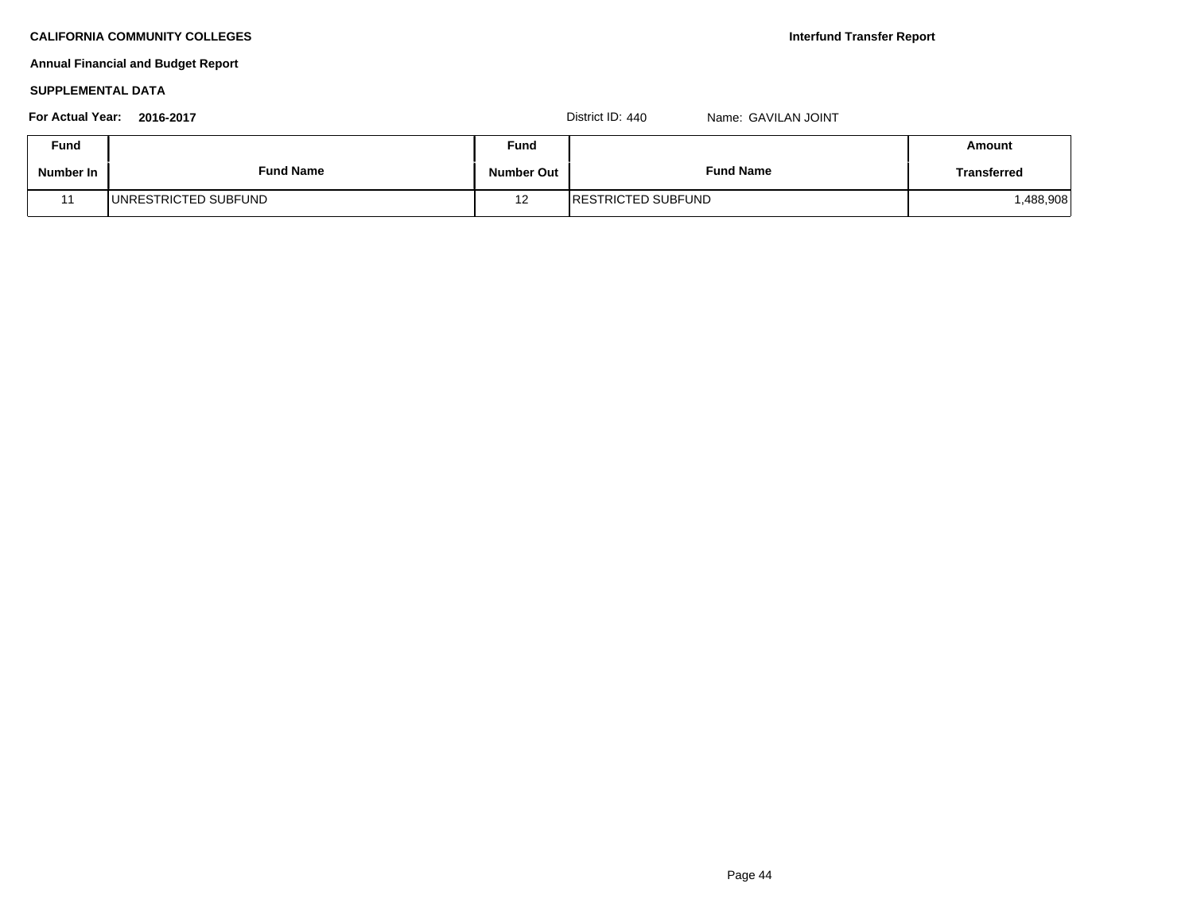**CALIFORNIA COMMUNITY COLLEGES**

**Interfund Transfer Report**

**Annual Financial and Budget Report**

**SUPPLEMENTAL DATA**

**For Actual Year: 2016-2017**

District ID: 440 Name: GAVILAN JOINT

| Fund Number In | Fund Name | Fund Number Out | Fund Name | Amount Transferred |
|---|---|---|---|---|
| 11 | UNRESTRICTED SUBFUND | 12 | RESTRICTED SUBFUND | 1,488,908 |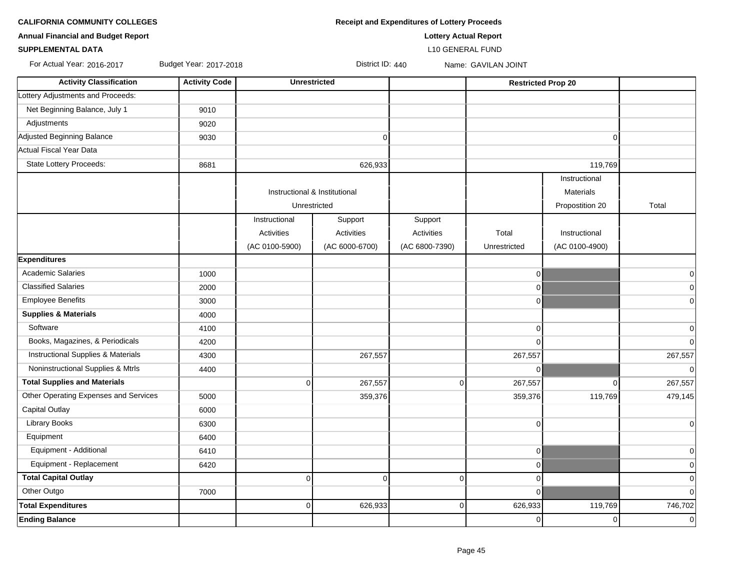**CALIFORNIA COMMUNITY COLLEGES**

**Annual Financial and Budget Report**

**SUPPLEMENTAL DATA**

**Receipt and Expenditures of Lottery Proceeds**

**Lottery Actual Report**

L10 GENERAL FUND

For Actual Year: 2016-2017 Budget Year: 2017-2018 District ID: 440 Name: GAVILAN JOINT

| Activity Classification | Activity Code | Unrestricted | | | Restricted Prop 20 | | |
|---|---|---|---|---|---|---|---|
| Lottery Adjustments and Proceeds: | | | | | | | |
| Net Beginning Balance, July 1 | 9010 | | | | | | |
| Adjustments | 9020 | | | | | | |
| Adjusted Beginning Balance | 9030 | | 0 | | | 0 | |
| Actual Fiscal Year Data | | | | | | | |
| State Lottery Proceeds: | 8681 | | 626,933 | | | 119,769 | |
| | | Instructional & Institutional Unrestricted | | | | Instructional Materials Propostition 20 | Total |
| | | Instructional Activities (AC 0100-5900) | Support Activities (AC 6000-6700) | Support Activities (AC 6800-7390) | Total Unrestricted | Instructional (AC 0100-4900) | |
| **Expenditures** | | | | | | | |
| Academic Salaries | 1000 | | | | 0 | | 0 |
| Classified Salaries | 2000 | | | | 0 | | 0 |
| Employee Benefits | 3000 | | | | 0 | | 0 |
| **Supplies & Materials** | 4000 | | | | | | |
| Software | 4100 | | | | 0 | | 0 |
| Books, Magazines, & Periodicals | 4200 | | | | 0 | | 0 |
| Instructional Supplies & Materials | 4300 | | 267,557 | | 267,557 | | 267,557 |
| Noninstructional Supplies & Mtrls | 4400 | | | | 0 | | 0 |
| **Total Supplies and Materials** | | 0 | 267,557 | 0 | 267,557 | 0 | 267,557 |
| Other Operating Expenses and Services | 5000 | | 359,376 | | 359,376 | 119,769 | 479,145 |
| Capital Outlay | 6000 | | | | | | |
| Library Books | 6300 | | | | 0 | | 0 |
| Equipment | 6400 | | | | | | |
| Equipment - Additional | 6410 | | | | 0 | | 0 |
| Equipment - Replacement | 6420 | | | | 0 | | 0 |
| **Total Capital Outlay** | | 0 | 0 | 0 | 0 | | 0 |
| Other Outgo | 7000 | | | | 0 | | 0 |
| **Total Expenditures** | | 0 | 626,933 | 0 | 626,933 | 119,769 | 746,702 |
| **Ending Balance** | | | | | 0 | 0 | 0 |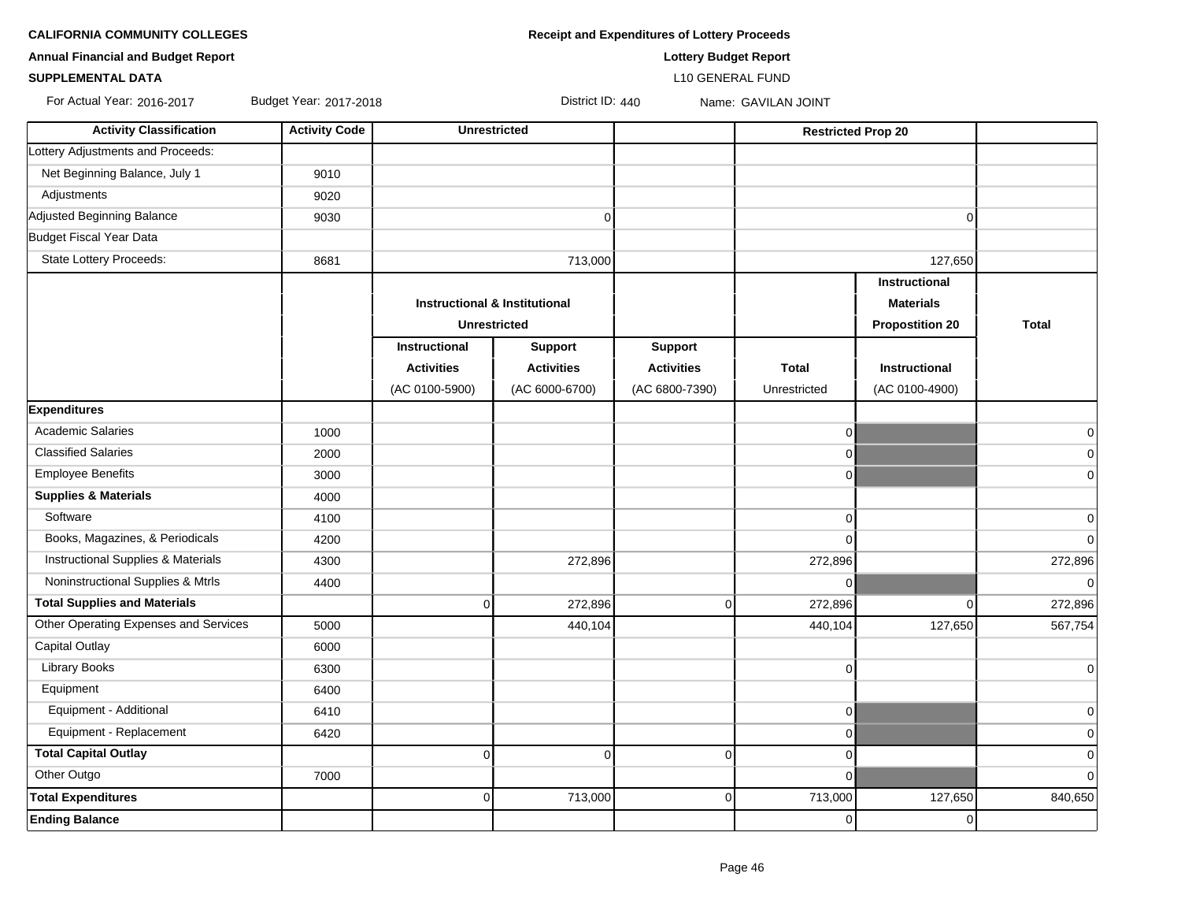**CALIFORNIA COMMUNITY COLLEGES**

**Annual Financial and Budget Report**

**SUPPLEMENTAL DATA**

**Receipt and Expenditures of Lottery Proceeds**

**Lottery Budget Report**

L10 GENERAL FUND

For Actual Year: 2016-2017 Budget Year: 2017-2018 District ID: 440 Name: GAVILAN JOINT

| Activity Classification | Activity Code | Unrestricted | | | | Restricted Prop 20 | |
|---|---|---|---|---|---|---|---|
| Lottery Adjustments and Proceeds: | | | | | | | |
| Net Beginning Balance, July 1 | 9010 | | | | | | |
| Adjustments | 9020 | | | | | | |
| Adjusted Beginning Balance | 9030 | | 0 | | | 0 | |
| Budget Fiscal Year Data | | | | | | | |
| State Lottery Proceeds: | 8681 | | 713,000 | | | 127,650 | |
| | | Instructional & Institutional Unrestricted | | | | Instructional Materials Propostition 20 | Total |
| | | Instructional Activities (AC 0100-5900) | Support Activities (AC 6000-6700) | Support Activities (AC 6800-7390) | Total Unrestricted | Instructional (AC 0100-4900) | |
| **Expenditures** | | | | | | | |
| Academic Salaries | 1000 | | | | 0 | | 0 |
| Classified Salaries | 2000 | | | | 0 | | 0 |
| Employee Benefits | 3000 | | | | 0 | | 0 |
| **Supplies & Materials** | 4000 | | | | | | |
| Software | 4100 | | | | 0 | | 0 |
| Books, Magazines, & Periodicals | 4200 | | | | 0 | | 0 |
| Instructional Supplies & Materials | 4300 | | 272,896 | | 272,896 | | 272,896 |
| Noninstructional Supplies & Mtrls | 4400 | | | | 0 | | 0 |
| **Total Supplies and Materials** | | 0 | 272,896 | 0 | 272,896 | 0 | 272,896 |
| Other Operating Expenses and Services | 5000 | | 440,104 | | 440,104 | 127,650 | 567,754 |
| Capital Outlay | 6000 | | | | | | |
| Library Books | 6300 | | | | 0 | | 0 |
| Equipment | 6400 | | | | | | |
| Equipment - Additional | 6410 | | | | 0 | | 0 |
| Equipment - Replacement | 6420 | | | | 0 | | 0 |
| **Total Capital Outlay** | | 0 | 0 | 0 | 0 | | 0 |
| Other Outgo | 7000 | | | | 0 | | 0 |
| **Total Expenditures** | | 0 | 713,000 | 0 | 713,000 | 127,650 | 840,650 |
| **Ending Balance** | | | | | 0 | 0 | |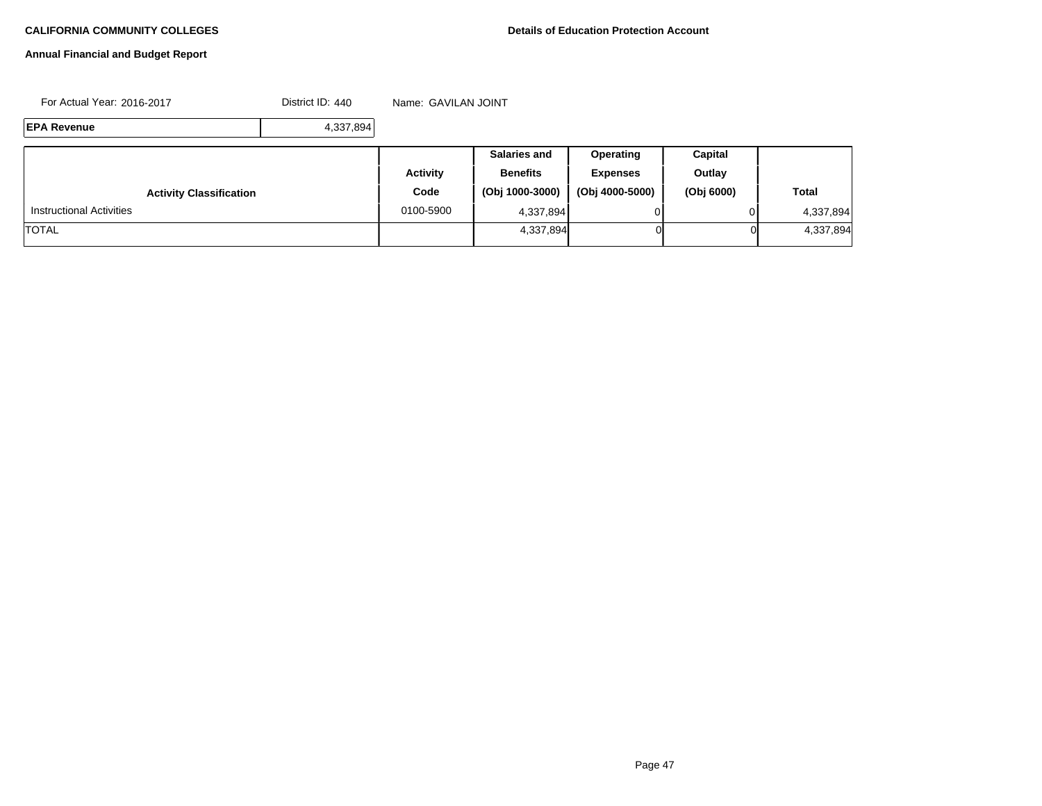**CALIFORNIA COMMUNITY COLLEGES**

**Details of Education Protection Account**

**Annual Financial and Budget Report**

For Actual Year: 2016-2017 District ID: 440 Name: GAVILAN JOINT

| **EPA Revenue** | 4,337,894 |
|---|---|

| Activity Classification | Activity Code | Salaries and Benefits (Obj 1000-3000) | Operating Expenses (Obj 4000-5000) | Capital Outlay (Obj 6000) | Total |
|---|---|---|---|---|---|
| Instructional Activities | 0100-5900 | 4,337,894 | 0 | 0 | 4,337,894 |
| TOTAL | | 4,337,894 | 0 | 0 | 4,337,894 |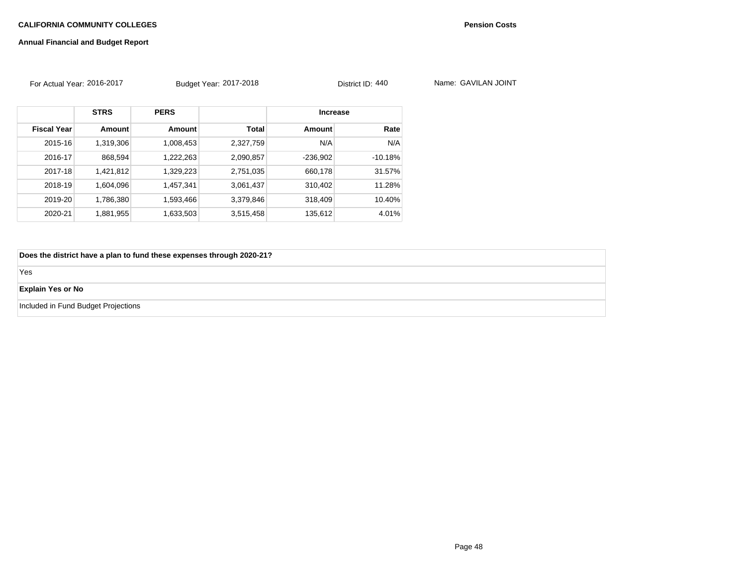**CALIFORNIA COMMUNITY COLLEGES**

**Pension Costs**

**Annual Financial and Budget Report**

For Actual Year: 2016-2017 Budget Year: 2017-2018 District ID: 440 Name: GAVILAN JOINT

| | STRS | PERS | | Increase | |
|---|---|---|---|---|---|
| **Fiscal Year** | **Amount** | **Amount** | **Total** | **Amount** | **Rate** |
| 2015-16 | 1,319,306 | 1,008,453 | 2,327,759 | N/A | N/A |
| 2016-17 | 868,594 | 1,222,263 | 2,090,857 | -236,902 | -10.18% |
| 2017-18 | 1,421,812 | 1,329,223 | 2,751,035 | 660,178 | 31.57% |
| 2018-19 | 1,604,096 | 1,457,341 | 3,061,437 | 310,402 | 11.28% |
| 2019-20 | 1,786,380 | 1,593,466 | 3,379,846 | 318,409 | 10.40% |
| 2020-21 | 1,881,955 | 1,633,503 | 3,515,458 | 135,612 | 4.01% |

**Does the district have a plan to fund these expenses through 2020-21?**

Yes

**Explain Yes or No**

Included in Fund Budget Projections